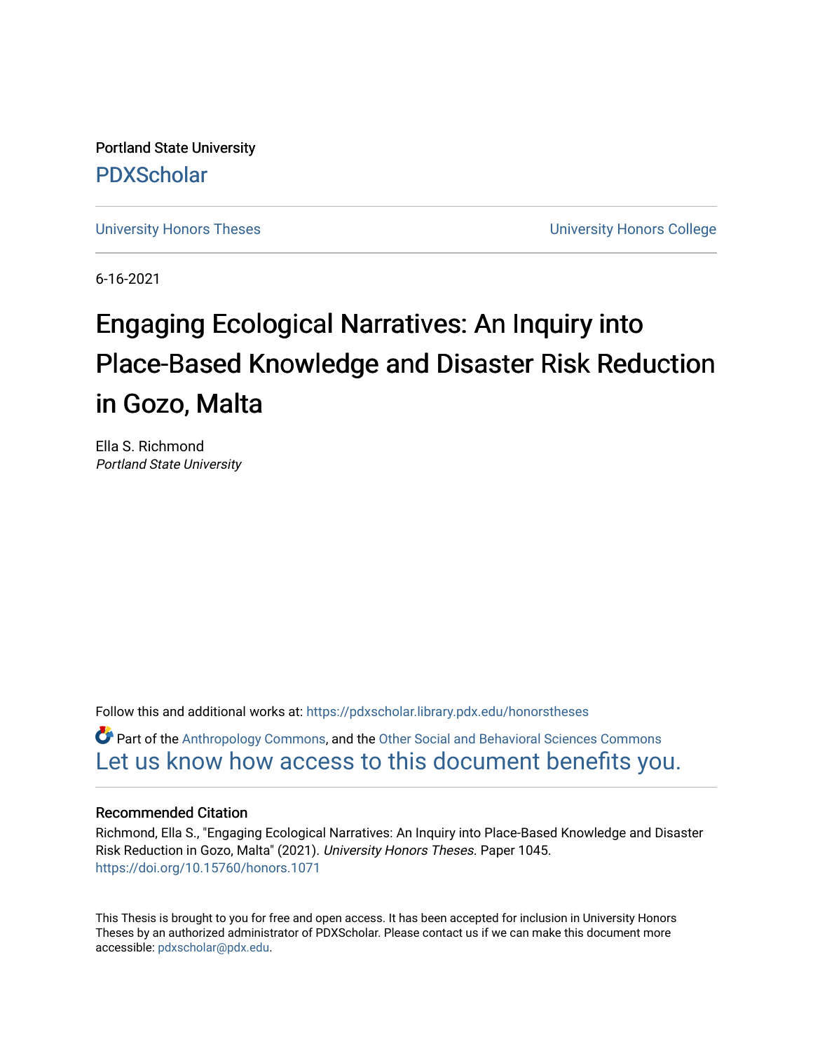Portland State University

PDXScholar

University Honors Theses

University Honors College

6-16-2021

# Engaging Ecological Narratives: An Inquiry into Place-Based Knowledge and Disaster Risk Reduction in Gozo, Malta

Ella S. Richmond
*Portland State University*

Follow this and additional works at: https://pdxscholar.library.pdx.edu/honorstheses

Part of the Anthropology Commons, and the Other Social and Behavioral Sciences Commons

Let us know how access to this document benefits you.

### Recommended Citation

Richmond, Ella S., "Engaging Ecological Narratives: An Inquiry into Place-Based Knowledge and Disaster Risk Reduction in Gozo, Malta" (2021). *University Honors Theses.* Paper 1045.
https://doi.org/10.15760/honors.1071

This Thesis is brought to you for free and open access. It has been accepted for inclusion in University Honors Theses by an authorized administrator of PDXScholar. Please contact us if we can make this document more accessible: pdxscholar@pdx.edu.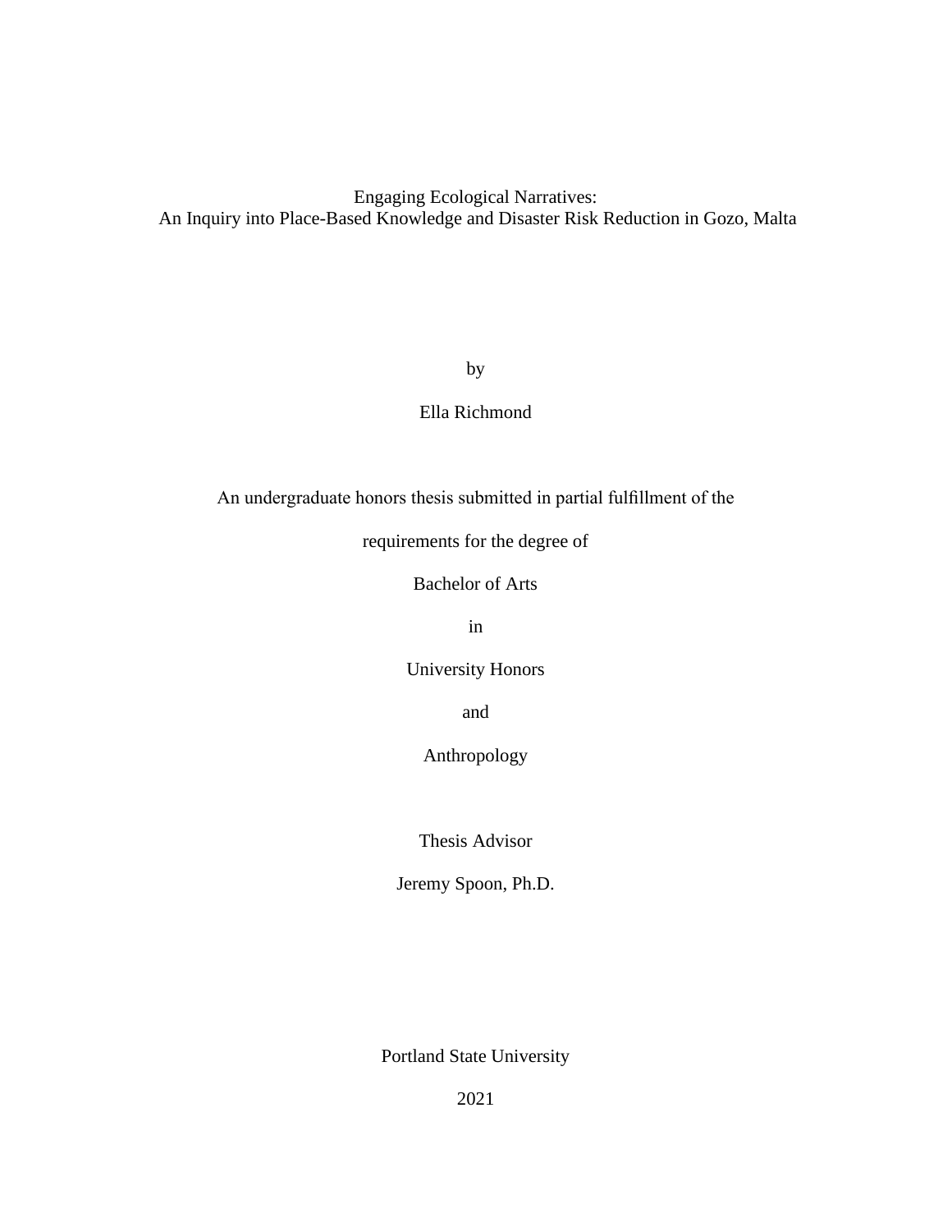# Engaging Ecological Narratives:
## An Inquiry into Place-Based Knowledge and Disaster Risk Reduction in Gozo, Malta

by

Ella Richmond

An undergraduate honors thesis submitted in partial fulfillment of the

requirements for the degree of

Bachelor of Arts

in

University Honors

and

Anthropology

Thesis Advisor

Jeremy Spoon, Ph.D.

Portland State University

2021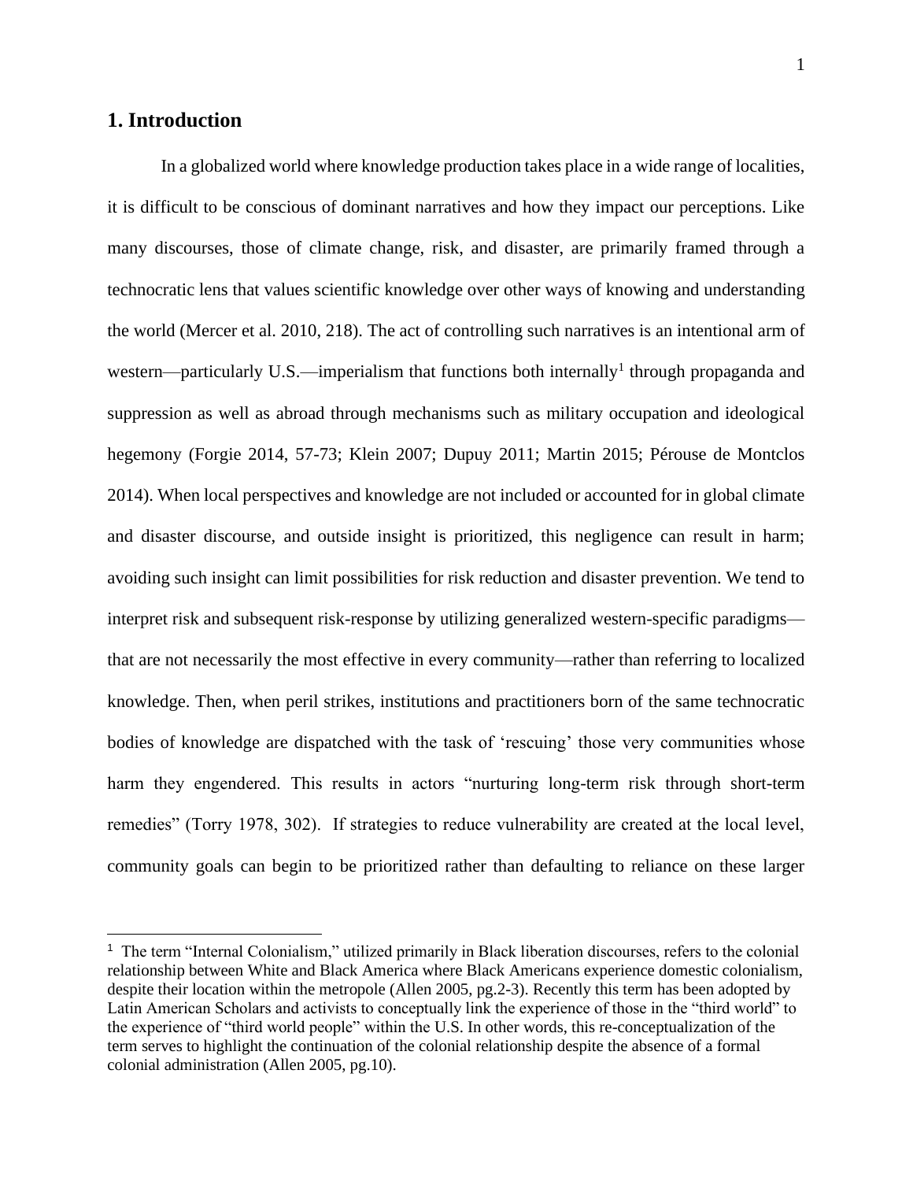## 1. Introduction

In a globalized world where knowledge production takes place in a wide range of localities, it is difficult to be conscious of dominant narratives and how they impact our perceptions. Like many discourses, those of climate change, risk, and disaster, are primarily framed through a technocratic lens that values scientific knowledge over other ways of knowing and understanding the world (Mercer et al. 2010, 218). The act of controlling such narratives is an intentional arm of western—particularly U.S.—imperialism that functions both internally[1] through propaganda and suppression as well as abroad through mechanisms such as military occupation and ideological hegemony (Forgie 2014, 57-73; Klein 2007; Dupuy 2011; Martin 2015; Pérouse de Montclos 2014). When local perspectives and knowledge are not included or accounted for in global climate and disaster discourse, and outside insight is prioritized, this negligence can result in harm; avoiding such insight can limit possibilities for risk reduction and disaster prevention. We tend to interpret risk and subsequent risk-response by utilizing generalized western-specific paradigms—that are not necessarily the most effective in every community—rather than referring to localized knowledge. Then, when peril strikes, institutions and practitioners born of the same technocratic bodies of knowledge are dispatched with the task of 'rescuing' those very communities whose harm they engendered. This results in actors "nurturing long-term risk through short-term remedies" (Torry 1978, 302). If strategies to reduce vulnerability are created at the local level, community goals can begin to be prioritized rather than defaulting to reliance on these larger

[1] The term "Internal Colonialism," utilized primarily in Black liberation discourses, refers to the colonial relationship between White and Black America where Black Americans experience domestic colonialism, despite their location within the metropole (Allen 2005, pg.2-3). Recently this term has been adopted by Latin American Scholars and activists to conceptually link the experience of those in the "third world" to the experience of "third world people" within the U.S. In other words, this re-conceptualization of the term serves to highlight the continuation of the colonial relationship despite the absence of a formal colonial administration (Allen 2005, pg.10).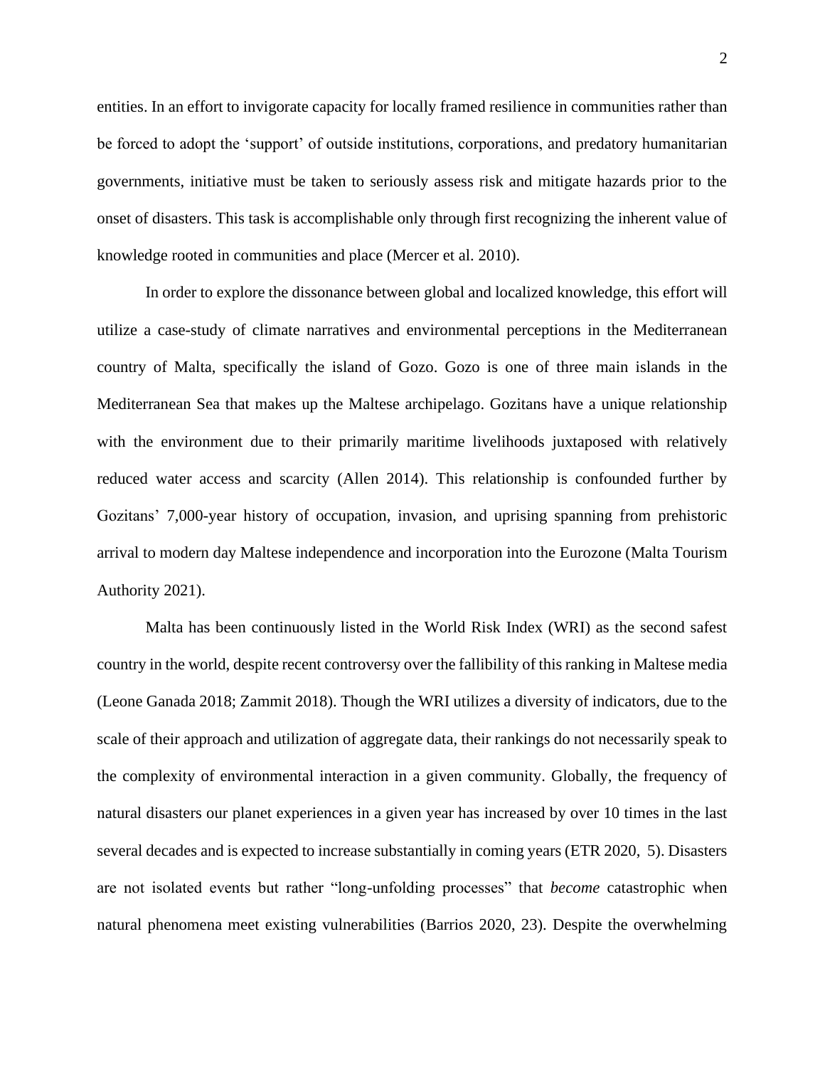entities. In an effort to invigorate capacity for locally framed resilience in communities rather than be forced to adopt the 'support' of outside institutions, corporations, and predatory humanitarian governments, initiative must be taken to seriously assess risk and mitigate hazards prior to the onset of disasters. This task is accomplishable only through first recognizing the inherent value of knowledge rooted in communities and place (Mercer et al. 2010).

In order to explore the dissonance between global and localized knowledge, this effort will utilize a case-study of climate narratives and environmental perceptions in the Mediterranean country of Malta, specifically the island of Gozo. Gozo is one of three main islands in the Mediterranean Sea that makes up the Maltese archipelago. Gozitans have a unique relationship with the environment due to their primarily maritime livelihoods juxtaposed with relatively reduced water access and scarcity (Allen 2014). This relationship is confounded further by Gozitans' 7,000-year history of occupation, invasion, and uprising spanning from prehistoric arrival to modern day Maltese independence and incorporation into the Eurozone (Malta Tourism Authority 2021).

Malta has been continuously listed in the World Risk Index (WRI) as the second safest country in the world, despite recent controversy over the fallibility of this ranking in Maltese media (Leone Ganada 2018; Zammit 2018). Though the WRI utilizes a diversity of indicators, due to the scale of their approach and utilization of aggregate data, their rankings do not necessarily speak to the complexity of environmental interaction in a given community. Globally, the frequency of natural disasters our planet experiences in a given year has increased by over 10 times in the last several decades and is expected to increase substantially in coming years (ETR 2020, 5). Disasters are not isolated events but rather "long-unfolding processes" that *become* catastrophic when natural phenomena meet existing vulnerabilities (Barrios 2020, 23). Despite the overwhelming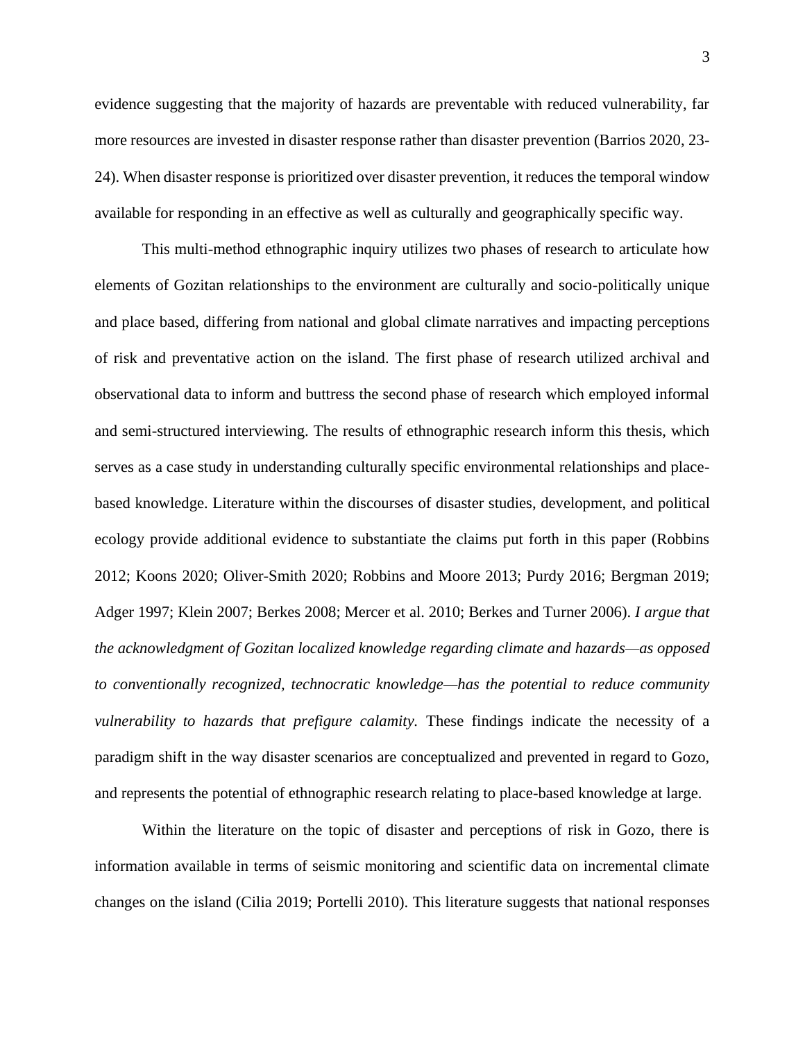evidence suggesting that the majority of hazards are preventable with reduced vulnerability, far more resources are invested in disaster response rather than disaster prevention (Barrios 2020, 23-24). When disaster response is prioritized over disaster prevention, it reduces the temporal window available for responding in an effective as well as culturally and geographically specific way.

This multi-method ethnographic inquiry utilizes two phases of research to articulate how elements of Gozitan relationships to the environment are culturally and socio-politically unique and place based, differing from national and global climate narratives and impacting perceptions of risk and preventative action on the island. The first phase of research utilized archival and observational data to inform and buttress the second phase of research which employed informal and semi-structured interviewing. The results of ethnographic research inform this thesis, which serves as a case study in understanding culturally specific environmental relationships and place-based knowledge. Literature within the discourses of disaster studies, development, and political ecology provide additional evidence to substantiate the claims put forth in this paper (Robbins 2012; Koons 2020; Oliver-Smith 2020; Robbins and Moore 2013; Purdy 2016; Bergman 2019; Adger 1997; Klein 2007; Berkes 2008; Mercer et al. 2010; Berkes and Turner 2006). *I argue that the acknowledgment of Gozitan localized knowledge regarding climate and hazards—as opposed to conventionally recognized, technocratic knowledge—has the potential to reduce community vulnerability to hazards that prefigure calamity.* These findings indicate the necessity of a paradigm shift in the way disaster scenarios are conceptualized and prevented in regard to Gozo, and represents the potential of ethnographic research relating to place-based knowledge at large.

Within the literature on the topic of disaster and perceptions of risk in Gozo, there is information available in terms of seismic monitoring and scientific data on incremental climate changes on the island (Cilia 2019; Portelli 2010). This literature suggests that national responses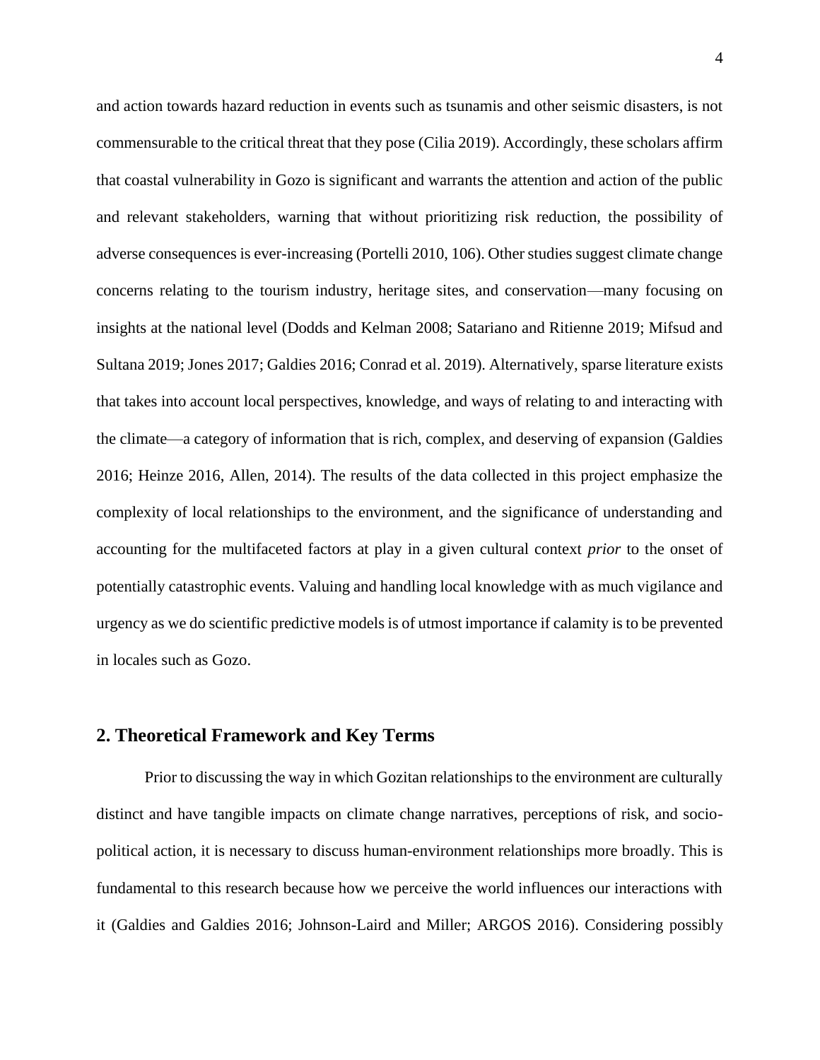and action towards hazard reduction in events such as tsunamis and other seismic disasters, is not commensurable to the critical threat that they pose (Cilia 2019). Accordingly, these scholars affirm that coastal vulnerability in Gozo is significant and warrants the attention and action of the public and relevant stakeholders, warning that without prioritizing risk reduction, the possibility of adverse consequences is ever-increasing (Portelli 2010, 106). Other studies suggest climate change concerns relating to the tourism industry, heritage sites, and conservation—many focusing on insights at the national level (Dodds and Kelman 2008; Satariano and Ritienne 2019; Mifsud and Sultana 2019; Jones 2017; Galdies 2016; Conrad et al. 2019). Alternatively, sparse literature exists that takes into account local perspectives, knowledge, and ways of relating to and interacting with the climate—a category of information that is rich, complex, and deserving of expansion (Galdies 2016; Heinze 2016, Allen, 2014). The results of the data collected in this project emphasize the complexity of local relationships to the environment, and the significance of understanding and accounting for the multifaceted factors at play in a given cultural context *prior* to the onset of potentially catastrophic events. Valuing and handling local knowledge with as much vigilance and urgency as we do scientific predictive models is of utmost importance if calamity is to be prevented in locales such as Gozo.

## 2. Theoretical Framework and Key Terms

Prior to discussing the way in which Gozitan relationships to the environment are culturally distinct and have tangible impacts on climate change narratives, perceptions of risk, and socio-political action, it is necessary to discuss human-environment relationships more broadly. This is fundamental to this research because how we perceive the world influences our interactions with it (Galdies and Galdies 2016; Johnson-Laird and Miller; ARGOS 2016). Considering possibly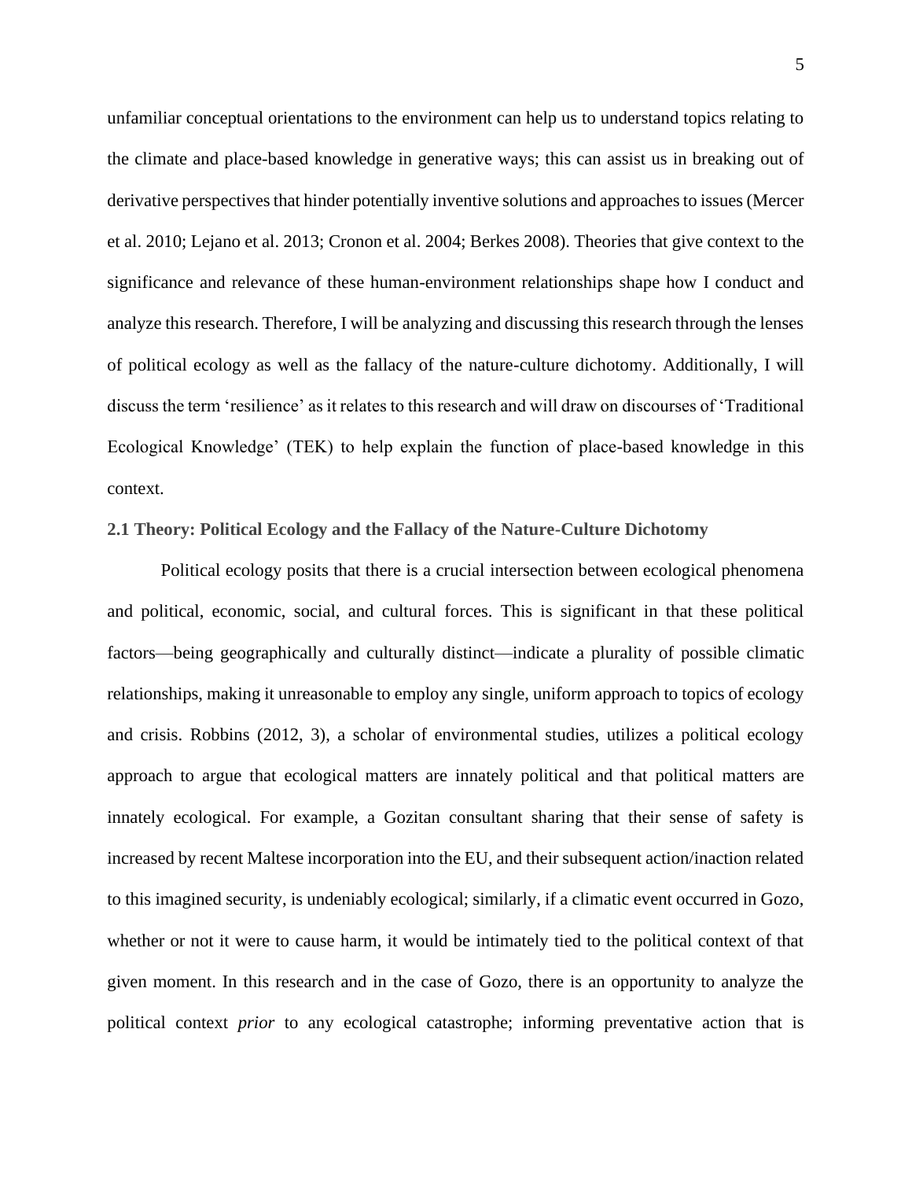unfamiliar conceptual orientations to the environment can help us to understand topics relating to the climate and place-based knowledge in generative ways; this can assist us in breaking out of derivative perspectives that hinder potentially inventive solutions and approaches to issues (Mercer et al. 2010; Lejano et al. 2013; Cronon et al. 2004; Berkes 2008). Theories that give context to the significance and relevance of these human-environment relationships shape how I conduct and analyze this research. Therefore, I will be analyzing and discussing this research through the lenses of political ecology as well as the fallacy of the nature-culture dichotomy. Additionally, I will discuss the term 'resilience' as it relates to this research and will draw on discourses of 'Traditional Ecological Knowledge' (TEK) to help explain the function of place-based knowledge in this context.

### 2.1 Theory: Political Ecology and the Fallacy of the Nature-Culture Dichotomy

Political ecology posits that there is a crucial intersection between ecological phenomena and political, economic, social, and cultural forces. This is significant in that these political factors—being geographically and culturally distinct—indicate a plurality of possible climatic relationships, making it unreasonable to employ any single, uniform approach to topics of ecology and crisis. Robbins (2012, 3), a scholar of environmental studies, utilizes a political ecology approach to argue that ecological matters are innately political and that political matters are innately ecological. For example, a Gozitan consultant sharing that their sense of safety is increased by recent Maltese incorporation into the EU, and their subsequent action/inaction related to this imagined security, is undeniably ecological; similarly, if a climatic event occurred in Gozo, whether or not it were to cause harm, it would be intimately tied to the political context of that given moment. In this research and in the case of Gozo, there is an opportunity to analyze the political context *prior* to any ecological catastrophe; informing preventative action that is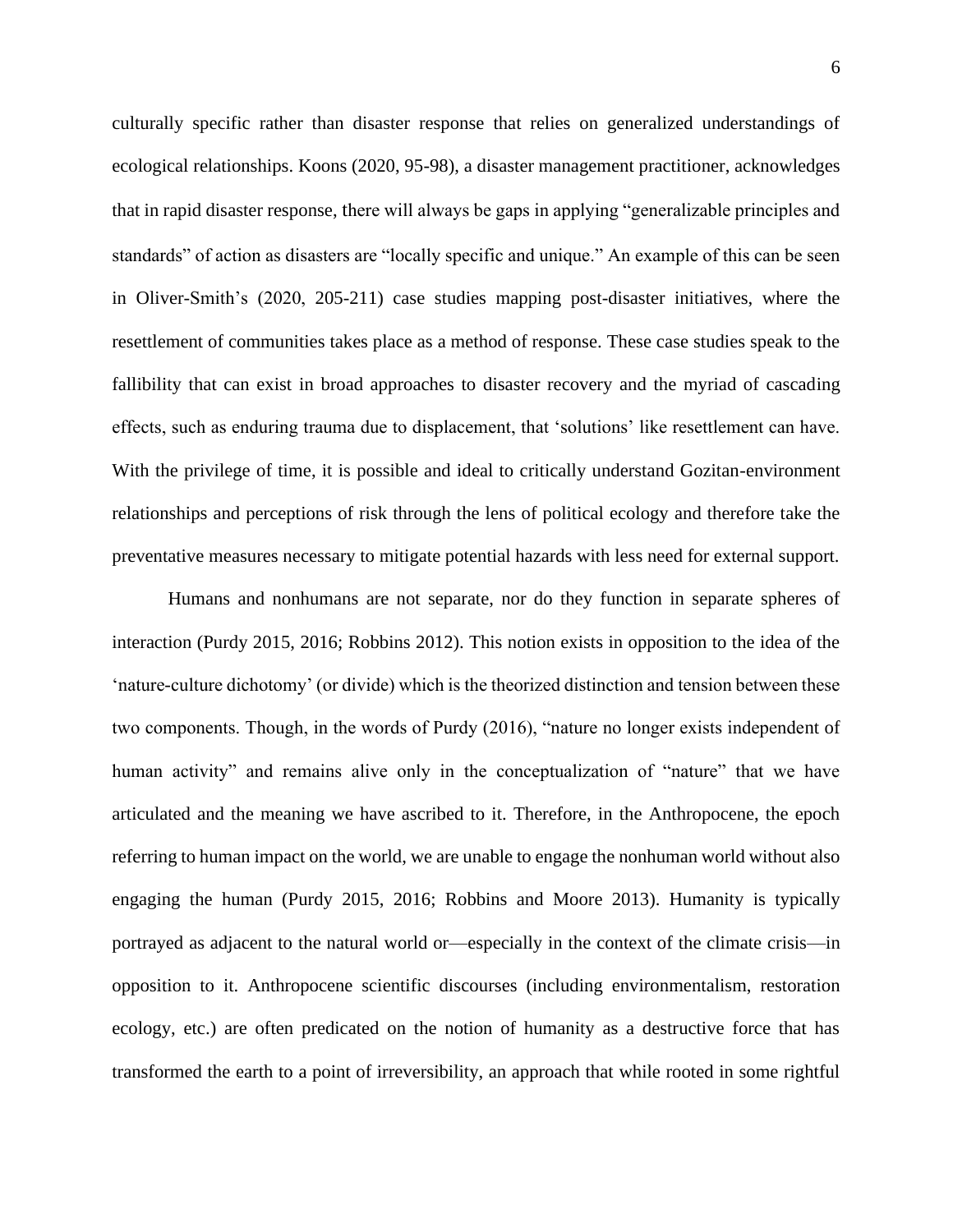culturally specific rather than disaster response that relies on generalized understandings of ecological relationships. Koons (2020, 95-98), a disaster management practitioner, acknowledges that in rapid disaster response, there will always be gaps in applying "generalizable principles and standards" of action as disasters are "locally specific and unique." An example of this can be seen in Oliver-Smith's (2020, 205-211) case studies mapping post-disaster initiatives, where the resettlement of communities takes place as a method of response. These case studies speak to the fallibility that can exist in broad approaches to disaster recovery and the myriad of cascading effects, such as enduring trauma due to displacement, that 'solutions' like resettlement can have. With the privilege of time, it is possible and ideal to critically understand Gozitan-environment relationships and perceptions of risk through the lens of political ecology and therefore take the preventative measures necessary to mitigate potential hazards with less need for external support.

Humans and nonhumans are not separate, nor do they function in separate spheres of interaction (Purdy 2015, 2016; Robbins 2012). This notion exists in opposition to the idea of the 'nature-culture dichotomy' (or divide) which is the theorized distinction and tension between these two components. Though, in the words of Purdy (2016), "nature no longer exists independent of human activity" and remains alive only in the conceptualization of "nature" that we have articulated and the meaning we have ascribed to it. Therefore, in the Anthropocene, the epoch referring to human impact on the world, we are unable to engage the nonhuman world without also engaging the human (Purdy 2015, 2016; Robbins and Moore 2013). Humanity is typically portrayed as adjacent to the natural world or—especially in the context of the climate crisis—in opposition to it. Anthropocene scientific discourses (including environmentalism, restoration ecology, etc.) are often predicated on the notion of humanity as a destructive force that has transformed the earth to a point of irreversibility, an approach that while rooted in some rightful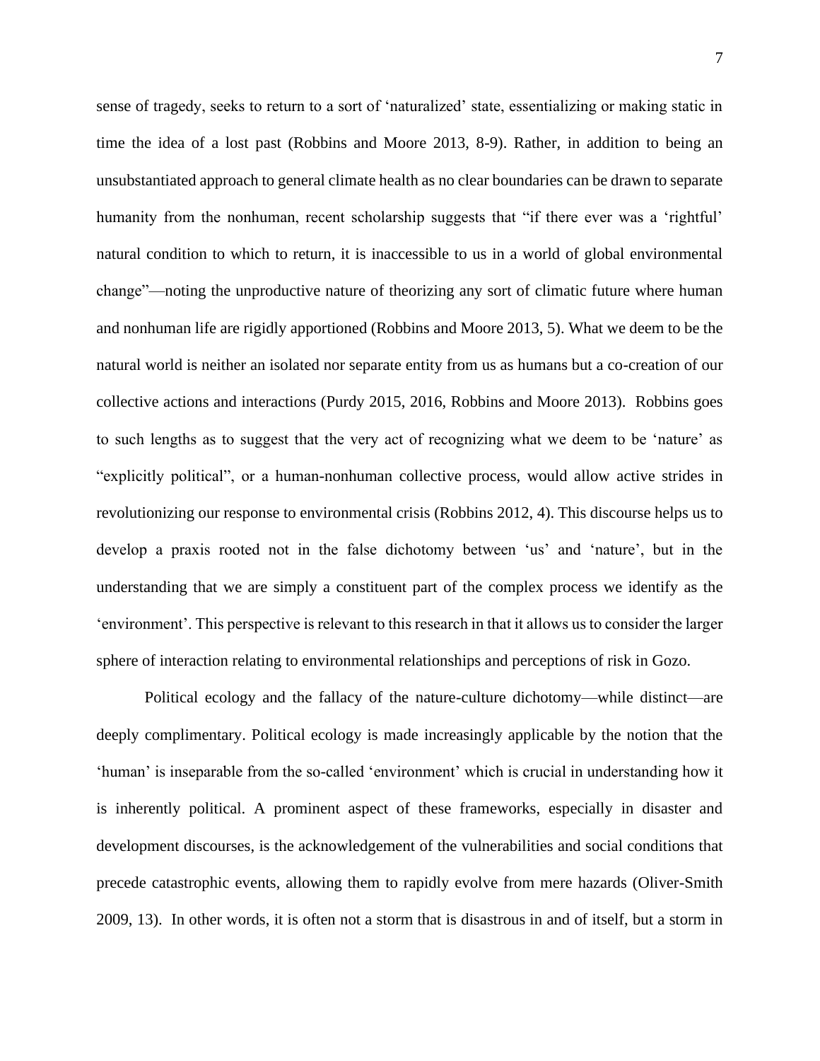sense of tragedy, seeks to return to a sort of 'naturalized' state, essentializing or making static in time the idea of a lost past (Robbins and Moore 2013, 8-9). Rather, in addition to being an unsubstantiated approach to general climate health as no clear boundaries can be drawn to separate humanity from the nonhuman, recent scholarship suggests that "if there ever was a 'rightful' natural condition to which to return, it is inaccessible to us in a world of global environmental change"—noting the unproductive nature of theorizing any sort of climatic future where human and nonhuman life are rigidly apportioned (Robbins and Moore 2013, 5). What we deem to be the natural world is neither an isolated nor separate entity from us as humans but a co-creation of our collective actions and interactions (Purdy 2015, 2016, Robbins and Moore 2013). Robbins goes to such lengths as to suggest that the very act of recognizing what we deem to be 'nature' as "explicitly political", or a human-nonhuman collective process, would allow active strides in revolutionizing our response to environmental crisis (Robbins 2012, 4). This discourse helps us to develop a praxis rooted not in the false dichotomy between 'us' and 'nature', but in the understanding that we are simply a constituent part of the complex process we identify as the 'environment'. This perspective is relevant to this research in that it allows us to consider the larger sphere of interaction relating to environmental relationships and perceptions of risk in Gozo.

Political ecology and the fallacy of the nature-culture dichotomy—while distinct—are deeply complimentary. Political ecology is made increasingly applicable by the notion that the 'human' is inseparable from the so-called 'environment' which is crucial in understanding how it is inherently political. A prominent aspect of these frameworks, especially in disaster and development discourses, is the acknowledgement of the vulnerabilities and social conditions that precede catastrophic events, allowing them to rapidly evolve from mere hazards (Oliver-Smith 2009, 13). In other words, it is often not a storm that is disastrous in and of itself, but a storm in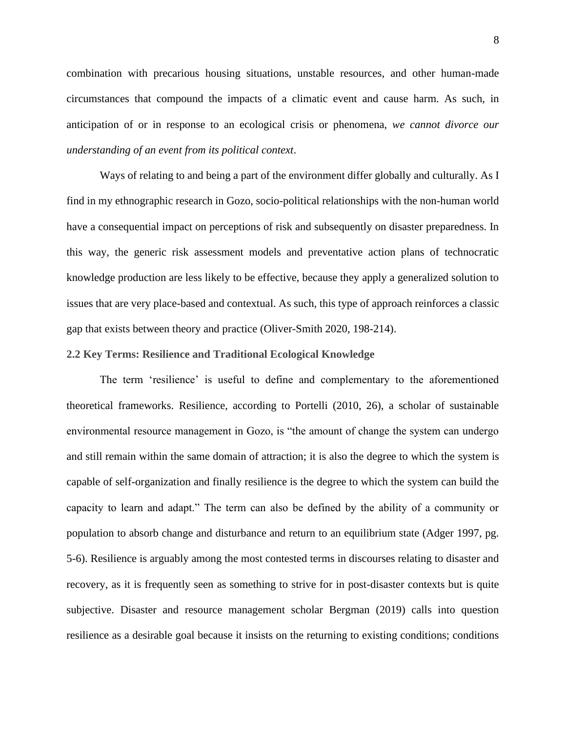combination with precarious housing situations, unstable resources, and other human-made circumstances that compound the impacts of a climatic event and cause harm. As such, in anticipation of or in response to an ecological crisis or phenomena, *we cannot divorce our understanding of an event from its political context*.

Ways of relating to and being a part of the environment differ globally and culturally. As I find in my ethnographic research in Gozo, socio-political relationships with the non-human world have a consequential impact on perceptions of risk and subsequently on disaster preparedness. In this way, the generic risk assessment models and preventative action plans of technocratic knowledge production are less likely to be effective, because they apply a generalized solution to issues that are very place-based and contextual. As such, this type of approach reinforces a classic gap that exists between theory and practice (Oliver-Smith 2020, 198-214).

### 2.2 Key Terms: Resilience and Traditional Ecological Knowledge

The term 'resilience' is useful to define and complementary to the aforementioned theoretical frameworks. Resilience, according to Portelli (2010, 26), a scholar of sustainable environmental resource management in Gozo, is "the amount of change the system can undergo and still remain within the same domain of attraction; it is also the degree to which the system is capable of self-organization and finally resilience is the degree to which the system can build the capacity to learn and adapt." The term can also be defined by the ability of a community or population to absorb change and disturbance and return to an equilibrium state (Adger 1997, pg. 5-6). Resilience is arguably among the most contested terms in discourses relating to disaster and recovery, as it is frequently seen as something to strive for in post-disaster contexts but is quite subjective. Disaster and resource management scholar Bergman (2019) calls into question resilience as a desirable goal because it insists on the returning to existing conditions; conditions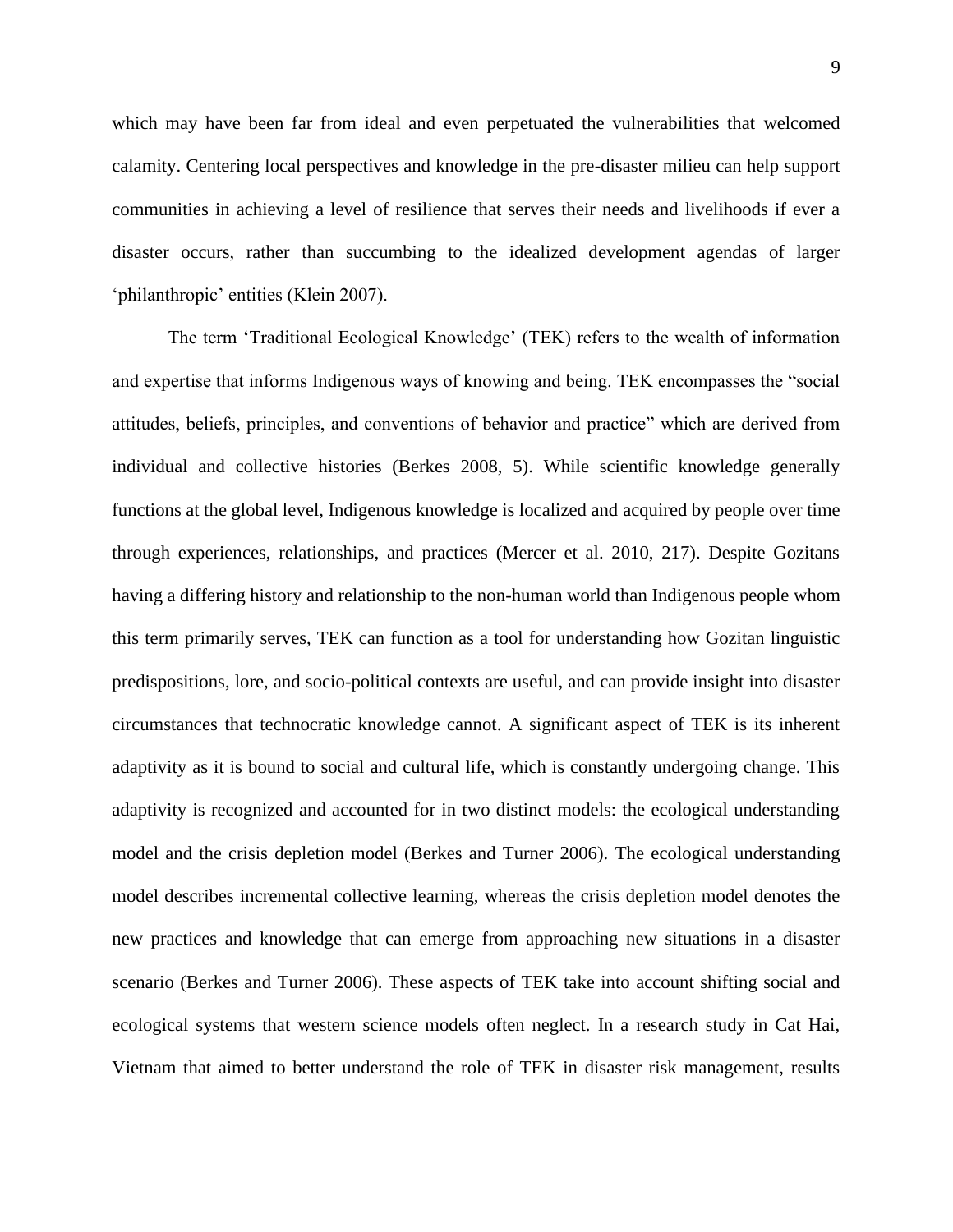which may have been far from ideal and even perpetuated the vulnerabilities that welcomed calamity. Centering local perspectives and knowledge in the pre-disaster milieu can help support communities in achieving a level of resilience that serves their needs and livelihoods if ever a disaster occurs, rather than succumbing to the idealized development agendas of larger 'philanthropic' entities (Klein 2007).

The term 'Traditional Ecological Knowledge' (TEK) refers to the wealth of information and expertise that informs Indigenous ways of knowing and being. TEK encompasses the "social attitudes, beliefs, principles, and conventions of behavior and practice" which are derived from individual and collective histories (Berkes 2008, 5). While scientific knowledge generally functions at the global level, Indigenous knowledge is localized and acquired by people over time through experiences, relationships, and practices (Mercer et al. 2010, 217). Despite Gozitans having a differing history and relationship to the non-human world than Indigenous people whom this term primarily serves, TEK can function as a tool for understanding how Gozitan linguistic predispositions, lore, and socio-political contexts are useful, and can provide insight into disaster circumstances that technocratic knowledge cannot. A significant aspect of TEK is its inherent adaptivity as it is bound to social and cultural life, which is constantly undergoing change. This adaptivity is recognized and accounted for in two distinct models: the ecological understanding model and the crisis depletion model (Berkes and Turner 2006). The ecological understanding model describes incremental collective learning, whereas the crisis depletion model denotes the new practices and knowledge that can emerge from approaching new situations in a disaster scenario (Berkes and Turner 2006). These aspects of TEK take into account shifting social and ecological systems that western science models often neglect. In a research study in Cat Hai, Vietnam that aimed to better understand the role of TEK in disaster risk management, results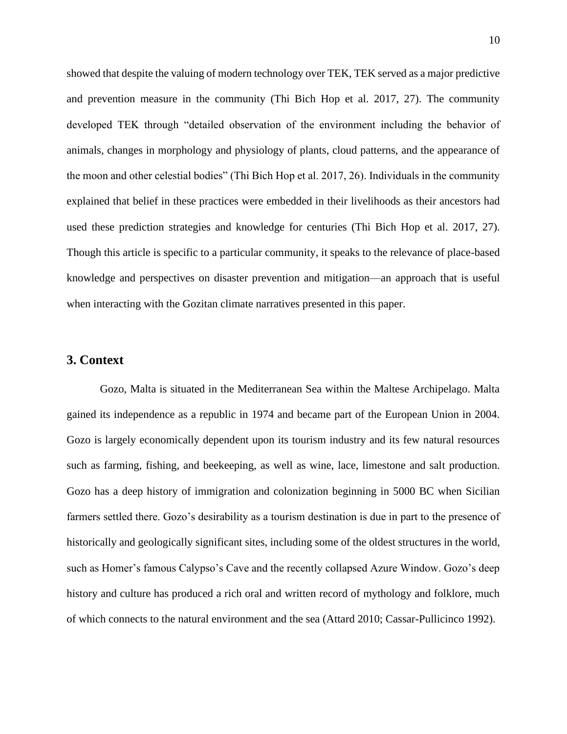showed that despite the valuing of modern technology over TEK, TEK served as a major predictive and prevention measure in the community (Thi Bich Hop et al. 2017, 27). The community developed TEK through “detailed observation of the environment including the behavior of animals, changes in morphology and physiology of plants, cloud patterns, and the appearance of the moon and other celestial bodies” (Thi Bich Hop et al. 2017, 26). Individuals in the community explained that belief in these practices were embedded in their livelihoods as their ancestors had used these prediction strategies and knowledge for centuries (Thi Bich Hop et al. 2017, 27). Though this article is specific to a particular community, it speaks to the relevance of place-based knowledge and perspectives on disaster prevention and mitigation—an approach that is useful when interacting with the Gozitan climate narratives presented in this paper.

## 3. Context

Gozo, Malta is situated in the Mediterranean Sea within the Maltese Archipelago. Malta gained its independence as a republic in 1974 and became part of the European Union in 2004. Gozo is largely economically dependent upon its tourism industry and its few natural resources such as farming, fishing, and beekeeping, as well as wine, lace, limestone and salt production. Gozo has a deep history of immigration and colonization beginning in 5000 BC when Sicilian farmers settled there. Gozo’s desirability as a tourism destination is due in part to the presence of historically and geologically significant sites, including some of the oldest structures in the world, such as Homer’s famous Calypso’s Cave and the recently collapsed Azure Window. Gozo’s deep history and culture has produced a rich oral and written record of mythology and folklore, much of which connects to the natural environment and the sea (Attard 2010; Cassar-Pullicinco 1992).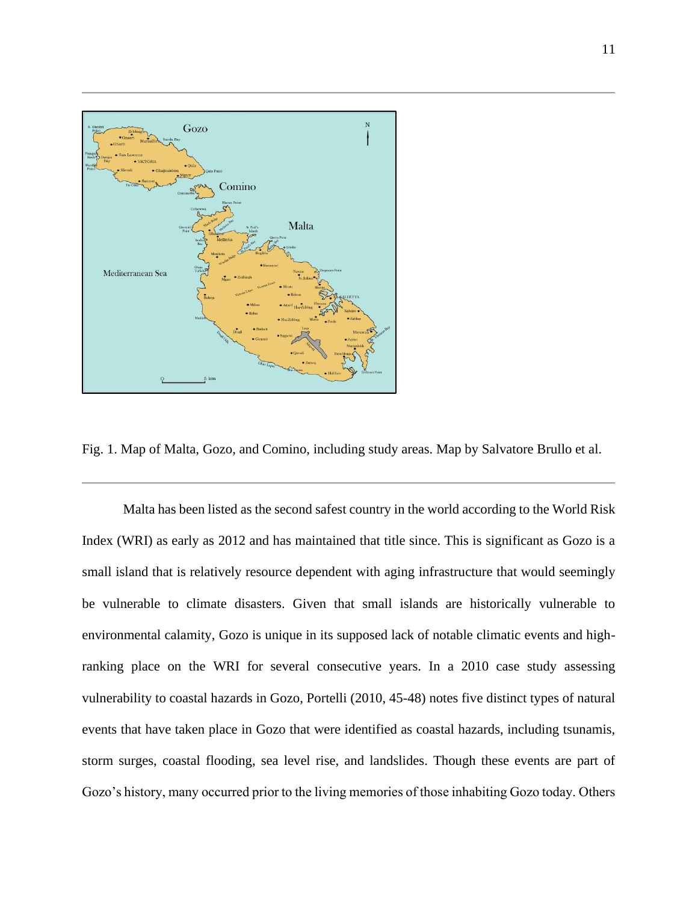Fig. 1. Map of Malta, Gozo, and Comino, including study areas. Map by Salvatore Brullo et al.

Malta has been listed as the second safest country in the world according to the World Risk Index (WRI) as early as 2012 and has maintained that title since. This is significant as Gozo is a small island that is relatively resource dependent with aging infrastructure that would seemingly be vulnerable to climate disasters. Given that small islands are historically vulnerable to environmental calamity, Gozo is unique in its supposed lack of notable climatic events and high-ranking place on the WRI for several consecutive years. In a 2010 case study assessing vulnerability to coastal hazards in Gozo, Portelli (2010, 45-48) notes five distinct types of natural events that have taken place in Gozo that were identified as coastal hazards, including tsunamis, storm surges, coastal flooding, sea level rise, and landslides. Though these events are part of Gozo's history, many occurred prior to the living memories of those inhabiting Gozo today. Others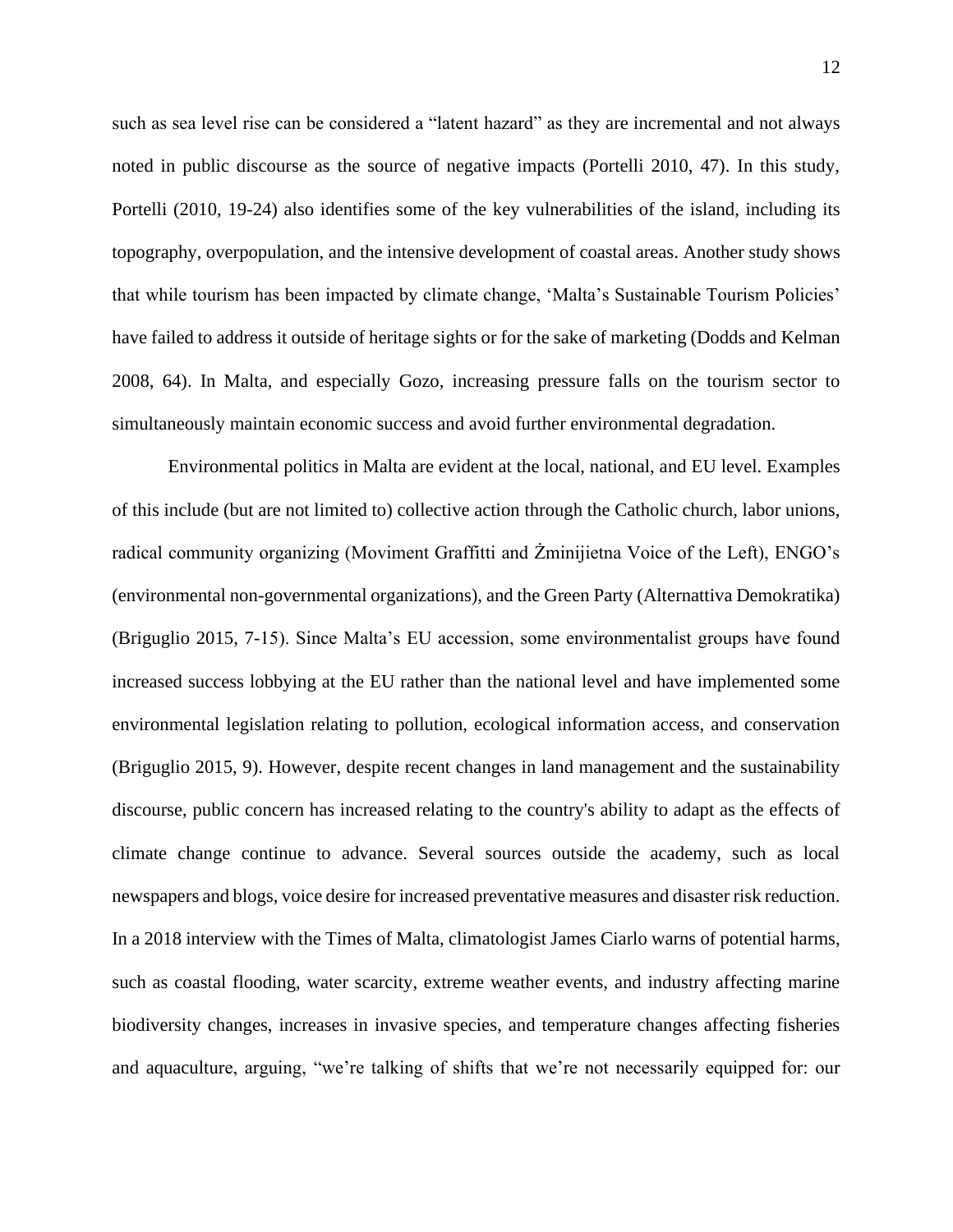such as sea level rise can be considered a "latent hazard" as they are incremental and not always noted in public discourse as the source of negative impacts (Portelli 2010, 47). In this study, Portelli (2010, 19-24) also identifies some of the key vulnerabilities of the island, including its topography, overpopulation, and the intensive development of coastal areas. Another study shows that while tourism has been impacted by climate change, 'Malta's Sustainable Tourism Policies' have failed to address it outside of heritage sights or for the sake of marketing (Dodds and Kelman 2008, 64). In Malta, and especially Gozo, increasing pressure falls on the tourism sector to simultaneously maintain economic success and avoid further environmental degradation.

Environmental politics in Malta are evident at the local, national, and EU level. Examples of this include (but are not limited to) collective action through the Catholic church, labor unions, radical community organizing (Moviment Graffitti and Żminijietna Voice of the Left), ENGO's (environmental non-governmental organizations), and the Green Party (Alternattiva Demokratika) (Briguglio 2015, 7-15). Since Malta's EU accession, some environmentalist groups have found increased success lobbying at the EU rather than the national level and have implemented some environmental legislation relating to pollution, ecological information access, and conservation (Briguglio 2015, 9). However, despite recent changes in land management and the sustainability discourse, public concern has increased relating to the country's ability to adapt as the effects of climate change continue to advance. Several sources outside the academy, such as local newspapers and blogs, voice desire for increased preventative measures and disaster risk reduction. In a 2018 interview with the Times of Malta, climatologist James Ciarlo warns of potential harms, such as coastal flooding, water scarcity, extreme weather events, and industry affecting marine biodiversity changes, increases in invasive species, and temperature changes affecting fisheries and aquaculture, arguing, "we're talking of shifts that we're not necessarily equipped for: our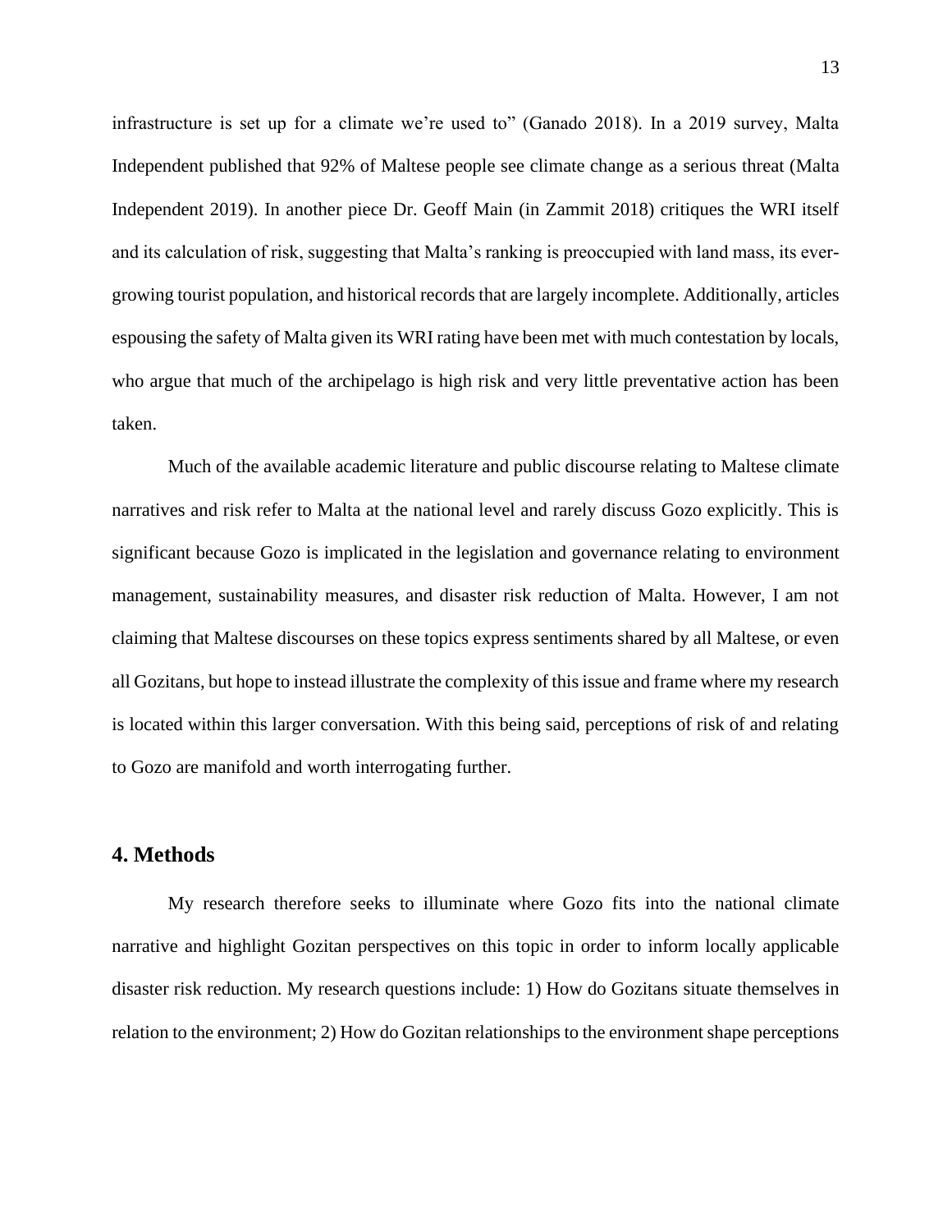infrastructure is set up for a climate we're used to" (Ganado 2018). In a 2019 survey, Malta Independent published that 92% of Maltese people see climate change as a serious threat (Malta Independent 2019). In another piece Dr. Geoff Main (in Zammit 2018) critiques the WRI itself and its calculation of risk, suggesting that Malta's ranking is preoccupied with land mass, its ever-growing tourist population, and historical records that are largely incomplete. Additionally, articles espousing the safety of Malta given its WRI rating have been met with much contestation by locals, who argue that much of the archipelago is high risk and very little preventative action has been taken.

Much of the available academic literature and public discourse relating to Maltese climate narratives and risk refer to Malta at the national level and rarely discuss Gozo explicitly. This is significant because Gozo is implicated in the legislation and governance relating to environment management, sustainability measures, and disaster risk reduction of Malta. However, I am not claiming that Maltese discourses on these topics express sentiments shared by all Maltese, or even all Gozitans, but hope to instead illustrate the complexity of this issue and frame where my research is located within this larger conversation. With this being said, perceptions of risk of and relating to Gozo are manifold and worth interrogating further.

## 4. Methods

My research therefore seeks to illuminate where Gozo fits into the national climate narrative and highlight Gozitan perspectives on this topic in order to inform locally applicable disaster risk reduction. My research questions include: 1) How do Gozitans situate themselves in relation to the environment; 2) How do Gozitan relationships to the environment shape perceptions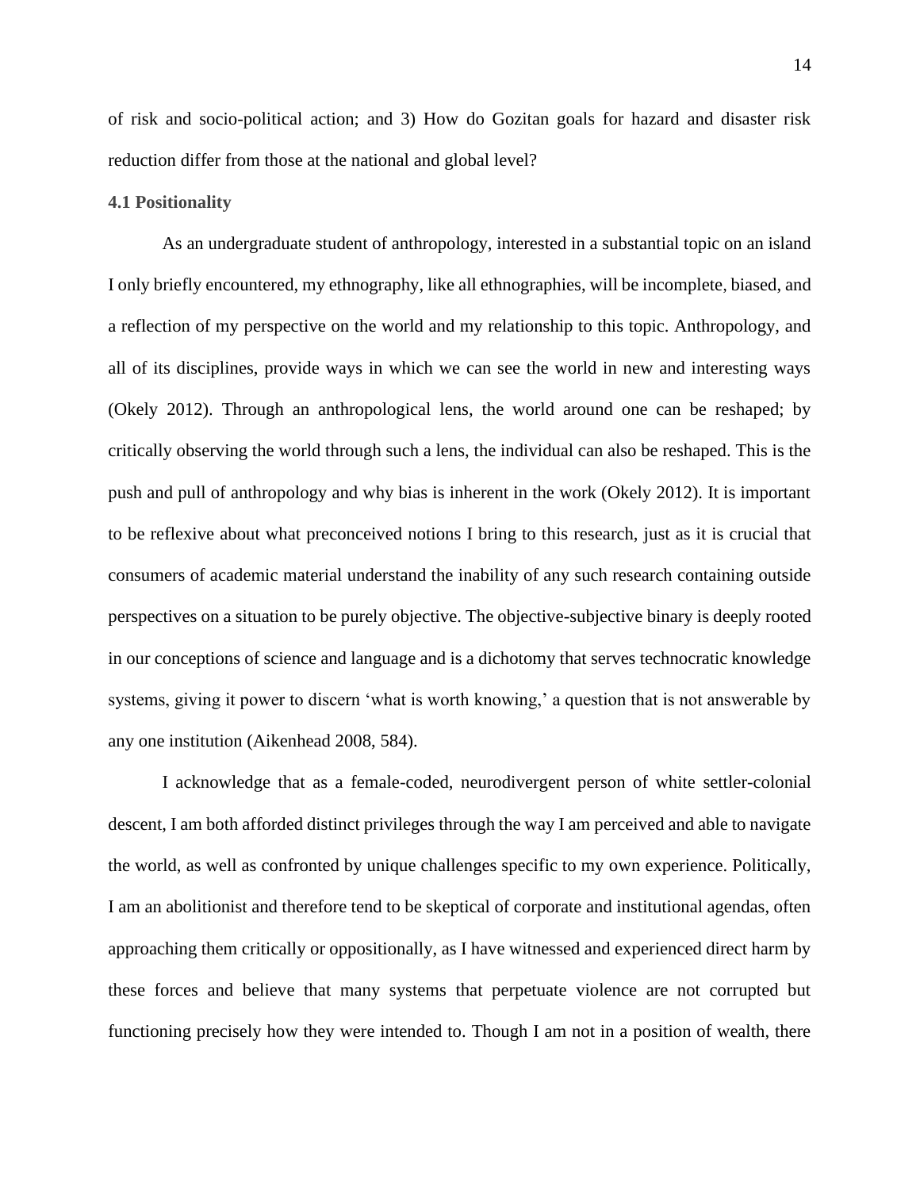of risk and socio-political action; and 3) How do Gozitan goals for hazard and disaster risk reduction differ from those at the national and global level?

### 4.1 Positionality

As an undergraduate student of anthropology, interested in a substantial topic on an island I only briefly encountered, my ethnography, like all ethnographies, will be incomplete, biased, and a reflection of my perspective on the world and my relationship to this topic. Anthropology, and all of its disciplines, provide ways in which we can see the world in new and interesting ways (Okely 2012). Through an anthropological lens, the world around one can be reshaped; by critically observing the world through such a lens, the individual can also be reshaped. This is the push and pull of anthropology and why bias is inherent in the work (Okely 2012). It is important to be reflexive about what preconceived notions I bring to this research, just as it is crucial that consumers of academic material understand the inability of any such research containing outside perspectives on a situation to be purely objective. The objective-subjective binary is deeply rooted in our conceptions of science and language and is a dichotomy that serves technocratic knowledge systems, giving it power to discern 'what is worth knowing,' a question that is not answerable by any one institution (Aikenhead 2008, 584).

I acknowledge that as a female-coded, neurodivergent person of white settler-colonial descent, I am both afforded distinct privileges through the way I am perceived and able to navigate the world, as well as confronted by unique challenges specific to my own experience. Politically, I am an abolitionist and therefore tend to be skeptical of corporate and institutional agendas, often approaching them critically or oppositionally, as I have witnessed and experienced direct harm by these forces and believe that many systems that perpetuate violence are not corrupted but functioning precisely how they were intended to. Though I am not in a position of wealth, there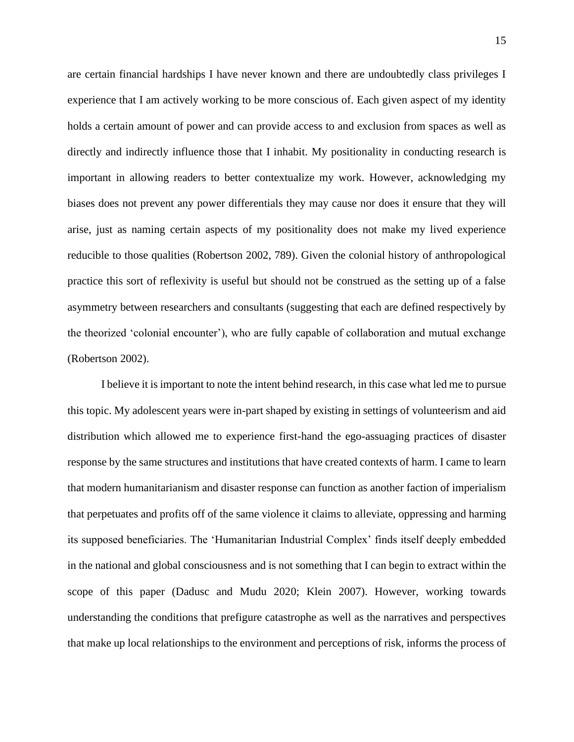are certain financial hardships I have never known and there are undoubtedly class privileges I experience that I am actively working to be more conscious of. Each given aspect of my identity holds a certain amount of power and can provide access to and exclusion from spaces as well as directly and indirectly influence those that I inhabit. My positionality in conducting research is important in allowing readers to better contextualize my work. However, acknowledging my biases does not prevent any power differentials they may cause nor does it ensure that they will arise, just as naming certain aspects of my positionality does not make my lived experience reducible to those qualities (Robertson 2002, 789). Given the colonial history of anthropological practice this sort of reflexivity is useful but should not be construed as the setting up of a false asymmetry between researchers and consultants (suggesting that each are defined respectively by the theorized 'colonial encounter'), who are fully capable of collaboration and mutual exchange (Robertson 2002).

I believe it is important to note the intent behind research, in this case what led me to pursue this topic. My adolescent years were in-part shaped by existing in settings of volunteerism and aid distribution which allowed me to experience first-hand the ego-assuaging practices of disaster response by the same structures and institutions that have created contexts of harm. I came to learn that modern humanitarianism and disaster response can function as another faction of imperialism that perpetuates and profits off of the same violence it claims to alleviate, oppressing and harming its supposed beneficiaries. The 'Humanitarian Industrial Complex' finds itself deeply embedded in the national and global consciousness and is not something that I can begin to extract within the scope of this paper (Dadusc and Mudu 2020; Klein 2007). However, working towards understanding the conditions that prefigure catastrophe as well as the narratives and perspectives that make up local relationships to the environment and perceptions of risk, informs the process of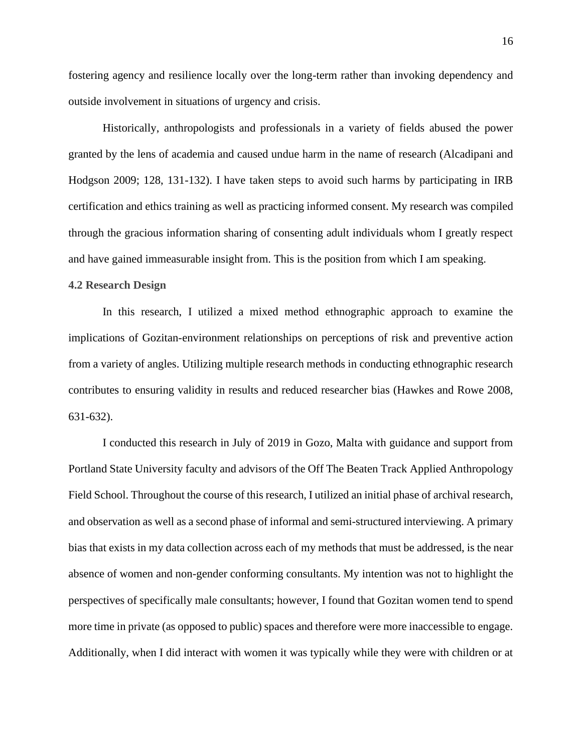fostering agency and resilience locally over the long-term rather than invoking dependency and outside involvement in situations of urgency and crisis.

Historically, anthropologists and professionals in a variety of fields abused the power granted by the lens of academia and caused undue harm in the name of research (Alcadipani and Hodgson 2009; 128, 131-132). I have taken steps to avoid such harms by participating in IRB certification and ethics training as well as practicing informed consent. My research was compiled through the gracious information sharing of consenting adult individuals whom I greatly respect and have gained immeasurable insight from. This is the position from which I am speaking.

### 4.2 Research Design

In this research, I utilized a mixed method ethnographic approach to examine the implications of Gozitan-environment relationships on perceptions of risk and preventive action from a variety of angles. Utilizing multiple research methods in conducting ethnographic research contributes to ensuring validity in results and reduced researcher bias (Hawkes and Rowe 2008, 631-632).

I conducted this research in July of 2019 in Gozo, Malta with guidance and support from Portland State University faculty and advisors of the Off The Beaten Track Applied Anthropology Field School. Throughout the course of this research, I utilized an initial phase of archival research, and observation as well as a second phase of informal and semi-structured interviewing. A primary bias that exists in my data collection across each of my methods that must be addressed, is the near absence of women and non-gender conforming consultants. My intention was not to highlight the perspectives of specifically male consultants; however, I found that Gozitan women tend to spend more time in private (as opposed to public) spaces and therefore were more inaccessible to engage. Additionally, when I did interact with women it was typically while they were with children or at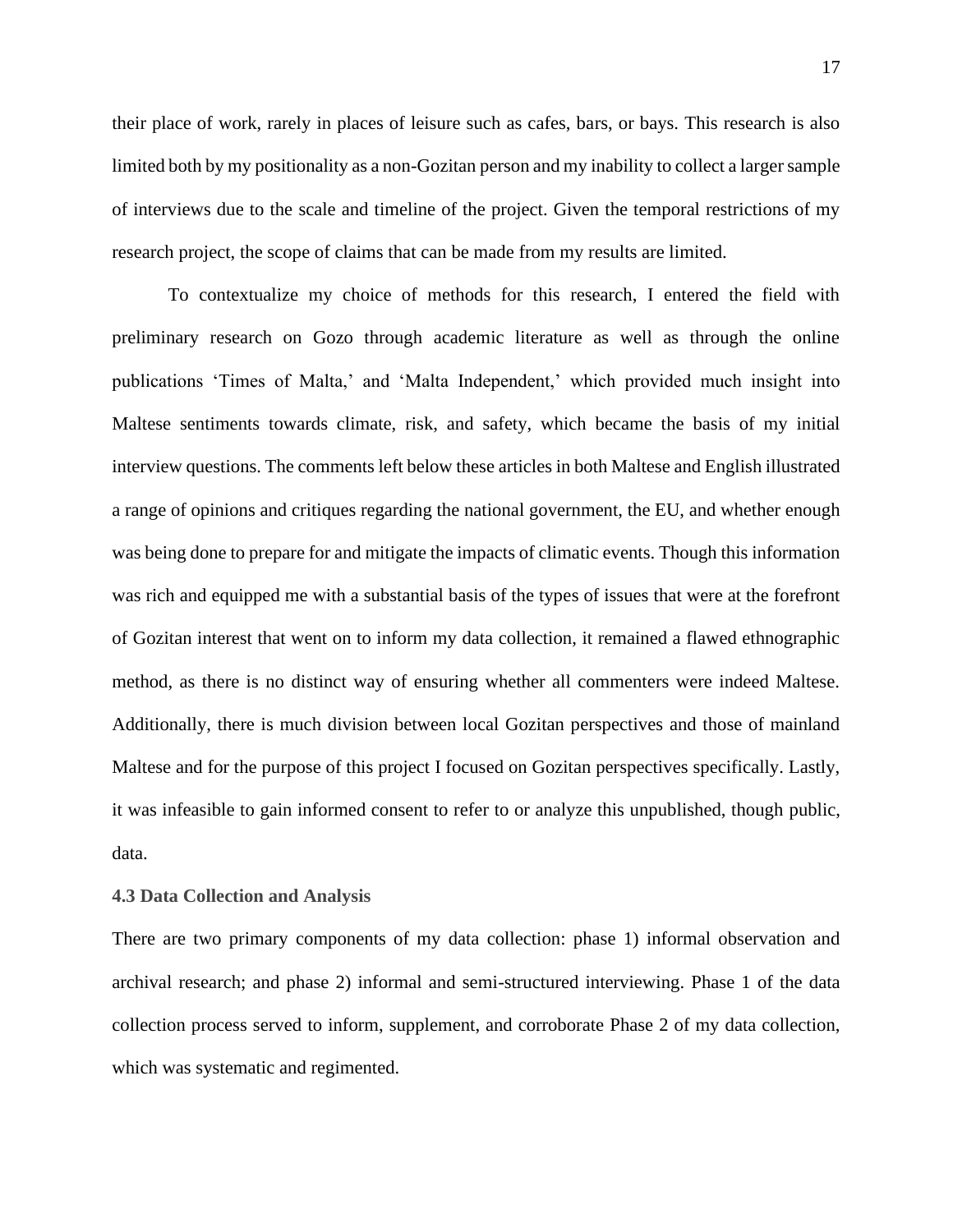their place of work, rarely in places of leisure such as cafes, bars, or bays. This research is also limited both by my positionality as a non-Gozitan person and my inability to collect a larger sample of interviews due to the scale and timeline of the project. Given the temporal restrictions of my research project, the scope of claims that can be made from my results are limited.

To contextualize my choice of methods for this research, I entered the field with preliminary research on Gozo through academic literature as well as through the online publications 'Times of Malta,' and 'Malta Independent,' which provided much insight into Maltese sentiments towards climate, risk, and safety, which became the basis of my initial interview questions. The comments left below these articles in both Maltese and English illustrated a range of opinions and critiques regarding the national government, the EU, and whether enough was being done to prepare for and mitigate the impacts of climatic events. Though this information was rich and equipped me with a substantial basis of the types of issues that were at the forefront of Gozitan interest that went on to inform my data collection, it remained a flawed ethnographic method, as there is no distinct way of ensuring whether all commenters were indeed Maltese. Additionally, there is much division between local Gozitan perspectives and those of mainland Maltese and for the purpose of this project I focused on Gozitan perspectives specifically. Lastly, it was infeasible to gain informed consent to refer to or analyze this unpublished, though public, data.

### 4.3 Data Collection and Analysis

There are two primary components of my data collection: phase 1) informal observation and archival research; and phase 2) informal and semi-structured interviewing. Phase 1 of the data collection process served to inform, supplement, and corroborate Phase 2 of my data collection, which was systematic and regimented.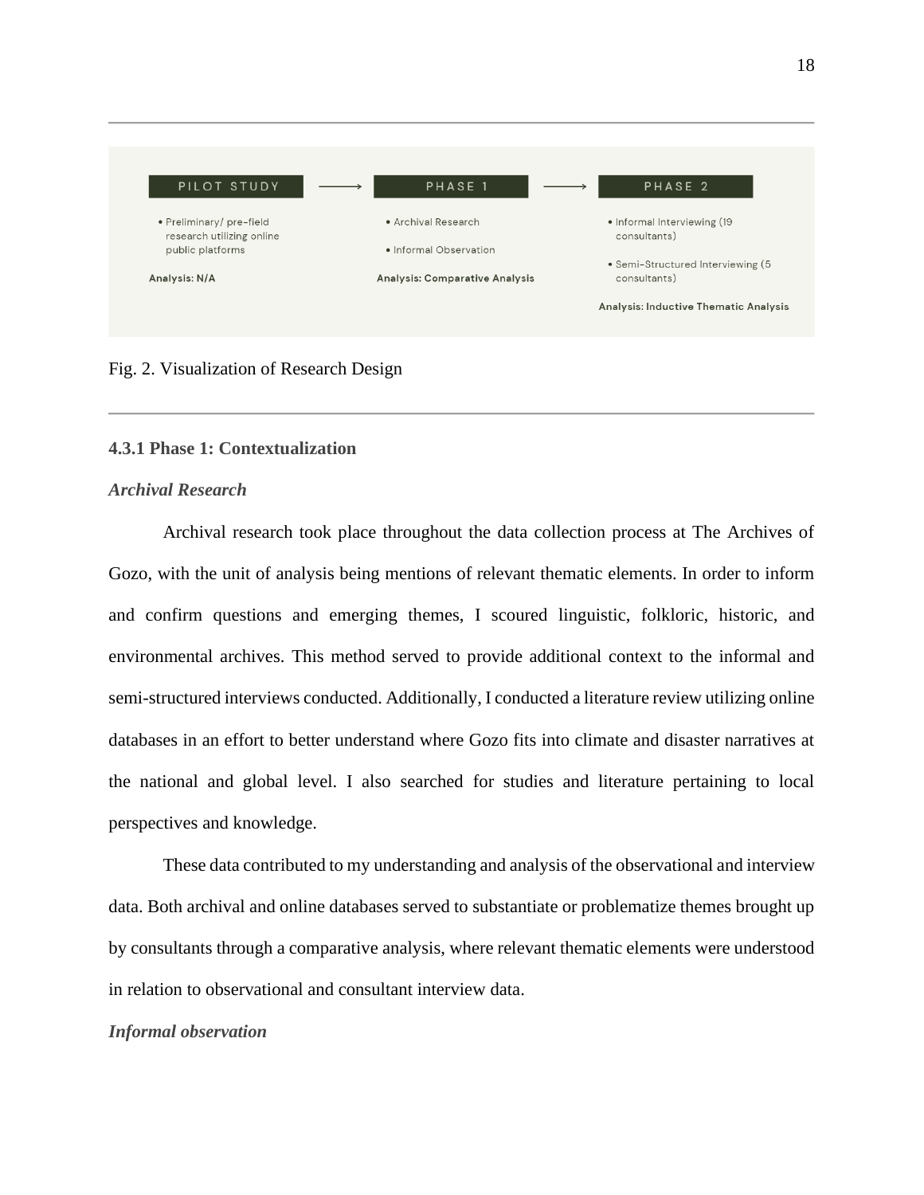| PILOT STUDY | PHASE 1 | PHASE 2 |
| --- | --- | --- |
| • Preliminary/ pre-field research utilizing online public platforms | • Archival Research<br>• Informal Observation | • Informal Interviewing (19 consultants)<br>• Semi-Structured Interviewing (5 consultants) |
| **Analysis: N/A** | **Analysis: Comparative Analysis** | **Analysis: Inductive Thematic Analysis** |

Fig. 2. Visualization of Research Design

### 4.3.1 Phase 1: Contextualization

***Archival Research***

Archival research took place throughout the data collection process at The Archives of Gozo, with the unit of analysis being mentions of relevant thematic elements. In order to inform and confirm questions and emerging themes, I scoured linguistic, folkloric, historic, and environmental archives. This method served to provide additional context to the informal and semi-structured interviews conducted. Additionally, I conducted a literature review utilizing online databases in an effort to better understand where Gozo fits into climate and disaster narratives at the national and global level. I also searched for studies and literature pertaining to local perspectives and knowledge.

These data contributed to my understanding and analysis of the observational and interview data. Both archival and online databases served to substantiate or problematize themes brought up by consultants through a comparative analysis, where relevant thematic elements were understood in relation to observational and consultant interview data.

***Informal observation***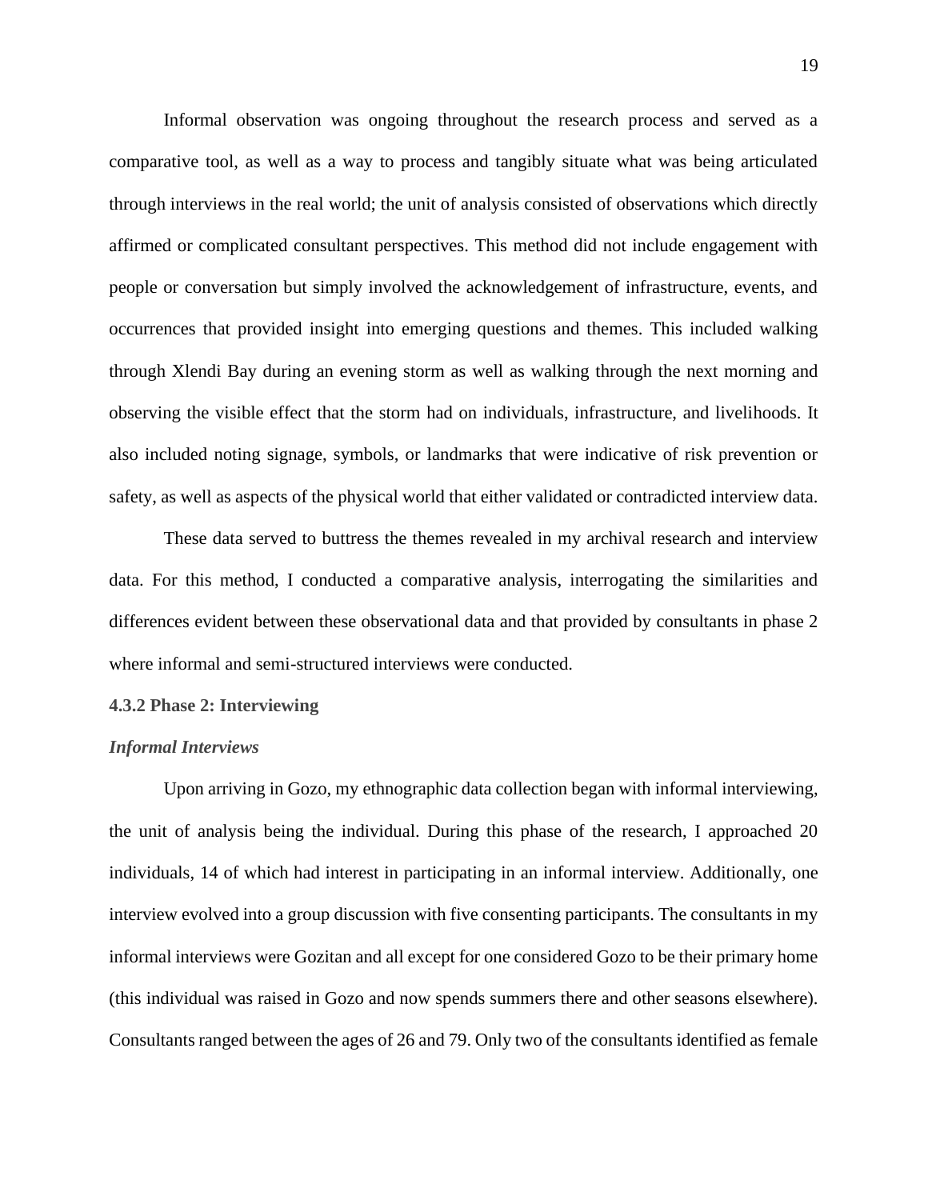Informal observation was ongoing throughout the research process and served as a comparative tool, as well as a way to process and tangibly situate what was being articulated through interviews in the real world; the unit of analysis consisted of observations which directly affirmed or complicated consultant perspectives. This method did not include engagement with people or conversation but simply involved the acknowledgement of infrastructure, events, and occurrences that provided insight into emerging questions and themes. This included walking through Xlendi Bay during an evening storm as well as walking through the next morning and observing the visible effect that the storm had on individuals, infrastructure, and livelihoods. It also included noting signage, symbols, or landmarks that were indicative of risk prevention or safety, as well as aspects of the physical world that either validated or contradicted interview data.

These data served to buttress the themes revealed in my archival research and interview data. For this method, I conducted a comparative analysis, interrogating the similarities and differences evident between these observational data and that provided by consultants in phase 2 where informal and semi-structured interviews were conducted.

#### 4.3.2 Phase 2: Interviewing

##### *Informal Interviews*

Upon arriving in Gozo, my ethnographic data collection began with informal interviewing, the unit of analysis being the individual. During this phase of the research, I approached 20 individuals, 14 of which had interest in participating in an informal interview. Additionally, one interview evolved into a group discussion with five consenting participants. The consultants in my informal interviews were Gozitan and all except for one considered Gozo to be their primary home (this individual was raised in Gozo and now spends summers there and other seasons elsewhere). Consultants ranged between the ages of 26 and 79. Only two of the consultants identified as female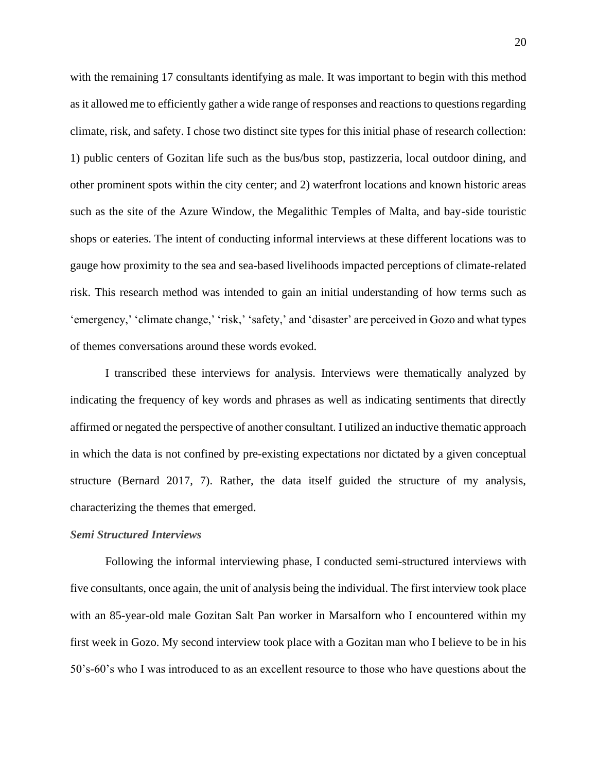with the remaining 17 consultants identifying as male. It was important to begin with this method as it allowed me to efficiently gather a wide range of responses and reactions to questions regarding climate, risk, and safety. I chose two distinct site types for this initial phase of research collection: 1) public centers of Gozitan life such as the bus/bus stop, pastizzeria, local outdoor dining, and other prominent spots within the city center; and 2) waterfront locations and known historic areas such as the site of the Azure Window, the Megalithic Temples of Malta, and bay-side touristic shops or eateries. The intent of conducting informal interviews at these different locations was to gauge how proximity to the sea and sea-based livelihoods impacted perceptions of climate-related risk. This research method was intended to gain an initial understanding of how terms such as 'emergency,' 'climate change,' 'risk,' 'safety,' and 'disaster' are perceived in Gozo and what types of themes conversations around these words evoked.

I transcribed these interviews for analysis. Interviews were thematically analyzed by indicating the frequency of key words and phrases as well as indicating sentiments that directly affirmed or negated the perspective of another consultant. I utilized an inductive thematic approach in which the data is not confined by pre-existing expectations nor dictated by a given conceptual structure (Bernard 2017, 7). Rather, the data itself guided the structure of my analysis, characterizing the themes that emerged.

***Semi Structured Interviews***

Following the informal interviewing phase, I conducted semi-structured interviews with five consultants, once again, the unit of analysis being the individual. The first interview took place with an 85-year-old male Gozitan Salt Pan worker in Marsalforn who I encountered within my first week in Gozo. My second interview took place with a Gozitan man who I believe to be in his 50's-60's who I was introduced to as an excellent resource to those who have questions about the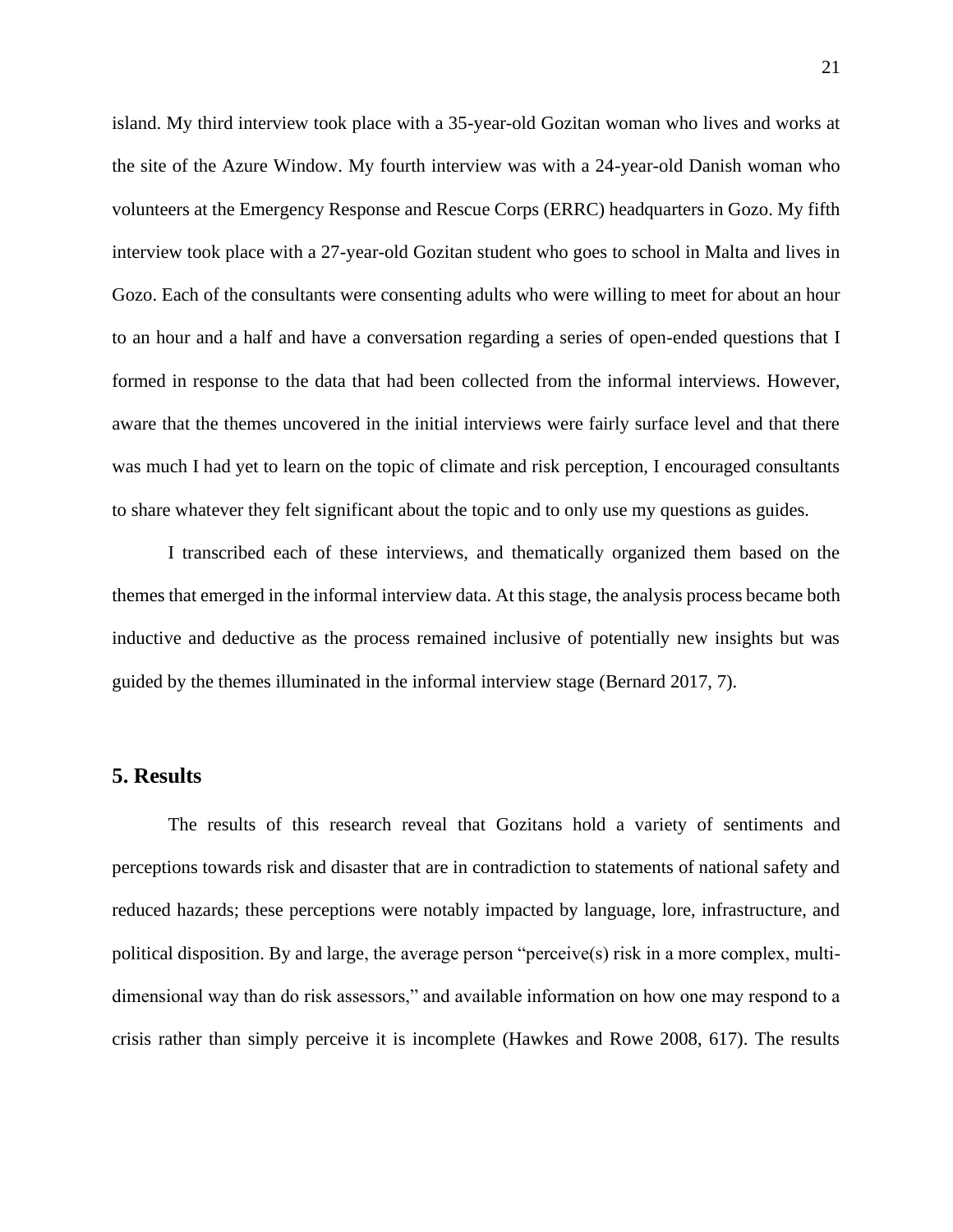island. My third interview took place with a 35-year-old Gozitan woman who lives and works at the site of the Azure Window. My fourth interview was with a 24-year-old Danish woman who volunteers at the Emergency Response and Rescue Corps (ERRC) headquarters in Gozo. My fifth interview took place with a 27-year-old Gozitan student who goes to school in Malta and lives in Gozo. Each of the consultants were consenting adults who were willing to meet for about an hour to an hour and a half and have a conversation regarding a series of open-ended questions that I formed in response to the data that had been collected from the informal interviews. However, aware that the themes uncovered in the initial interviews were fairly surface level and that there was much I had yet to learn on the topic of climate and risk perception, I encouraged consultants to share whatever they felt significant about the topic and to only use my questions as guides.

I transcribed each of these interviews, and thematically organized them based on the themes that emerged in the informal interview data. At this stage, the analysis process became both inductive and deductive as the process remained inclusive of potentially new insights but was guided by the themes illuminated in the informal interview stage (Bernard 2017, 7).

## 5. Results

The results of this research reveal that Gozitans hold a variety of sentiments and perceptions towards risk and disaster that are in contradiction to statements of national safety and reduced hazards; these perceptions were notably impacted by language, lore, infrastructure, and political disposition. By and large, the average person "perceive(s) risk in a more complex, multi-dimensional way than do risk assessors," and available information on how one may respond to a crisis rather than simply perceive it is incomplete (Hawkes and Rowe 2008, 617). The results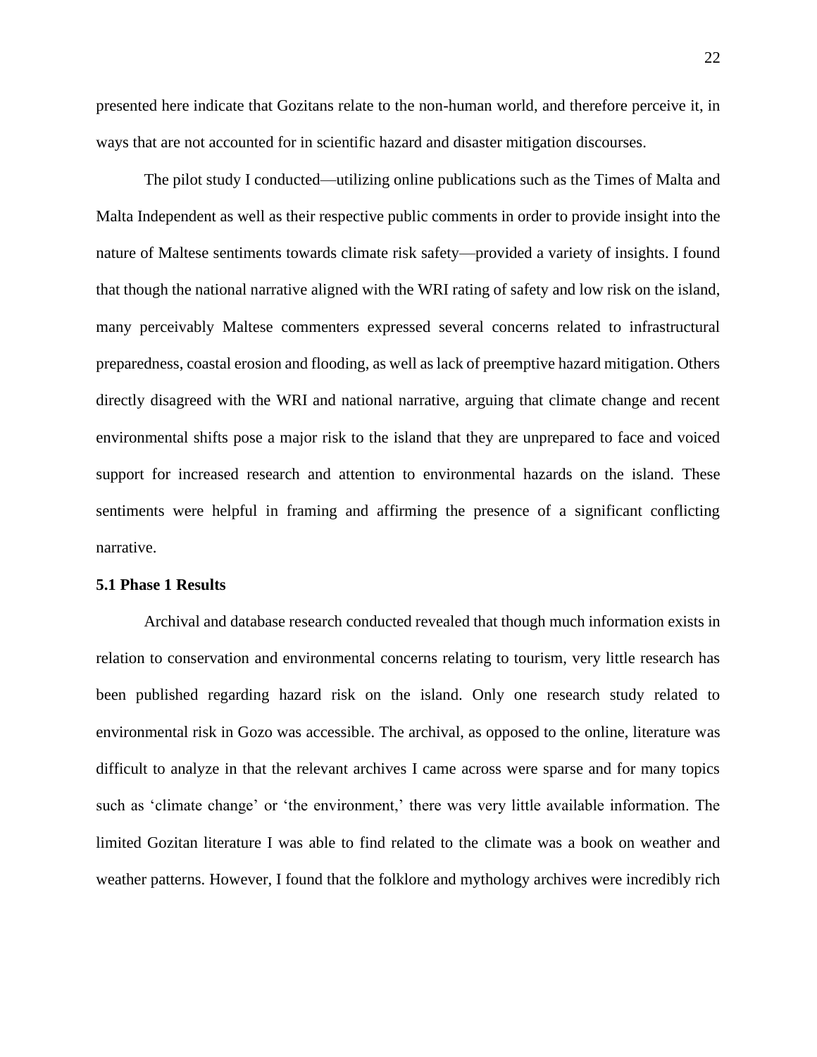presented here indicate that Gozitans relate to the non-human world, and therefore perceive it, in ways that are not accounted for in scientific hazard and disaster mitigation discourses.

The pilot study I conducted—utilizing online publications such as the Times of Malta and Malta Independent as well as their respective public comments in order to provide insight into the nature of Maltese sentiments towards climate risk safety—provided a variety of insights. I found that though the national narrative aligned with the WRI rating of safety and low risk on the island, many perceivably Maltese commenters expressed several concerns related to infrastructural preparedness, coastal erosion and flooding, as well as lack of preemptive hazard mitigation. Others directly disagreed with the WRI and national narrative, arguing that climate change and recent environmental shifts pose a major risk to the island that they are unprepared to face and voiced support for increased research and attention to environmental hazards on the island. These sentiments were helpful in framing and affirming the presence of a significant conflicting narrative.

**5.1 Phase 1 Results**

Archival and database research conducted revealed that though much information exists in relation to conservation and environmental concerns relating to tourism, very little research has been published regarding hazard risk on the island. Only one research study related to environmental risk in Gozo was accessible. The archival, as opposed to the online, literature was difficult to analyze in that the relevant archives I came across were sparse and for many topics such as 'climate change' or 'the environment,' there was very little available information. The limited Gozitan literature I was able to find related to the climate was a book on weather and weather patterns. However, I found that the folklore and mythology archives were incredibly rich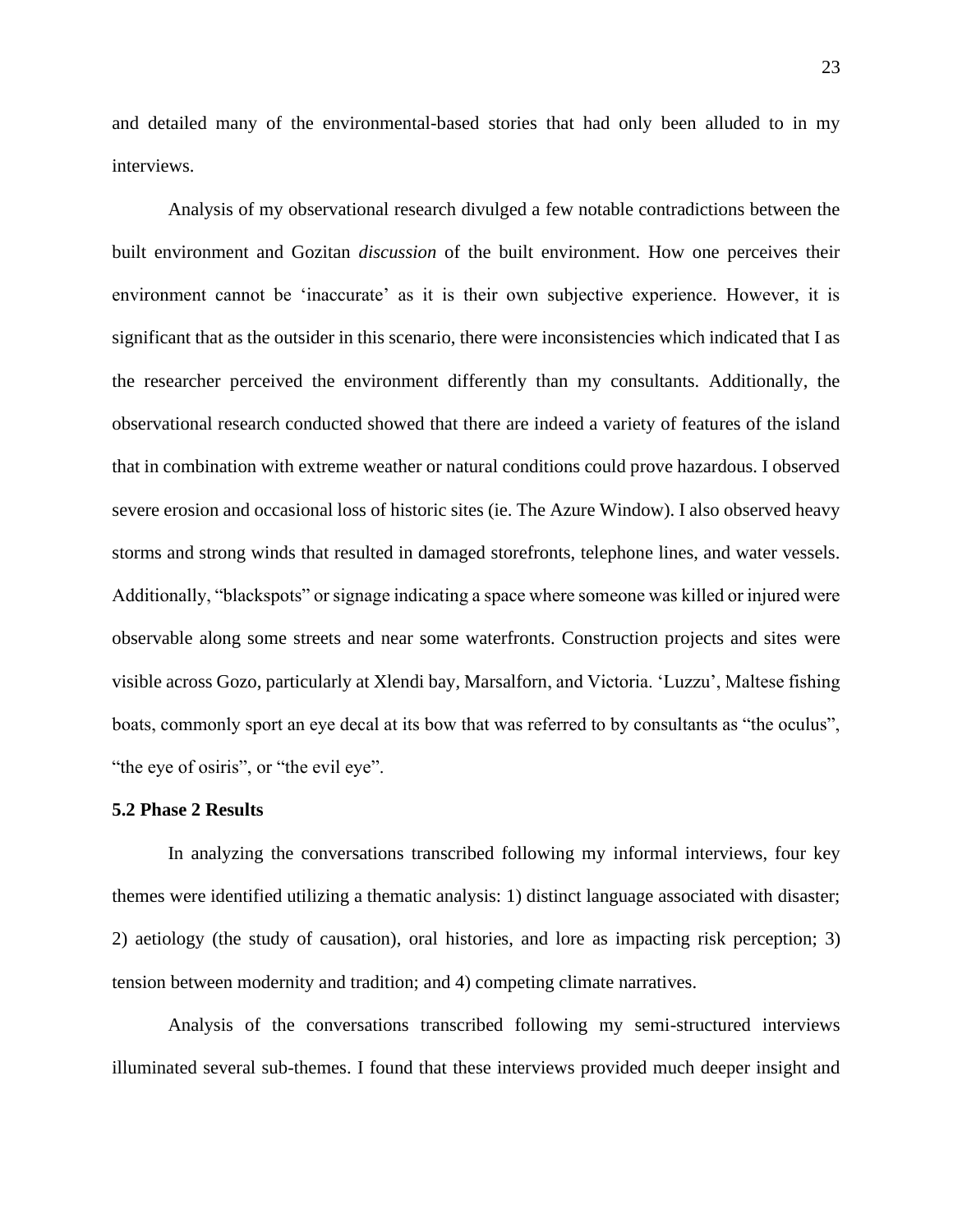and detailed many of the environmental-based stories that had only been alluded to in my interviews.

Analysis of my observational research divulged a few notable contradictions between the built environment and Gozitan *discussion* of the built environment. How one perceives their environment cannot be 'inaccurate' as it is their own subjective experience. However, it is significant that as the outsider in this scenario, there were inconsistencies which indicated that I as the researcher perceived the environment differently than my consultants. Additionally, the observational research conducted showed that there are indeed a variety of features of the island that in combination with extreme weather or natural conditions could prove hazardous. I observed severe erosion and occasional loss of historic sites (ie. The Azure Window). I also observed heavy storms and strong winds that resulted in damaged storefronts, telephone lines, and water vessels. Additionally, "blackspots" or signage indicating a space where someone was killed or injured were observable along some streets and near some waterfronts. Construction projects and sites were visible across Gozo, particularly at Xlendi bay, Marsalforn, and Victoria. 'Luzzu', Maltese fishing boats, commonly sport an eye decal at its bow that was referred to by consultants as "the oculus", "the eye of osiris", or "the evil eye".

**5.2 Phase 2 Results**

In analyzing the conversations transcribed following my informal interviews, four key themes were identified utilizing a thematic analysis: 1) distinct language associated with disaster; 2) aetiology (the study of causation), oral histories, and lore as impacting risk perception; 3) tension between modernity and tradition; and 4) competing climate narratives.

Analysis of the conversations transcribed following my semi-structured interviews illuminated several sub-themes. I found that these interviews provided much deeper insight and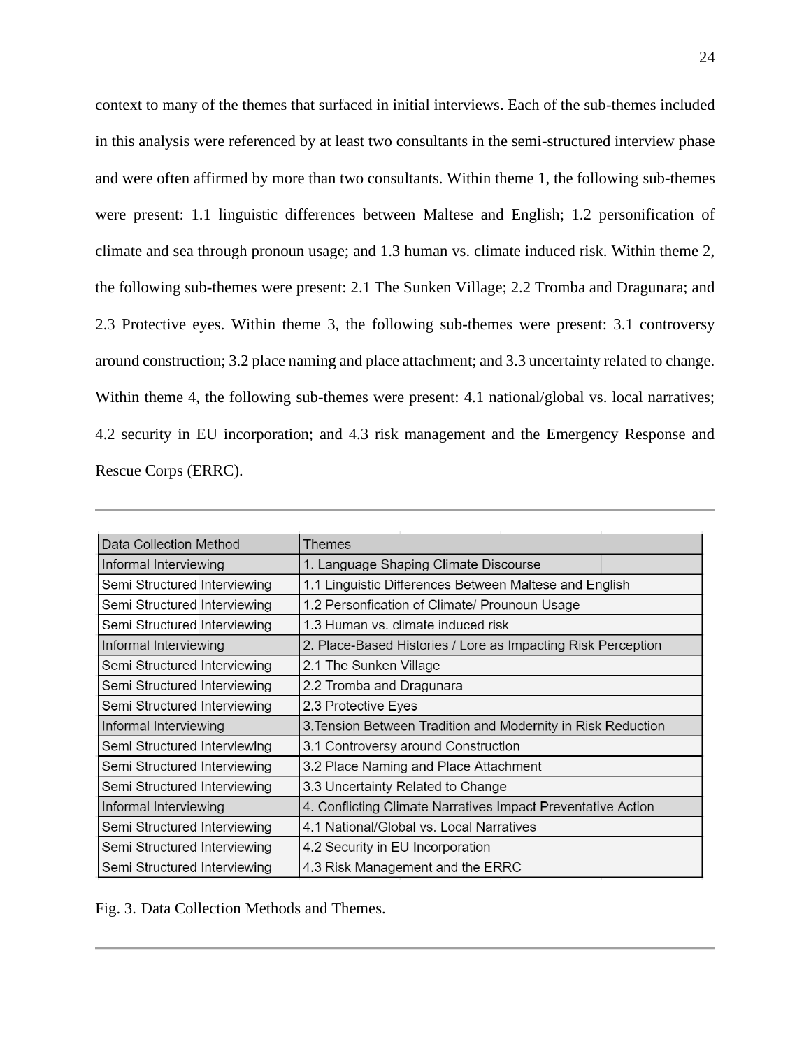context to many of the themes that surfaced in initial interviews. Each of the sub-themes included in this analysis were referenced by at least two consultants in the semi-structured interview phase and were often affirmed by more than two consultants. Within theme 1, the following sub-themes were present: 1.1 linguistic differences between Maltese and English; 1.2 personification of climate and sea through pronoun usage; and 1.3 human vs. climate induced risk. Within theme 2, the following sub-themes were present: 2.1 The Sunken Village; 2.2 Tromba and Dragunara; and 2.3 Protective eyes. Within theme 3, the following sub-themes were present: 3.1 controversy around construction; 3.2 place naming and place attachment; and 3.3 uncertainty related to change. Within theme 4, the following sub-themes were present: 4.1 national/global vs. local narratives; 4.2 security in EU incorporation; and 4.3 risk management and the Emergency Response and Rescue Corps (ERRC).

| Data Collection Method | Themes |
|---|---|
| Informal Interviewing | 1. Language Shaping Climate Discourse |
| Semi Structured Interviewing | 1.1 Linguistic Differences Between Maltese and English |
| Semi Structured Interviewing | 1.2 Personfication of Climate/ Prounoun Usage |
| Semi Structured Interviewing | 1.3 Human vs. climate induced risk |
| Informal Interviewing | 2. Place-Based Histories / Lore as Impacting Risk Perception |
| Semi Structured Interviewing | 2.1 The Sunken Village |
| Semi Structured Interviewing | 2.2 Tromba and Dragunara |
| Semi Structured Interviewing | 2.3 Protective Eyes |
| Informal Interviewing | 3.Tension Between Tradition and Modernity in Risk Reduction |
| Semi Structured Interviewing | 3.1 Controversy around Construction |
| Semi Structured Interviewing | 3.2 Place Naming and Place Attachment |
| Semi Structured Interviewing | 3.3 Uncertainty Related to Change |
| Informal Interviewing | 4. Conflicting Climate Narratives Impact Preventative Action |
| Semi Structured Interviewing | 4.1 National/Global vs. Local Narratives |
| Semi Structured Interviewing | 4.2 Security in EU Incorporation |
| Semi Structured Interviewing | 4.3 Risk Management and the ERRC |

Fig. 3. Data Collection Methods and Themes.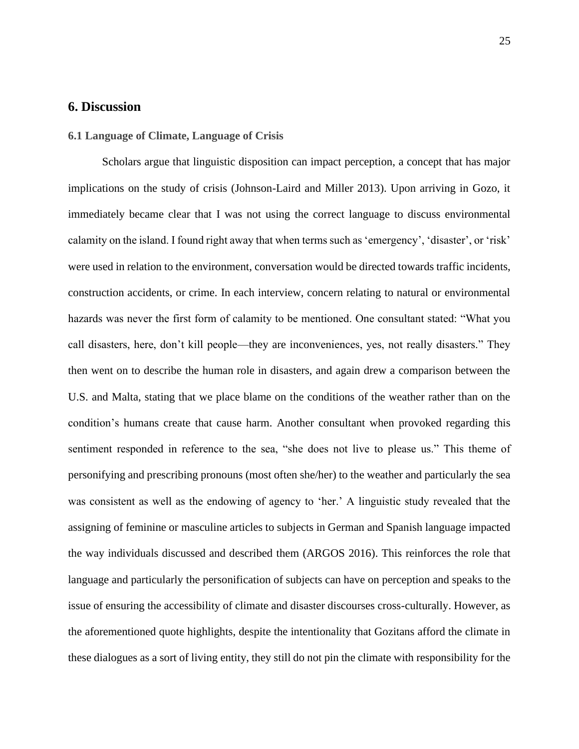# 6. Discussion

## 6.1 Language of Climate, Language of Crisis

Scholars argue that linguistic disposition can impact perception, a concept that has major implications on the study of crisis (Johnson-Laird and Miller 2013). Upon arriving in Gozo, it immediately became clear that I was not using the correct language to discuss environmental calamity on the island. I found right away that when terms such as 'emergency', 'disaster', or 'risk' were used in relation to the environment, conversation would be directed towards traffic incidents, construction accidents, or crime. In each interview, concern relating to natural or environmental hazards was never the first form of calamity to be mentioned. One consultant stated: "What you call disasters, here, don't kill people—they are inconveniences, yes, not really disasters." They then went on to describe the human role in disasters, and again drew a comparison between the U.S. and Malta, stating that we place blame on the conditions of the weather rather than on the condition's humans create that cause harm. Another consultant when provoked regarding this sentiment responded in reference to the sea, "she does not live to please us." This theme of personifying and prescribing pronouns (most often she/her) to the weather and particularly the sea was consistent as well as the endowing of agency to 'her.' A linguistic study revealed that the assigning of feminine or masculine articles to subjects in German and Spanish language impacted the way individuals discussed and described them (ARGOS 2016). This reinforces the role that language and particularly the personification of subjects can have on perception and speaks to the issue of ensuring the accessibility of climate and disaster discourses cross-culturally. However, as the aforementioned quote highlights, despite the intentionality that Gozitans afford the climate in these dialogues as a sort of living entity, they still do not pin the climate with responsibility for the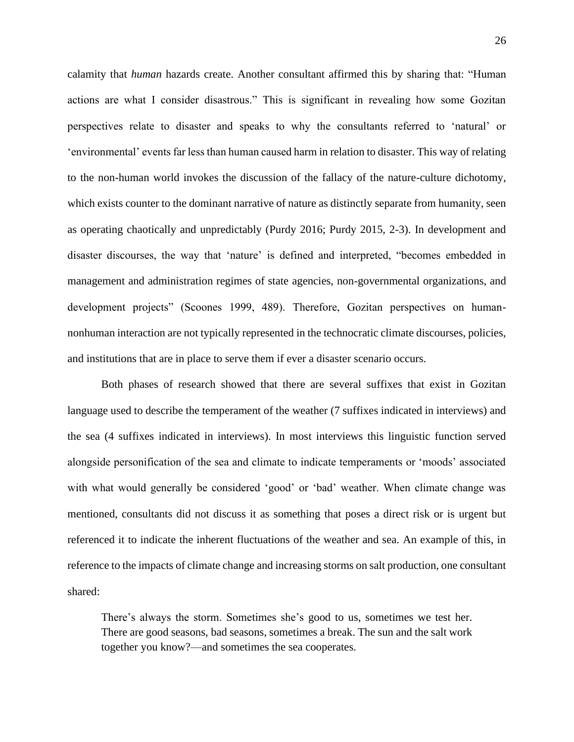calamity that *human* hazards create. Another consultant affirmed this by sharing that: "Human actions are what I consider disastrous." This is significant in revealing how some Gozitan perspectives relate to disaster and speaks to why the consultants referred to 'natural' or 'environmental' events far less than human caused harm in relation to disaster. This way of relating to the non-human world invokes the discussion of the fallacy of the nature-culture dichotomy, which exists counter to the dominant narrative of nature as distinctly separate from humanity, seen as operating chaotically and unpredictably (Purdy 2016; Purdy 2015, 2-3). In development and disaster discourses, the way that 'nature' is defined and interpreted, "becomes embedded in management and administration regimes of state agencies, non-governmental organizations, and development projects" (Scoones 1999, 489). Therefore, Gozitan perspectives on human-nonhuman interaction are not typically represented in the technocratic climate discourses, policies, and institutions that are in place to serve them if ever a disaster scenario occurs.

Both phases of research showed that there are several suffixes that exist in Gozitan language used to describe the temperament of the weather (7 suffixes indicated in interviews) and the sea (4 suffixes indicated in interviews). In most interviews this linguistic function served alongside personification of the sea and climate to indicate temperaments or 'moods' associated with what would generally be considered 'good' or 'bad' weather. When climate change was mentioned, consultants did not discuss it as something that poses a direct risk or is urgent but referenced it to indicate the inherent fluctuations of the weather and sea. An example of this, in reference to the impacts of climate change and increasing storms on salt production, one consultant shared:

> There's always the storm. Sometimes she's good to us, sometimes we test her. There are good seasons, bad seasons, sometimes a break. The sun and the salt work together you know?—and sometimes the sea cooperates.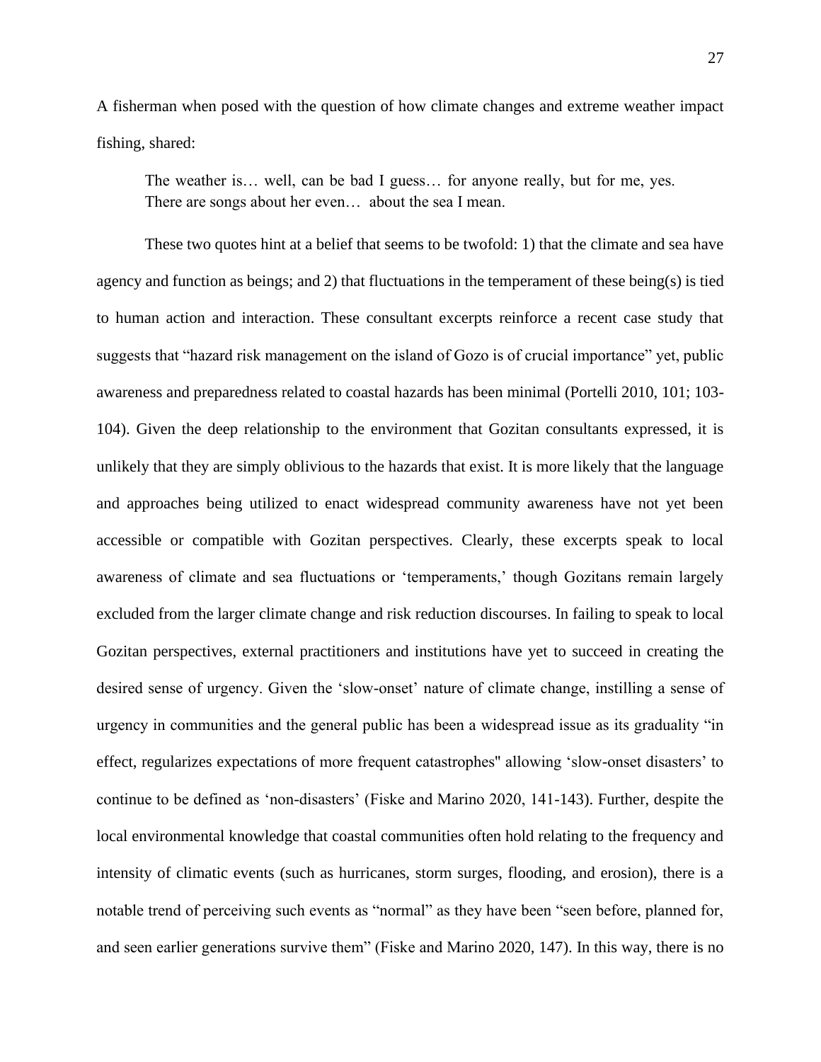A fisherman when posed with the question of how climate changes and extreme weather impact fishing, shared:

> The weather is… well, can be bad I guess… for anyone really, but for me, yes. There are songs about her even… about the sea I mean.

These two quotes hint at a belief that seems to be twofold: 1) that the climate and sea have agency and function as beings; and 2) that fluctuations in the temperament of these being(s) is tied to human action and interaction. These consultant excerpts reinforce a recent case study that suggests that "hazard risk management on the island of Gozo is of crucial importance" yet, public awareness and preparedness related to coastal hazards has been minimal (Portelli 2010, 101; 103-104). Given the deep relationship to the environment that Gozitan consultants expressed, it is unlikely that they are simply oblivious to the hazards that exist. It is more likely that the language and approaches being utilized to enact widespread community awareness have not yet been accessible or compatible with Gozitan perspectives. Clearly, these excerpts speak to local awareness of climate and sea fluctuations or 'temperaments,' though Gozitans remain largely excluded from the larger climate change and risk reduction discourses. In failing to speak to local Gozitan perspectives, external practitioners and institutions have yet to succeed in creating the desired sense of urgency. Given the 'slow-onset' nature of climate change, instilling a sense of urgency in communities and the general public has been a widespread issue as its graduality "in effect, regularizes expectations of more frequent catastrophes" allowing 'slow-onset disasters' to continue to be defined as 'non-disasters' (Fiske and Marino 2020, 141-143). Further, despite the local environmental knowledge that coastal communities often hold relating to the frequency and intensity of climatic events (such as hurricanes, storm surges, flooding, and erosion), there is a notable trend of perceiving such events as "normal" as they have been "seen before, planned for, and seen earlier generations survive them" (Fiske and Marino 2020, 147). In this way, there is no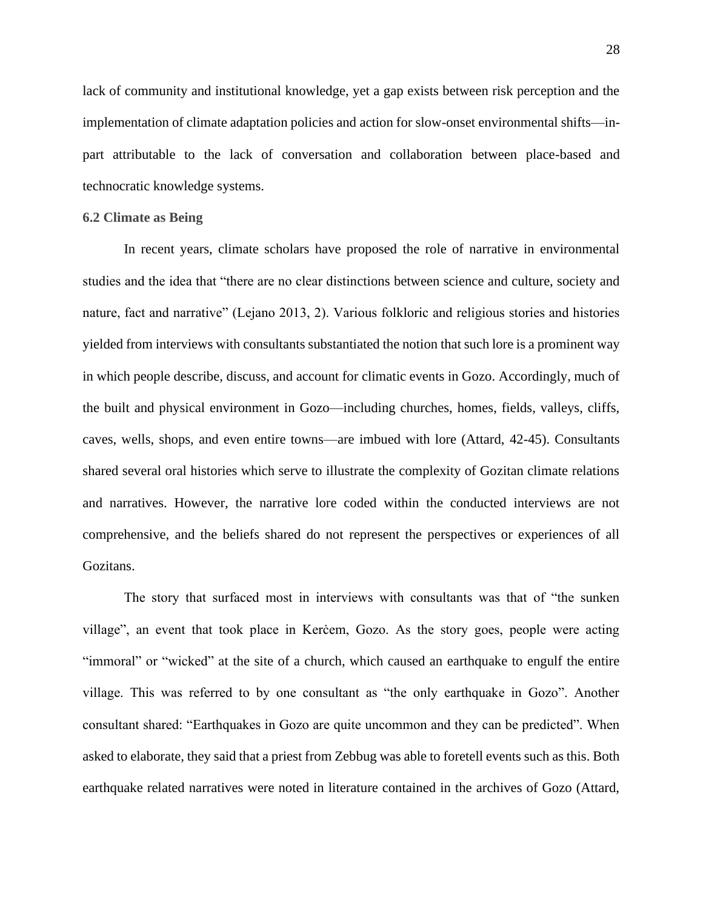lack of community and institutional knowledge, yet a gap exists between risk perception and the implementation of climate adaptation policies and action for slow-onset environmental shifts—in-part attributable to the lack of conversation and collaboration between place-based and technocratic knowledge systems.

### 6.2 Climate as Being

In recent years, climate scholars have proposed the role of narrative in environmental studies and the idea that "there are no clear distinctions between science and culture, society and nature, fact and narrative" (Lejano 2013, 2). Various folkloric and religious stories and histories yielded from interviews with consultants substantiated the notion that such lore is a prominent way in which people describe, discuss, and account for climatic events in Gozo. Accordingly, much of the built and physical environment in Gozo—including churches, homes, fields, valleys, cliffs, caves, wells, shops, and even entire towns—are imbued with lore (Attard, 42-45). Consultants shared several oral histories which serve to illustrate the complexity of Gozitan climate relations and narratives. However, the narrative lore coded within the conducted interviews are not comprehensive, and the beliefs shared do not represent the perspectives or experiences of all Gozitans.

The story that surfaced most in interviews with consultants was that of "the sunken village", an event that took place in Kerċem, Gozo. As the story goes, people were acting "immoral" or "wicked" at the site of a church, which caused an earthquake to engulf the entire village. This was referred to by one consultant as "the only earthquake in Gozo". Another consultant shared: "Earthquakes in Gozo are quite uncommon and they can be predicted". When asked to elaborate, they said that a priest from Zebbug was able to foretell events such as this. Both earthquake related narratives were noted in literature contained in the archives of Gozo (Attard,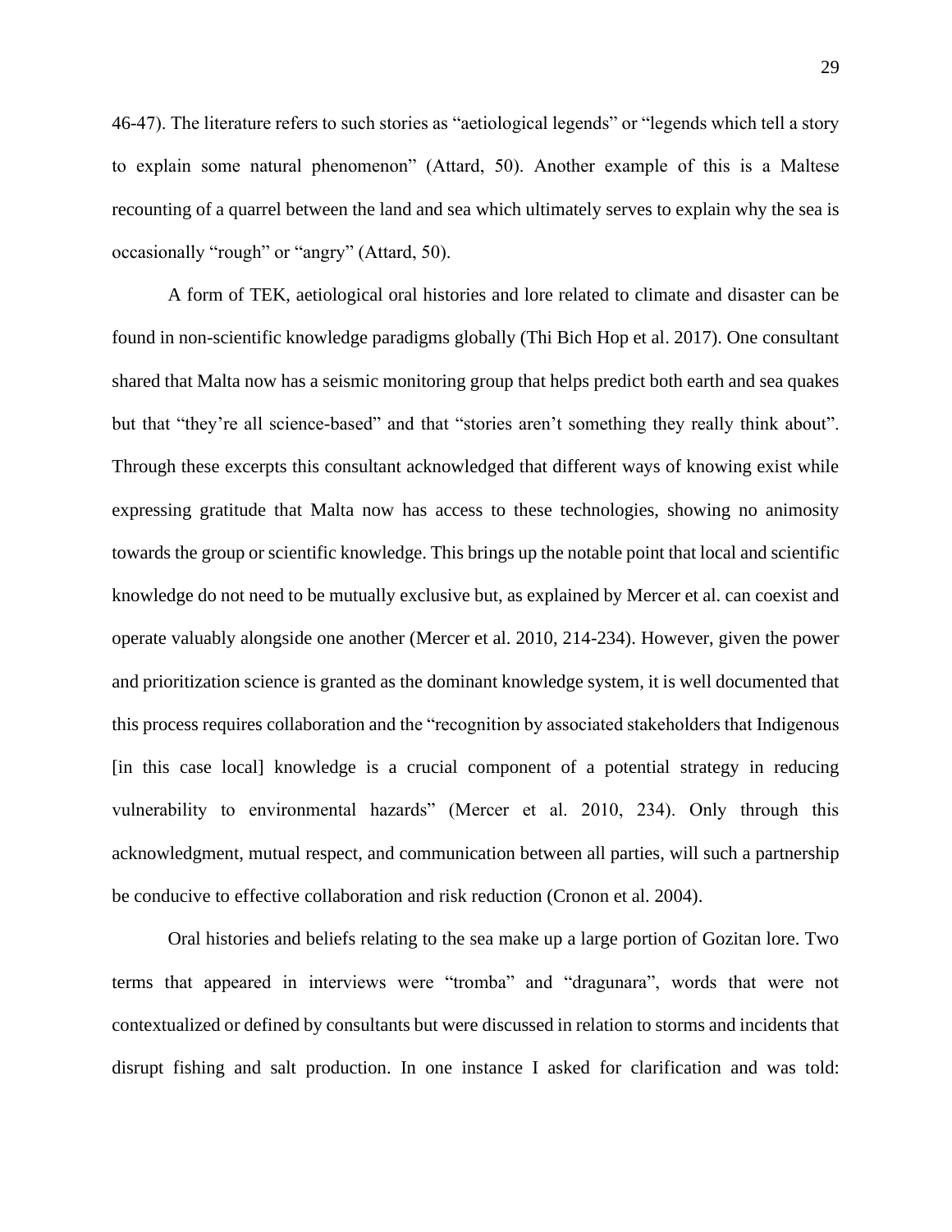46-47). The literature refers to such stories as "aetiological legends" or "legends which tell a story to explain some natural phenomenon" (Attard, 50). Another example of this is a Maltese recounting of a quarrel between the land and sea which ultimately serves to explain why the sea is occasionally "rough" or "angry" (Attard, 50).

A form of TEK, aetiological oral histories and lore related to climate and disaster can be found in non-scientific knowledge paradigms globally (Thi Bich Hop et al. 2017). One consultant shared that Malta now has a seismic monitoring group that helps predict both earth and sea quakes but that "they're all science-based" and that "stories aren't something they really think about". Through these excerpts this consultant acknowledged that different ways of knowing exist while expressing gratitude that Malta now has access to these technologies, showing no animosity towards the group or scientific knowledge. This brings up the notable point that local and scientific knowledge do not need to be mutually exclusive but, as explained by Mercer et al. can coexist and operate valuably alongside one another (Mercer et al. 2010, 214-234). However, given the power and prioritization science is granted as the dominant knowledge system, it is well documented that this process requires collaboration and the "recognition by associated stakeholders that Indigenous [in this case local] knowledge is a crucial component of a potential strategy in reducing vulnerability to environmental hazards" (Mercer et al. 2010, 234). Only through this acknowledgment, mutual respect, and communication between all parties, will such a partnership be conducive to effective collaboration and risk reduction (Cronon et al. 2004).

Oral histories and beliefs relating to the sea make up a large portion of Gozitan lore. Two terms that appeared in interviews were "tromba" and "dragunara", words that were not contextualized or defined by consultants but were discussed in relation to storms and incidents that disrupt fishing and salt production. In one instance I asked for clarification and was told: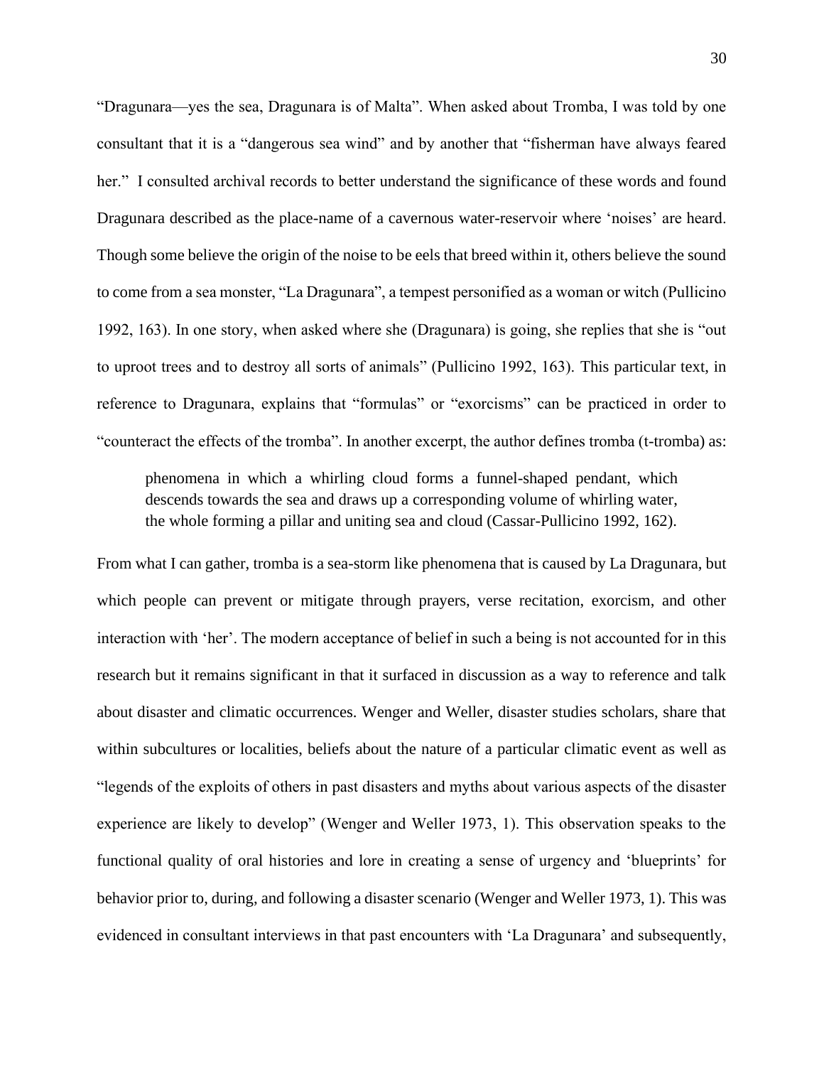"Dragunara—yes the sea, Dragunara is of Malta". When asked about Tromba, I was told by one consultant that it is a "dangerous sea wind" and by another that "fisherman have always feared her." I consulted archival records to better understand the significance of these words and found Dragunara described as the place-name of a cavernous water-reservoir where 'noises' are heard. Though some believe the origin of the noise to be eels that breed within it, others believe the sound to come from a sea monster, "La Dragunara", a tempest personified as a woman or witch (Pullicino 1992, 163). In one story, when asked where she (Dragunara) is going, she replies that she is "out to uproot trees and to destroy all sorts of animals" (Pullicino 1992, 163). This particular text, in reference to Dragunara, explains that "formulas" or "exorcisms" can be practiced in order to "counteract the effects of the tromba". In another excerpt, the author defines tromba (t-tromba) as:

> phenomena in which a whirling cloud forms a funnel-shaped pendant, which descends towards the sea and draws up a corresponding volume of whirling water, the whole forming a pillar and uniting sea and cloud (Cassar-Pullicino 1992, 162).

From what I can gather, tromba is a sea-storm like phenomena that is caused by La Dragunara, but which people can prevent or mitigate through prayers, verse recitation, exorcism, and other interaction with 'her'. The modern acceptance of belief in such a being is not accounted for in this research but it remains significant in that it surfaced in discussion as a way to reference and talk about disaster and climatic occurrences. Wenger and Weller, disaster studies scholars, share that within subcultures or localities, beliefs about the nature of a particular climatic event as well as "legends of the exploits of others in past disasters and myths about various aspects of the disaster experience are likely to develop" (Wenger and Weller 1973, 1). This observation speaks to the functional quality of oral histories and lore in creating a sense of urgency and 'blueprints' for behavior prior to, during, and following a disaster scenario (Wenger and Weller 1973, 1). This was evidenced in consultant interviews in that past encounters with 'La Dragunara' and subsequently,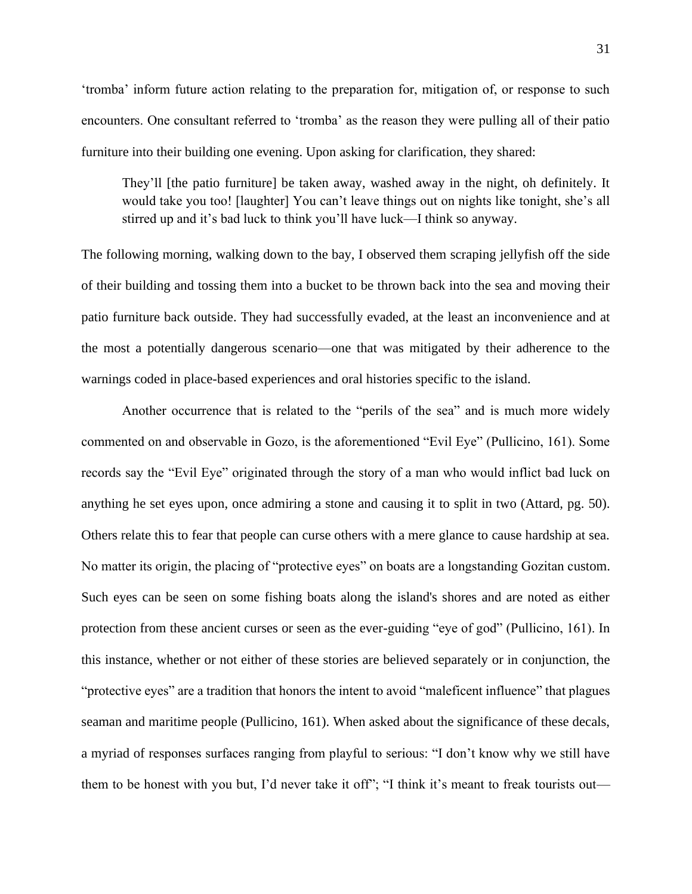'tromba' inform future action relating to the preparation for, mitigation of, or response to such encounters. One consultant referred to 'tromba' as the reason they were pulling all of their patio furniture into their building one evening. Upon asking for clarification, they shared:

> They'll [the patio furniture] be taken away, washed away in the night, oh definitely. It would take you too! [laughter] You can't leave things out on nights like tonight, she's all stirred up and it's bad luck to think you'll have luck—I think so anyway.

The following morning, walking down to the bay, I observed them scraping jellyfish off the side of their building and tossing them into a bucket to be thrown back into the sea and moving their patio furniture back outside. They had successfully evaded, at the least an inconvenience and at the most a potentially dangerous scenario—one that was mitigated by their adherence to the warnings coded in place-based experiences and oral histories specific to the island.

Another occurrence that is related to the "perils of the sea" and is much more widely commented on and observable in Gozo, is the aforementioned "Evil Eye" (Pullicino, 161). Some records say the "Evil Eye" originated through the story of a man who would inflict bad luck on anything he set eyes upon, once admiring a stone and causing it to split in two (Attard, pg. 50). Others relate this to fear that people can curse others with a mere glance to cause hardship at sea. No matter its origin, the placing of "protective eyes" on boats are a longstanding Gozitan custom. Such eyes can be seen on some fishing boats along the island's shores and are noted as either protection from these ancient curses or seen as the ever-guiding "eye of god" (Pullicino, 161). In this instance, whether or not either of these stories are believed separately or in conjunction, the "protective eyes" are a tradition that honors the intent to avoid "maleficent influence" that plagues seaman and maritime people (Pullicino, 161). When asked about the significance of these decals, a myriad of responses surfaces ranging from playful to serious: "I don't know why we still have them to be honest with you but, I'd never take it off"; "I think it's meant to freak tourists out—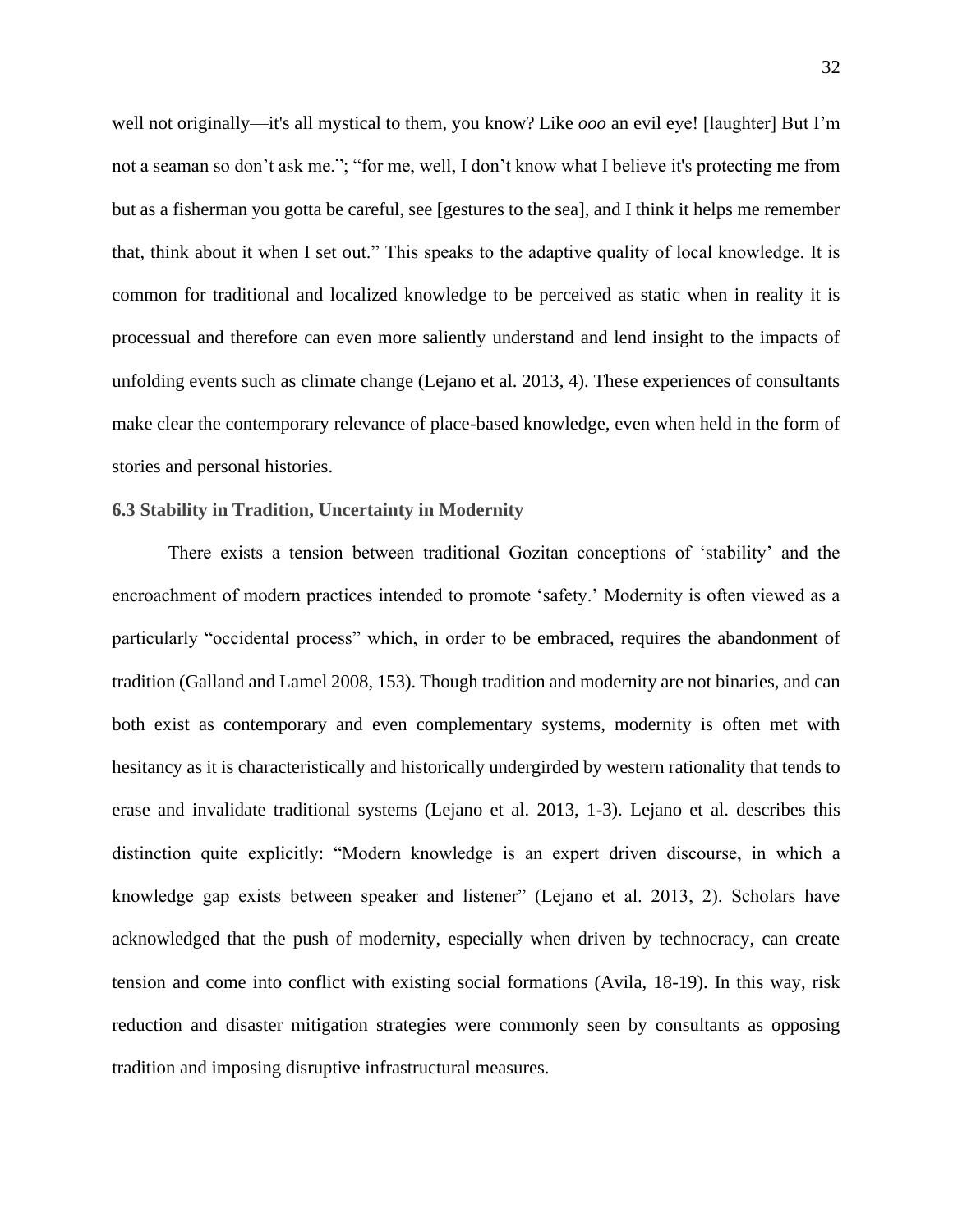well not originally—it's all mystical to them, you know? Like *ooo* an evil eye! [laughter] But I'm not a seaman so don't ask me."; "for me, well, I don't know what I believe it's protecting me from but as a fisherman you gotta be careful, see [gestures to the sea], and I think it helps me remember that, think about it when I set out." This speaks to the adaptive quality of local knowledge. It is common for traditional and localized knowledge to be perceived as static when in reality it is processual and therefore can even more saliently understand and lend insight to the impacts of unfolding events such as climate change (Lejano et al. 2013, 4). These experiences of consultants make clear the contemporary relevance of place-based knowledge, even when held in the form of stories and personal histories.

### 6.3 Stability in Tradition, Uncertainty in Modernity

There exists a tension between traditional Gozitan conceptions of 'stability' and the encroachment of modern practices intended to promote 'safety.' Modernity is often viewed as a particularly "occidental process" which, in order to be embraced, requires the abandonment of tradition (Galland and Lamel 2008, 153). Though tradition and modernity are not binaries, and can both exist as contemporary and even complementary systems, modernity is often met with hesitancy as it is characteristically and historically undergirded by western rationality that tends to erase and invalidate traditional systems (Lejano et al. 2013, 1-3). Lejano et al. describes this distinction quite explicitly: "Modern knowledge is an expert driven discourse, in which a knowledge gap exists between speaker and listener" (Lejano et al. 2013, 2). Scholars have acknowledged that the push of modernity, especially when driven by technocracy, can create tension and come into conflict with existing social formations (Avila, 18-19). In this way, risk reduction and disaster mitigation strategies were commonly seen by consultants as opposing tradition and imposing disruptive infrastructural measures.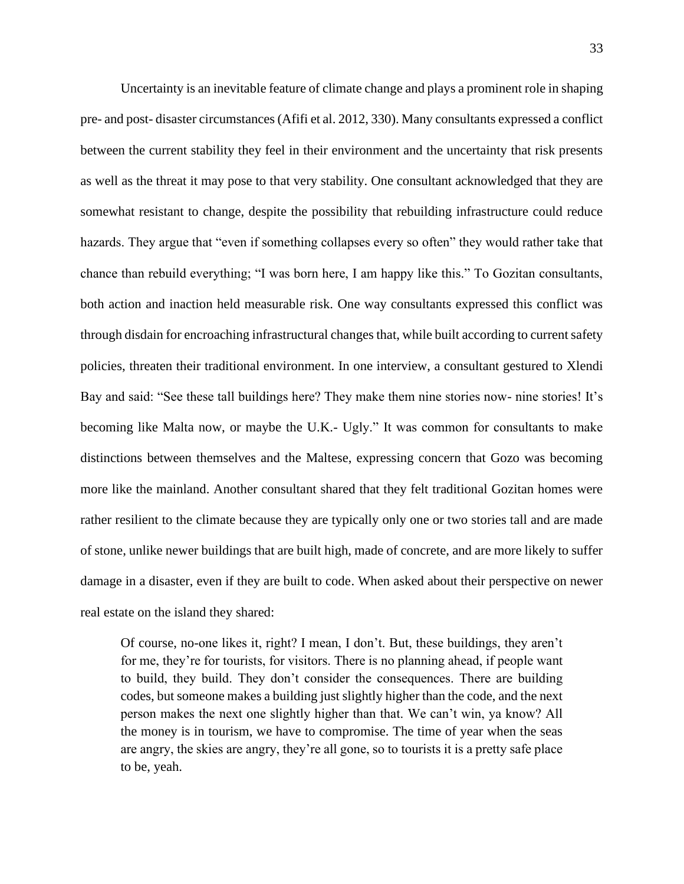Uncertainty is an inevitable feature of climate change and plays a prominent role in shaping pre- and post- disaster circumstances (Afifi et al. 2012, 330). Many consultants expressed a conflict between the current stability they feel in their environment and the uncertainty that risk presents as well as the threat it may pose to that very stability. One consultant acknowledged that they are somewhat resistant to change, despite the possibility that rebuilding infrastructure could reduce hazards. They argue that "even if something collapses every so often" they would rather take that chance than rebuild everything; "I was born here, I am happy like this." To Gozitan consultants, both action and inaction held measurable risk. One way consultants expressed this conflict was through disdain for encroaching infrastructural changes that, while built according to current safety policies, threaten their traditional environment. In one interview, a consultant gestured to Xlendi Bay and said: "See these tall buildings here? They make them nine stories now- nine stories! It's becoming like Malta now, or maybe the U.K.- Ugly." It was common for consultants to make distinctions between themselves and the Maltese, expressing concern that Gozo was becoming more like the mainland. Another consultant shared that they felt traditional Gozitan homes were rather resilient to the climate because they are typically only one or two stories tall and are made of stone, unlike newer buildings that are built high, made of concrete, and are more likely to suffer damage in a disaster, even if they are built to code. When asked about their perspective on newer real estate on the island they shared:

> Of course, no-one likes it, right? I mean, I don't. But, these buildings, they aren't for me, they're for tourists, for visitors. There is no planning ahead, if people want to build, they build. They don't consider the consequences. There are building codes, but someone makes a building just slightly higher than the code, and the next person makes the next one slightly higher than that. We can't win, ya know? All the money is in tourism, we have to compromise. The time of year when the seas are angry, the skies are angry, they're all gone, so to tourists it is a pretty safe place to be, yeah.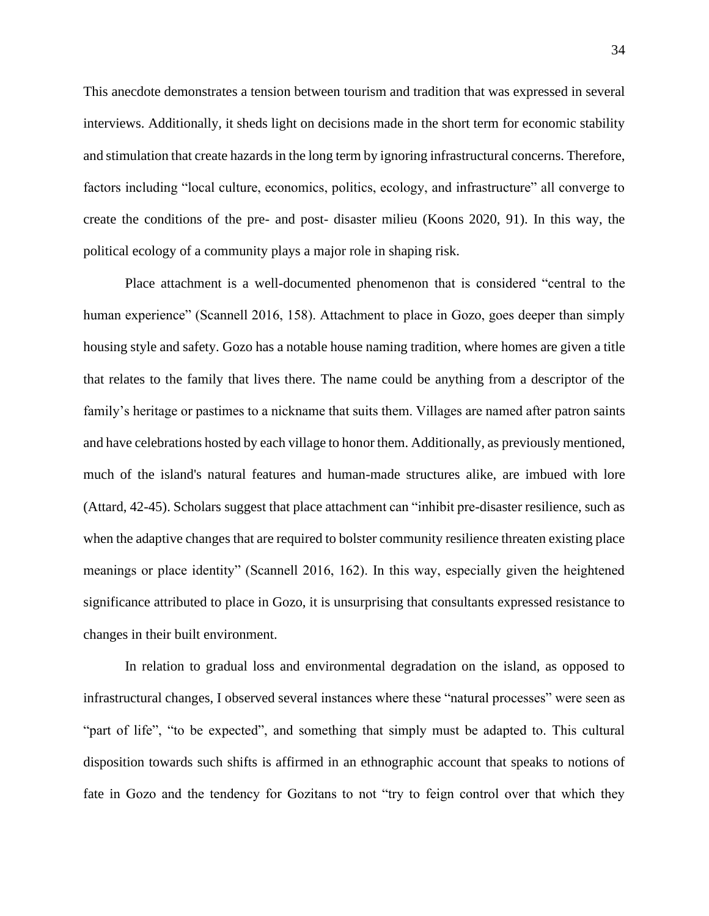This anecdote demonstrates a tension between tourism and tradition that was expressed in several interviews. Additionally, it sheds light on decisions made in the short term for economic stability and stimulation that create hazards in the long term by ignoring infrastructural concerns. Therefore, factors including "local culture, economics, politics, ecology, and infrastructure" all converge to create the conditions of the pre- and post- disaster milieu (Koons 2020, 91). In this way, the political ecology of a community plays a major role in shaping risk.

Place attachment is a well-documented phenomenon that is considered "central to the human experience" (Scannell 2016, 158). Attachment to place in Gozo, goes deeper than simply housing style and safety. Gozo has a notable house naming tradition, where homes are given a title that relates to the family that lives there. The name could be anything from a descriptor of the family's heritage or pastimes to a nickname that suits them. Villages are named after patron saints and have celebrations hosted by each village to honor them. Additionally, as previously mentioned, much of the island's natural features and human-made structures alike, are imbued with lore (Attard, 42-45). Scholars suggest that place attachment can "inhibit pre-disaster resilience, such as when the adaptive changes that are required to bolster community resilience threaten existing place meanings or place identity" (Scannell 2016, 162). In this way, especially given the heightened significance attributed to place in Gozo, it is unsurprising that consultants expressed resistance to changes in their built environment.

In relation to gradual loss and environmental degradation on the island, as opposed to infrastructural changes, I observed several instances where these "natural processes" were seen as "part of life", "to be expected", and something that simply must be adapted to. This cultural disposition towards such shifts is affirmed in an ethnographic account that speaks to notions of fate in Gozo and the tendency for Gozitans to not "try to feign control over that which they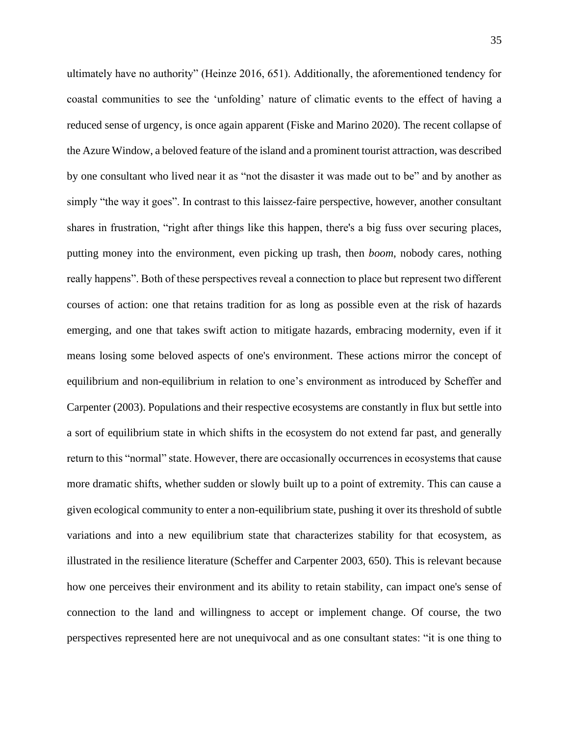ultimately have no authority" (Heinze 2016, 651). Additionally, the aforementioned tendency for coastal communities to see the 'unfolding' nature of climatic events to the effect of having a reduced sense of urgency, is once again apparent (Fiske and Marino 2020). The recent collapse of the Azure Window, a beloved feature of the island and a prominent tourist attraction, was described by one consultant who lived near it as "not the disaster it was made out to be" and by another as simply "the way it goes". In contrast to this laissez-faire perspective, however, another consultant shares in frustration, "right after things like this happen, there's a big fuss over securing places, putting money into the environment, even picking up trash, then *boom*, nobody cares, nothing really happens". Both of these perspectives reveal a connection to place but represent two different courses of action: one that retains tradition for as long as possible even at the risk of hazards emerging, and one that takes swift action to mitigate hazards, embracing modernity, even if it means losing some beloved aspects of one's environment. These actions mirror the concept of equilibrium and non-equilibrium in relation to one's environment as introduced by Scheffer and Carpenter (2003). Populations and their respective ecosystems are constantly in flux but settle into a sort of equilibrium state in which shifts in the ecosystem do not extend far past, and generally return to this "normal" state. However, there are occasionally occurrences in ecosystems that cause more dramatic shifts, whether sudden or slowly built up to a point of extremity. This can cause a given ecological community to enter a non-equilibrium state, pushing it over its threshold of subtle variations and into a new equilibrium state that characterizes stability for that ecosystem, as illustrated in the resilience literature (Scheffer and Carpenter 2003, 650). This is relevant because how one perceives their environment and its ability to retain stability, can impact one's sense of connection to the land and willingness to accept or implement change. Of course, the two perspectives represented here are not unequivocal and as one consultant states: "it is one thing to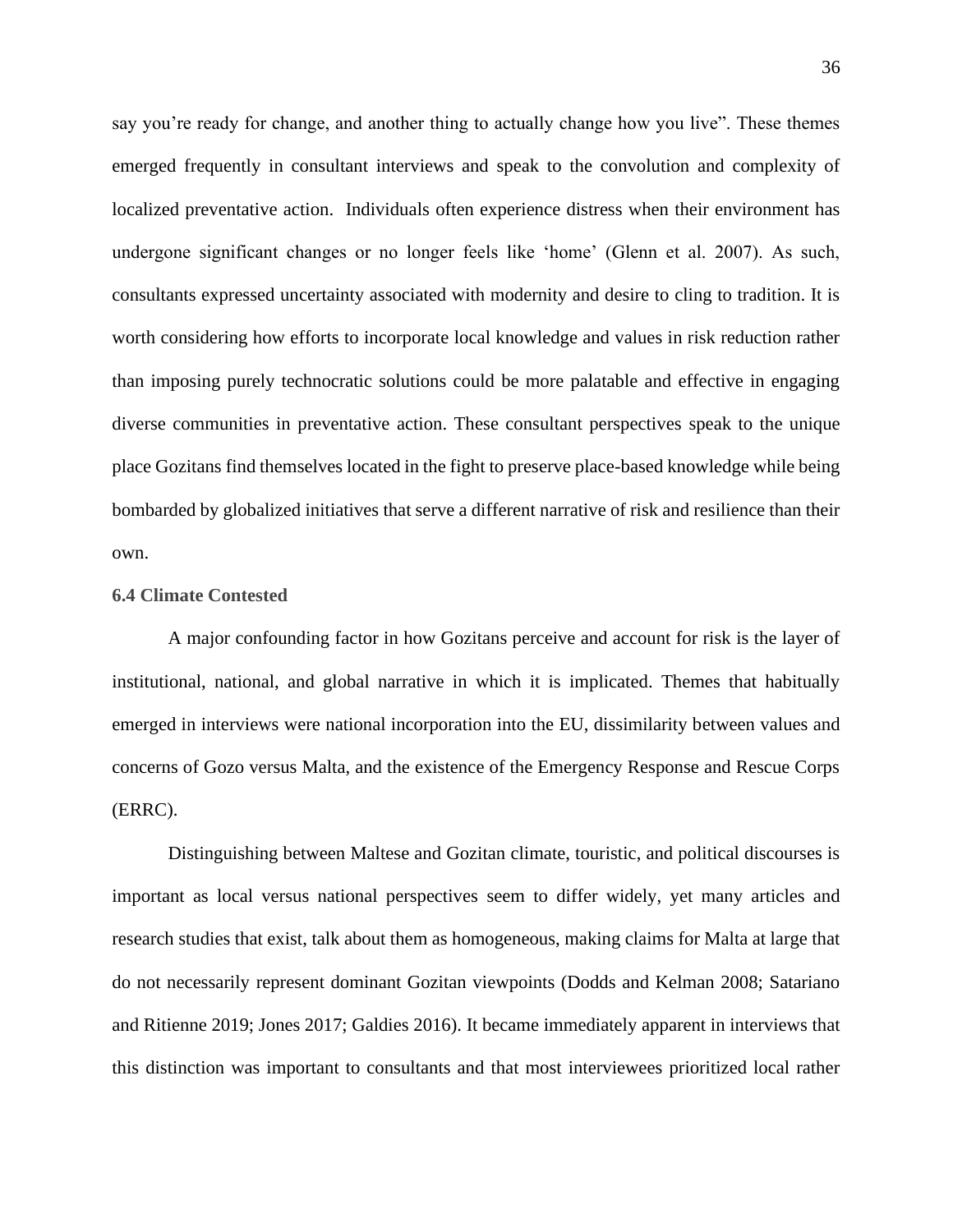say you're ready for change, and another thing to actually change how you live". These themes emerged frequently in consultant interviews and speak to the convolution and complexity of localized preventative action. Individuals often experience distress when their environment has undergone significant changes or no longer feels like 'home' (Glenn et al. 2007). As such, consultants expressed uncertainty associated with modernity and desire to cling to tradition. It is worth considering how efforts to incorporate local knowledge and values in risk reduction rather than imposing purely technocratic solutions could be more palatable and effective in engaging diverse communities in preventative action. These consultant perspectives speak to the unique place Gozitans find themselves located in the fight to preserve place-based knowledge while being bombarded by globalized initiatives that serve a different narrative of risk and resilience than their own.

### 6.4 Climate Contested

A major confounding factor in how Gozitans perceive and account for risk is the layer of institutional, national, and global narrative in which it is implicated. Themes that habitually emerged in interviews were national incorporation into the EU, dissimilarity between values and concerns of Gozo versus Malta, and the existence of the Emergency Response and Rescue Corps (ERRC).

Distinguishing between Maltese and Gozitan climate, touristic, and political discourses is important as local versus national perspectives seem to differ widely, yet many articles and research studies that exist, talk about them as homogeneous, making claims for Malta at large that do not necessarily represent dominant Gozitan viewpoints (Dodds and Kelman 2008; Satariano and Ritienne 2019; Jones 2017; Galdies 2016). It became immediately apparent in interviews that this distinction was important to consultants and that most interviewees prioritized local rather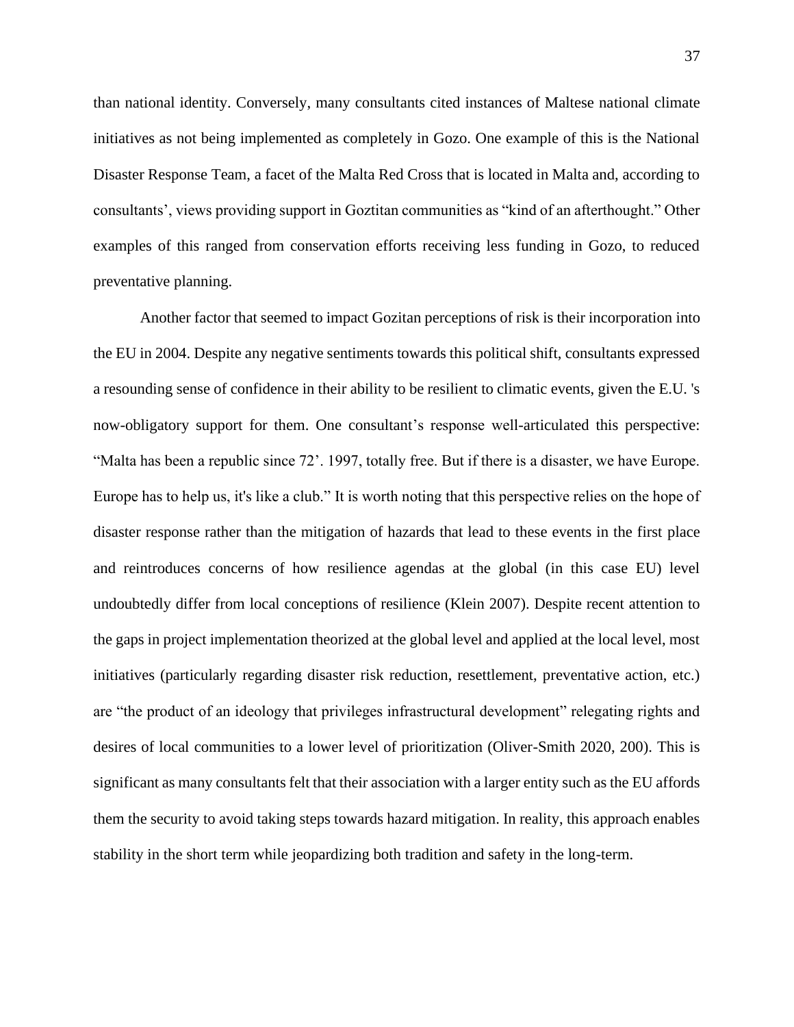than national identity. Conversely, many consultants cited instances of Maltese national climate initiatives as not being implemented as completely in Gozo. One example of this is the National Disaster Response Team, a facet of the Malta Red Cross that is located in Malta and, according to consultants', views providing support in Goztitan communities as "kind of an afterthought." Other examples of this ranged from conservation efforts receiving less funding in Gozo, to reduced preventative planning.

Another factor that seemed to impact Gozitan perceptions of risk is their incorporation into the EU in 2004. Despite any negative sentiments towards this political shift, consultants expressed a resounding sense of confidence in their ability to be resilient to climatic events, given the E.U. 's now-obligatory support for them. One consultant's response well-articulated this perspective: "Malta has been a republic since 72'. 1997, totally free. But if there is a disaster, we have Europe. Europe has to help us, it's like a club." It is worth noting that this perspective relies on the hope of disaster response rather than the mitigation of hazards that lead to these events in the first place and reintroduces concerns of how resilience agendas at the global (in this case EU) level undoubtedly differ from local conceptions of resilience (Klein 2007). Despite recent attention to the gaps in project implementation theorized at the global level and applied at the local level, most initiatives (particularly regarding disaster risk reduction, resettlement, preventative action, etc.) are "the product of an ideology that privileges infrastructural development" relegating rights and desires of local communities to a lower level of prioritization (Oliver-Smith 2020, 200). This is significant as many consultants felt that their association with a larger entity such as the EU affords them the security to avoid taking steps towards hazard mitigation. In reality, this approach enables stability in the short term while jeopardizing both tradition and safety in the long-term.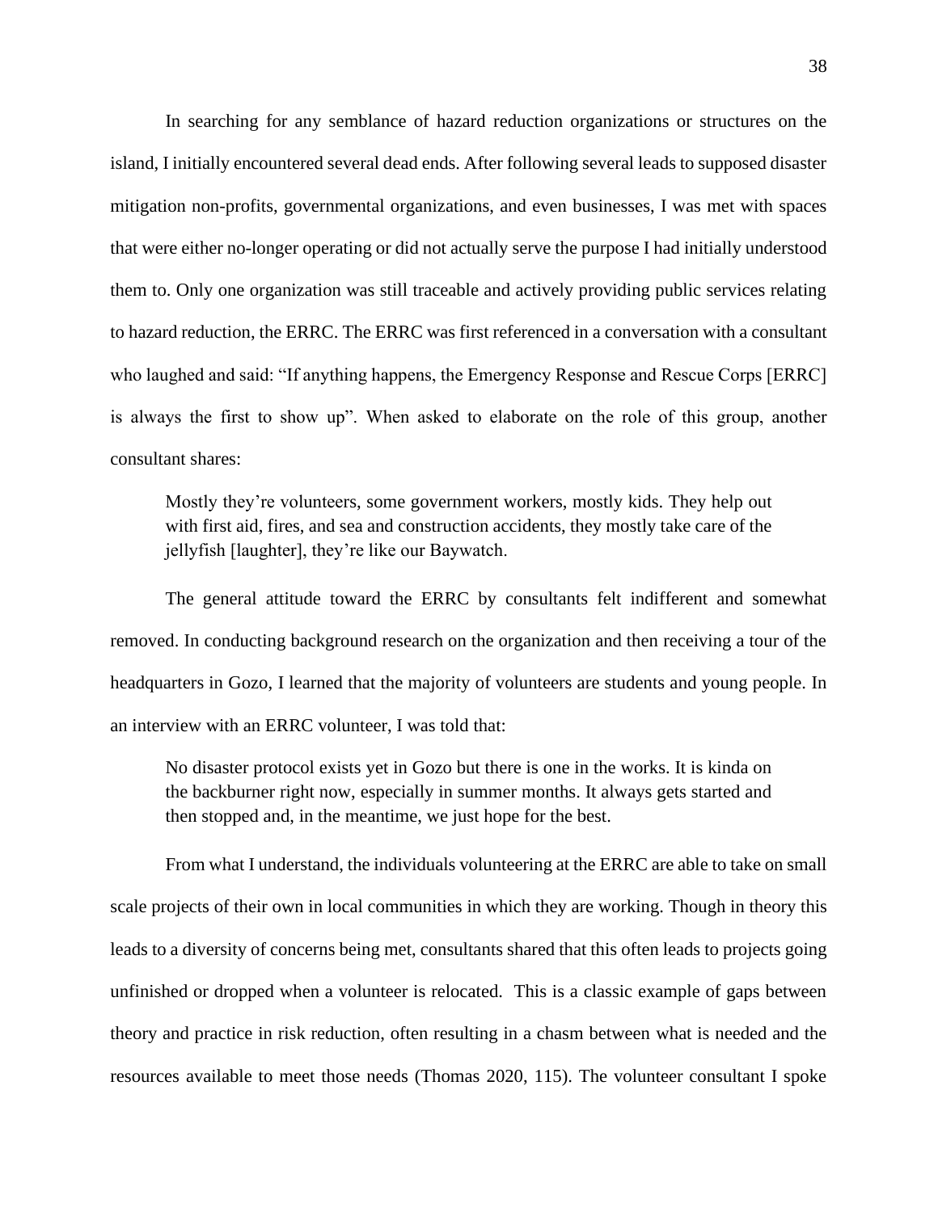In searching for any semblance of hazard reduction organizations or structures on the island, I initially encountered several dead ends. After following several leads to supposed disaster mitigation non-profits, governmental organizations, and even businesses, I was met with spaces that were either no-longer operating or did not actually serve the purpose I had initially understood them to. Only one organization was still traceable and actively providing public services relating to hazard reduction, the ERRC. The ERRC was first referenced in a conversation with a consultant who laughed and said: "If anything happens, the Emergency Response and Rescue Corps [ERRC] is always the first to show up". When asked to elaborate on the role of this group, another consultant shares:

> Mostly they're volunteers, some government workers, mostly kids. They help out with first aid, fires, and sea and construction accidents, they mostly take care of the jellyfish [laughter], they're like our Baywatch.

The general attitude toward the ERRC by consultants felt indifferent and somewhat removed. In conducting background research on the organization and then receiving a tour of the headquarters in Gozo, I learned that the majority of volunteers are students and young people. In an interview with an ERRC volunteer, I was told that:

> No disaster protocol exists yet in Gozo but there is one in the works. It is kinda on the backburner right now, especially in summer months. It always gets started and then stopped and, in the meantime, we just hope for the best.

From what I understand, the individuals volunteering at the ERRC are able to take on small scale projects of their own in local communities in which they are working. Though in theory this leads to a diversity of concerns being met, consultants shared that this often leads to projects going unfinished or dropped when a volunteer is relocated. This is a classic example of gaps between theory and practice in risk reduction, often resulting in a chasm between what is needed and the resources available to meet those needs (Thomas 2020, 115). The volunteer consultant I spoke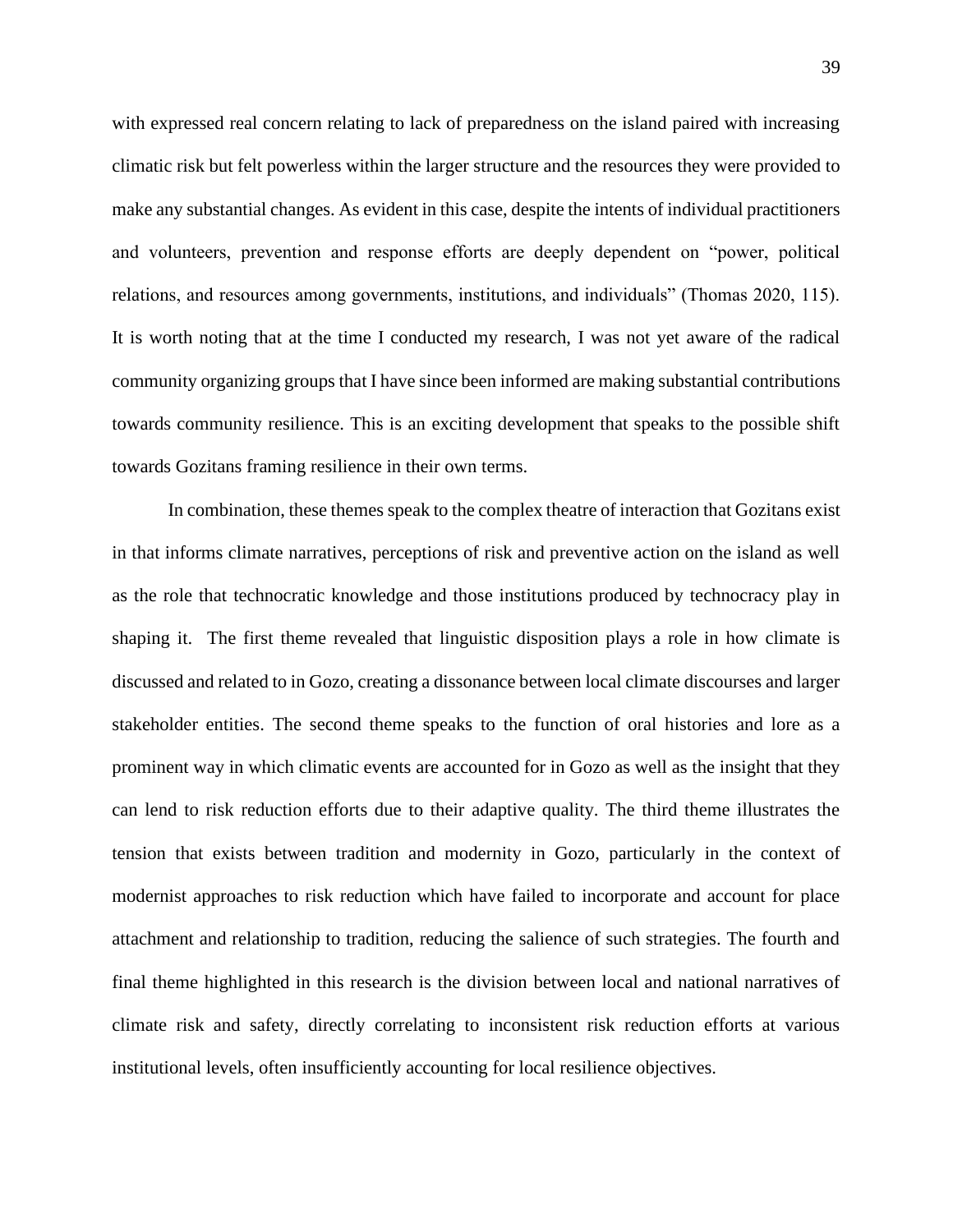with expressed real concern relating to lack of preparedness on the island paired with increasing climatic risk but felt powerless within the larger structure and the resources they were provided to make any substantial changes. As evident in this case, despite the intents of individual practitioners and volunteers, prevention and response efforts are deeply dependent on "power, political relations, and resources among governments, institutions, and individuals" (Thomas 2020, 115). It is worth noting that at the time I conducted my research, I was not yet aware of the radical community organizing groups that I have since been informed are making substantial contributions towards community resilience. This is an exciting development that speaks to the possible shift towards Gozitans framing resilience in their own terms.

In combination, these themes speak to the complex theatre of interaction that Gozitans exist in that informs climate narratives, perceptions of risk and preventive action on the island as well as the role that technocratic knowledge and those institutions produced by technocracy play in shaping it. The first theme revealed that linguistic disposition plays a role in how climate is discussed and related to in Gozo, creating a dissonance between local climate discourses and larger stakeholder entities. The second theme speaks to the function of oral histories and lore as a prominent way in which climatic events are accounted for in Gozo as well as the insight that they can lend to risk reduction efforts due to their adaptive quality. The third theme illustrates the tension that exists between tradition and modernity in Gozo, particularly in the context of modernist approaches to risk reduction which have failed to incorporate and account for place attachment and relationship to tradition, reducing the salience of such strategies. The fourth and final theme highlighted in this research is the division between local and national narratives of climate risk and safety, directly correlating to inconsistent risk reduction efforts at various institutional levels, often insufficiently accounting for local resilience objectives.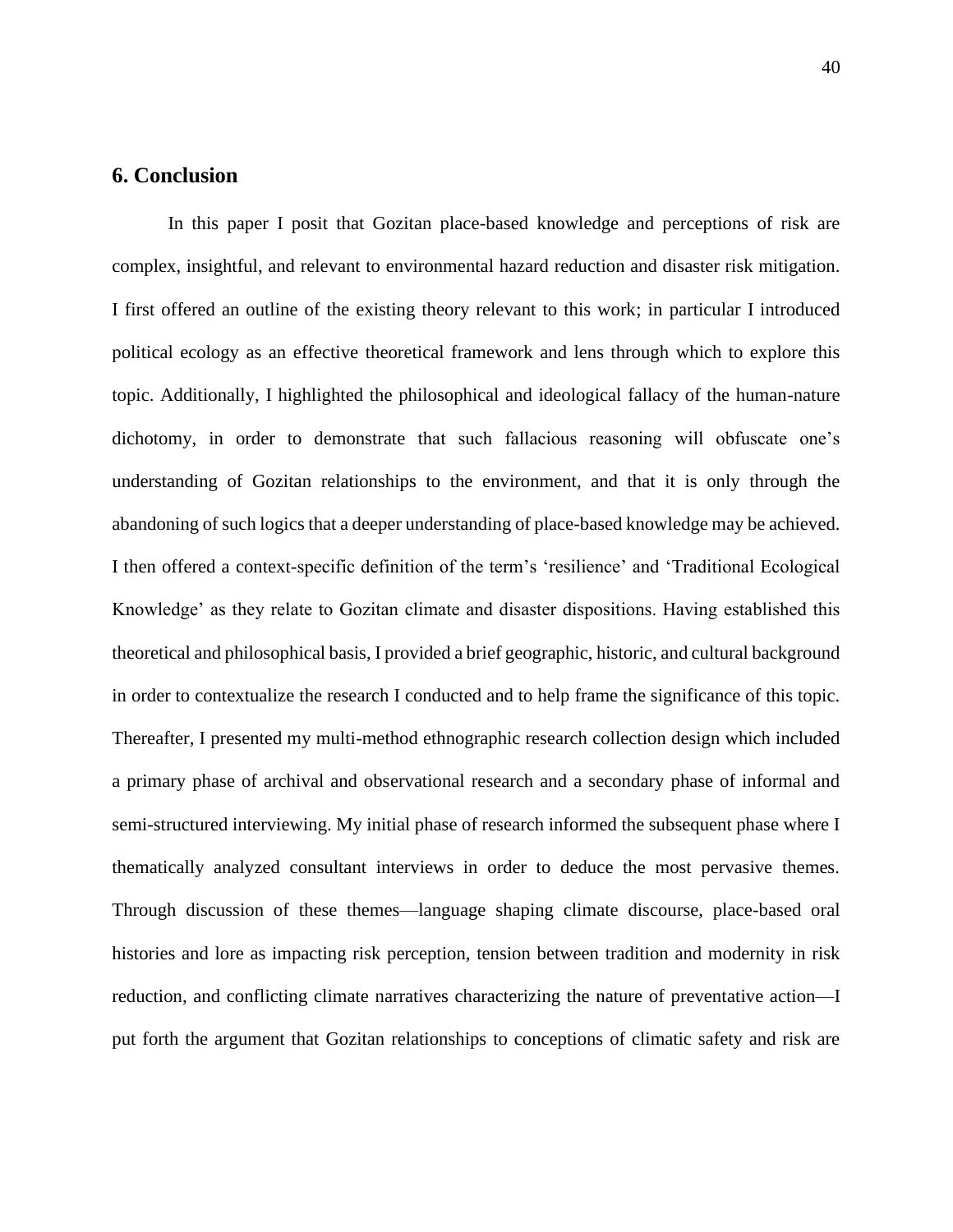## 6. Conclusion

In this paper I posit that Gozitan place-based knowledge and perceptions of risk are complex, insightful, and relevant to environmental hazard reduction and disaster risk mitigation. I first offered an outline of the existing theory relevant to this work; in particular I introduced political ecology as an effective theoretical framework and lens through which to explore this topic. Additionally, I highlighted the philosophical and ideological fallacy of the human-nature dichotomy, in order to demonstrate that such fallacious reasoning will obfuscate one's understanding of Gozitan relationships to the environment, and that it is only through the abandoning of such logics that a deeper understanding of place-based knowledge may be achieved. I then offered a context-specific definition of the term's 'resilience' and 'Traditional Ecological Knowledge' as they relate to Gozitan climate and disaster dispositions. Having established this theoretical and philosophical basis, I provided a brief geographic, historic, and cultural background in order to contextualize the research I conducted and to help frame the significance of this topic. Thereafter, I presented my multi-method ethnographic research collection design which included a primary phase of archival and observational research and a secondary phase of informal and semi-structured interviewing. My initial phase of research informed the subsequent phase where I thematically analyzed consultant interviews in order to deduce the most pervasive themes. Through discussion of these themes—language shaping climate discourse, place-based oral histories and lore as impacting risk perception, tension between tradition and modernity in risk reduction, and conflicting climate narratives characterizing the nature of preventative action—I put forth the argument that Gozitan relationships to conceptions of climatic safety and risk are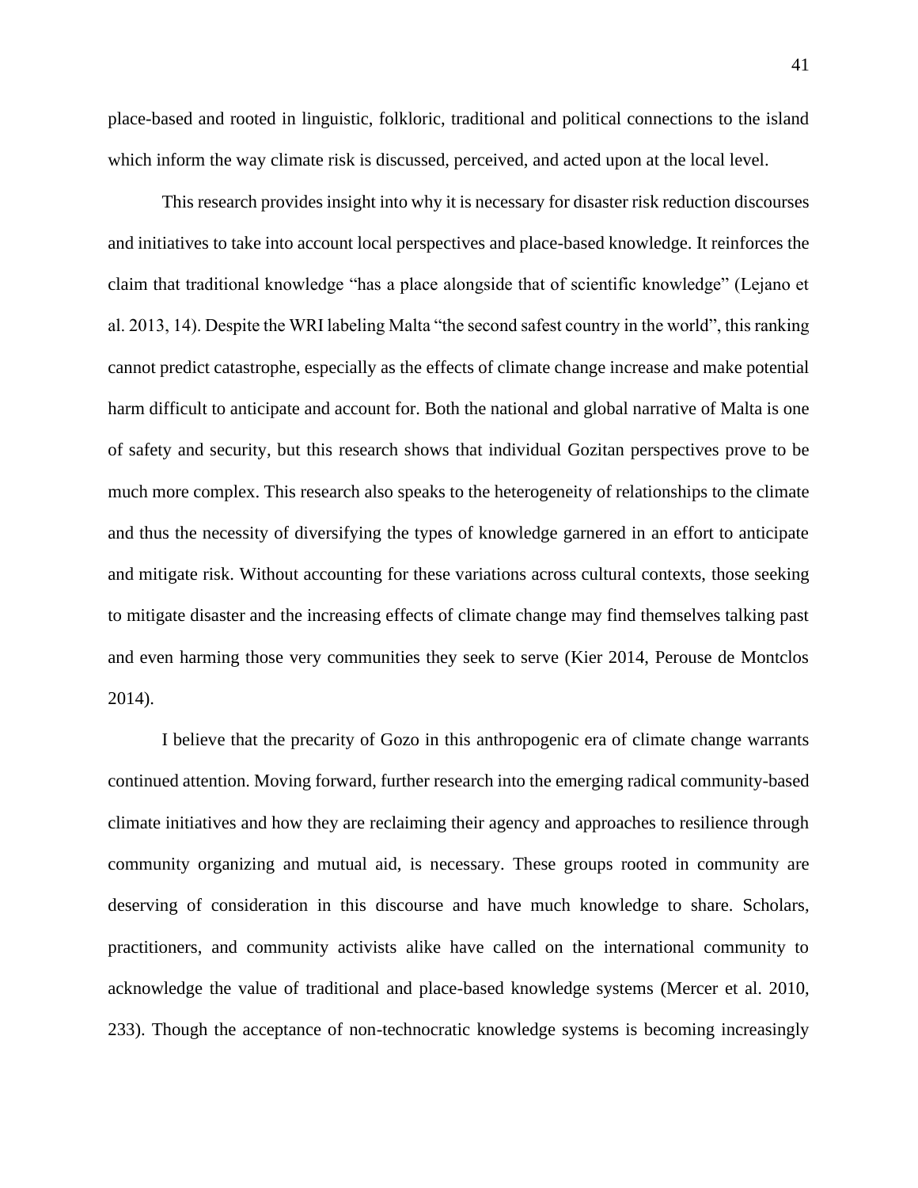place-based and rooted in linguistic, folkloric, traditional and political connections to the island which inform the way climate risk is discussed, perceived, and acted upon at the local level.

This research provides insight into why it is necessary for disaster risk reduction discourses and initiatives to take into account local perspectives and place-based knowledge. It reinforces the claim that traditional knowledge "has a place alongside that of scientific knowledge" (Lejano et al. 2013, 14). Despite the WRI labeling Malta "the second safest country in the world", this ranking cannot predict catastrophe, especially as the effects of climate change increase and make potential harm difficult to anticipate and account for. Both the national and global narrative of Malta is one of safety and security, but this research shows that individual Gozitan perspectives prove to be much more complex. This research also speaks to the heterogeneity of relationships to the climate and thus the necessity of diversifying the types of knowledge garnered in an effort to anticipate and mitigate risk. Without accounting for these variations across cultural contexts, those seeking to mitigate disaster and the increasing effects of climate change may find themselves talking past and even harming those very communities they seek to serve (Kier 2014, Perouse de Montclos 2014).

I believe that the precarity of Gozo in this anthropogenic era of climate change warrants continued attention. Moving forward, further research into the emerging radical community-based climate initiatives and how they are reclaiming their agency and approaches to resilience through community organizing and mutual aid, is necessary. These groups rooted in community are deserving of consideration in this discourse and have much knowledge to share. Scholars, practitioners, and community activists alike have called on the international community to acknowledge the value of traditional and place-based knowledge systems (Mercer et al. 2010, 233). Though the acceptance of non-technocratic knowledge systems is becoming increasingly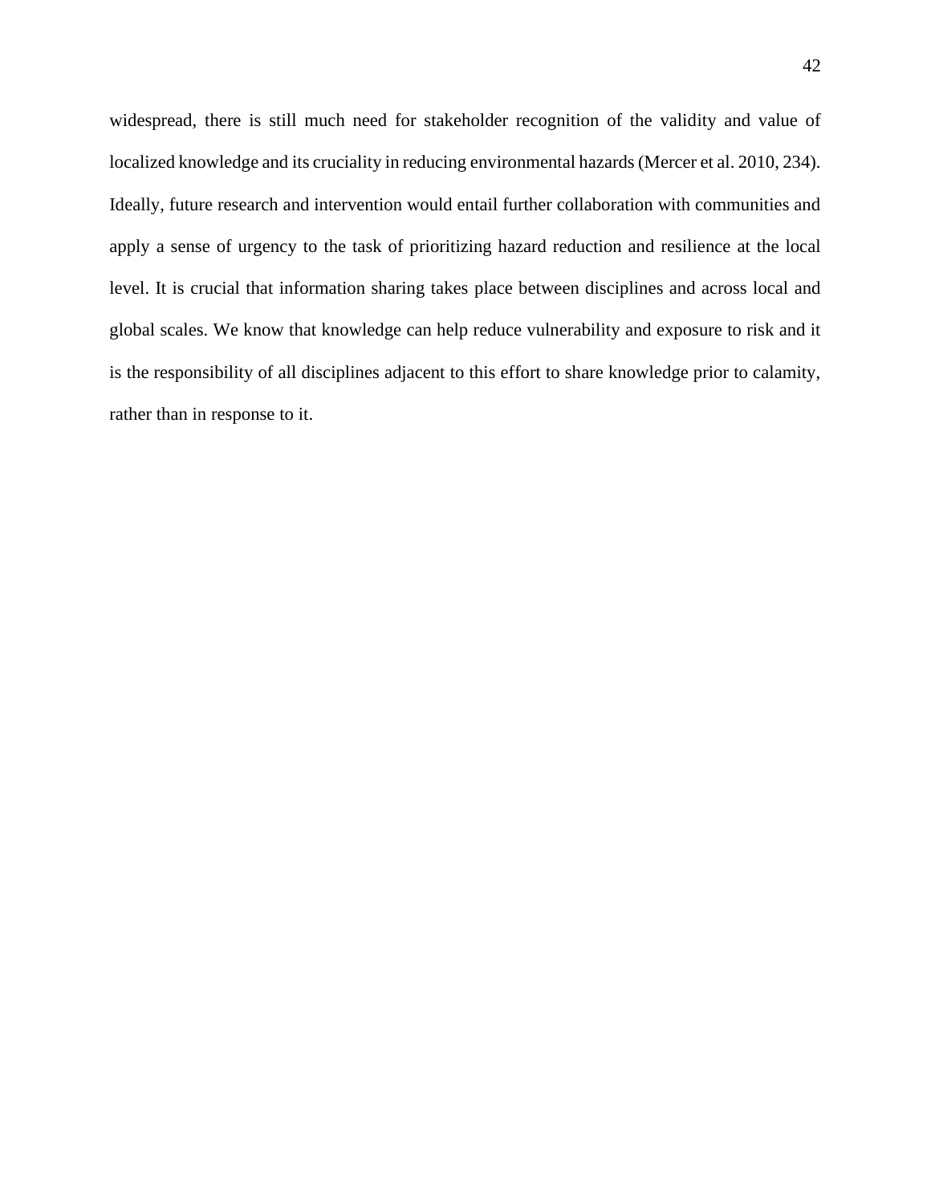widespread, there is still much need for stakeholder recognition of the validity and value of localized knowledge and its cruciality in reducing environmental hazards (Mercer et al. 2010, 234). Ideally, future research and intervention would entail further collaboration with communities and apply a sense of urgency to the task of prioritizing hazard reduction and resilience at the local level. It is crucial that information sharing takes place between disciplines and across local and global scales. We know that knowledge can help reduce vulnerability and exposure to risk and it is the responsibility of all disciplines adjacent to this effort to share knowledge prior to calamity, rather than in response to it.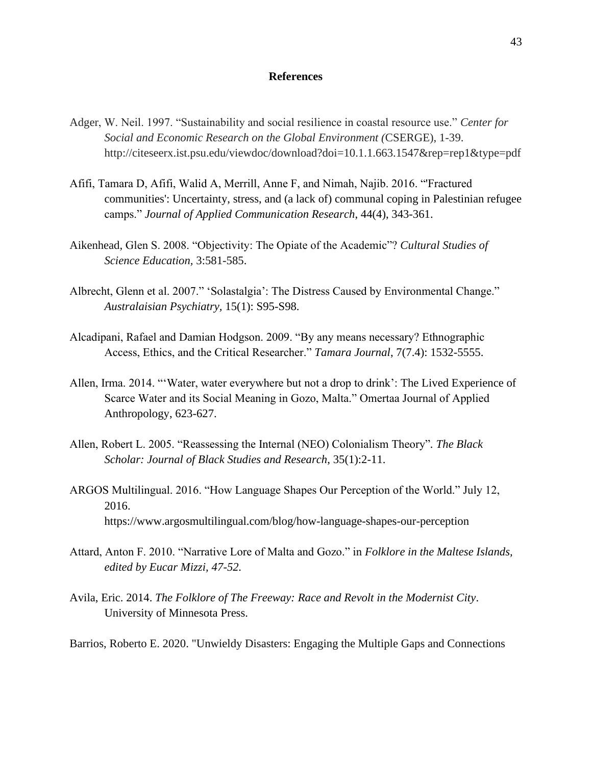**References**

Adger, W. Neil. 1997. "Sustainability and social resilience in coastal resource use." *Center for Social and Economic Research on the Global Environment (*CSERGE), 1-39. http://citeseerx.ist.psu.edu/viewdoc/download?doi=10.1.1.663.1547&rep=rep1&type=pdf

Afifi, Tamara D, Afifi, Walid A, Merrill, Anne F, and Nimah, Najib. 2016. "'Fractured communities': Uncertainty, stress, and (a lack of) communal coping in Palestinian refugee camps." *Journal of Applied Communication Research*, 44(4), 343-361.

Aikenhead, Glen S. 2008. "Objectivity: The Opiate of the Academic"? *Cultural Studies of Science Education,* 3:581-585.

Albrecht, Glenn et al. 2007." 'Solastalgia': The Distress Caused by Environmental Change." *Australaisian Psychiatry,* 15(1): S95-S98.

Alcadipani, Rafael and Damian Hodgson. 2009. "By any means necessary? Ethnographic Access, Ethics, and the Critical Researcher." *Tamara Journal*, 7(7.4): 1532-5555.

Allen, Irma. 2014. "'Water, water everywhere but not a drop to drink': The Lived Experience of Scarce Water and its Social Meaning in Gozo, Malta." Omertaa Journal of Applied Anthropology, 623-627.

Allen, Robert L. 2005. "Reassessing the Internal (NEO) Colonialism Theory". *The Black Scholar: Journal of Black Studies and Research*, 35(1):2-11.

ARGOS Multilingual. 2016. "How Language Shapes Our Perception of the World." July 12, 2016. https://www.argosmultilingual.com/blog/how-language-shapes-our-perception

Attard, Anton F. 2010. "Narrative Lore of Malta and Gozo." in *Folklore in the Maltese Islands, edited by Eucar Mizzi, 47-52.*

Avila, Eric. 2014. *The Folklore of The Freeway: Race and Revolt in the Modernist City*. University of Minnesota Press.

Barrios, Roberto E. 2020. "Unwieldy Disasters: Engaging the Multiple Gaps and Connections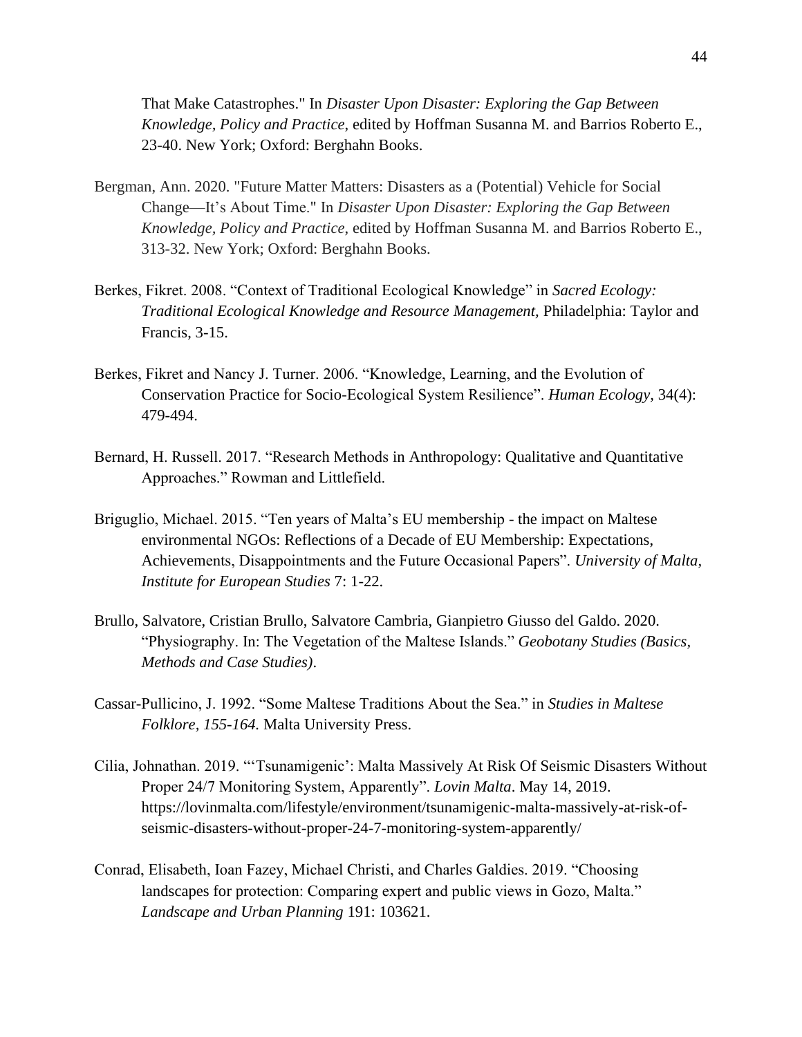That Make Catastrophes." In *Disaster Upon Disaster: Exploring the Gap Between Knowledge, Policy and Practice,* edited by Hoffman Susanna M. and Barrios Roberto E., 23-40. New York; Oxford: Berghahn Books.

Bergman, Ann. 2020. "Future Matter Matters: Disasters as a (Potential) Vehicle for Social Change—It's About Time." In *Disaster Upon Disaster: Exploring the Gap Between Knowledge, Policy and Practice*, edited by Hoffman Susanna M. and Barrios Roberto E., 313-32. New York; Oxford: Berghahn Books.

Berkes, Fikret. 2008. "Context of Traditional Ecological Knowledge" in *Sacred Ecology: Traditional Ecological Knowledge and Resource Management,* Philadelphia: Taylor and Francis, 3-15.

Berkes, Fikret and Nancy J. Turner. 2006. "Knowledge, Learning, and the Evolution of Conservation Practice for Socio-Ecological System Resilience". *Human Ecology,* 34(4): 479-494.

Bernard, H. Russell. 2017. "Research Methods in Anthropology: Qualitative and Quantitative Approaches." Rowman and Littlefield.

Briguglio, Michael. 2015. "Ten years of Malta's EU membership - the impact on Maltese environmental NGOs: Reflections of a Decade of EU Membership: Expectations, Achievements, Disappointments and the Future Occasional Papers". *University of Malta, Institute for European Studies* 7: 1-22.

Brullo, Salvatore, Cristian Brullo, Salvatore Cambria, Gianpietro Giusso del Galdo. 2020. "Physiography. In: The Vegetation of the Maltese Islands." *Geobotany Studies (Basics, Methods and Case Studies)*.

Cassar-Pullicino, J. 1992. "Some Maltese Traditions About the Sea." in *Studies in Maltese Folklore, 155-164.* Malta University Press.

Cilia, Johnathan. 2019. "'Tsunamigenic': Malta Massively At Risk Of Seismic Disasters Without Proper 24/7 Monitoring System, Apparently". *Lovin Malta*. May 14, 2019. https://lovinmalta.com/lifestyle/environment/tsunamigenic-malta-massively-at-risk-of-seismic-disasters-without-proper-24-7-monitoring-system-apparently/

Conrad, Elisabeth, Ioan Fazey, Michael Christi, and Charles Galdies. 2019. "Choosing landscapes for protection: Comparing expert and public views in Gozo, Malta." *Landscape and Urban Planning* 191: 103621.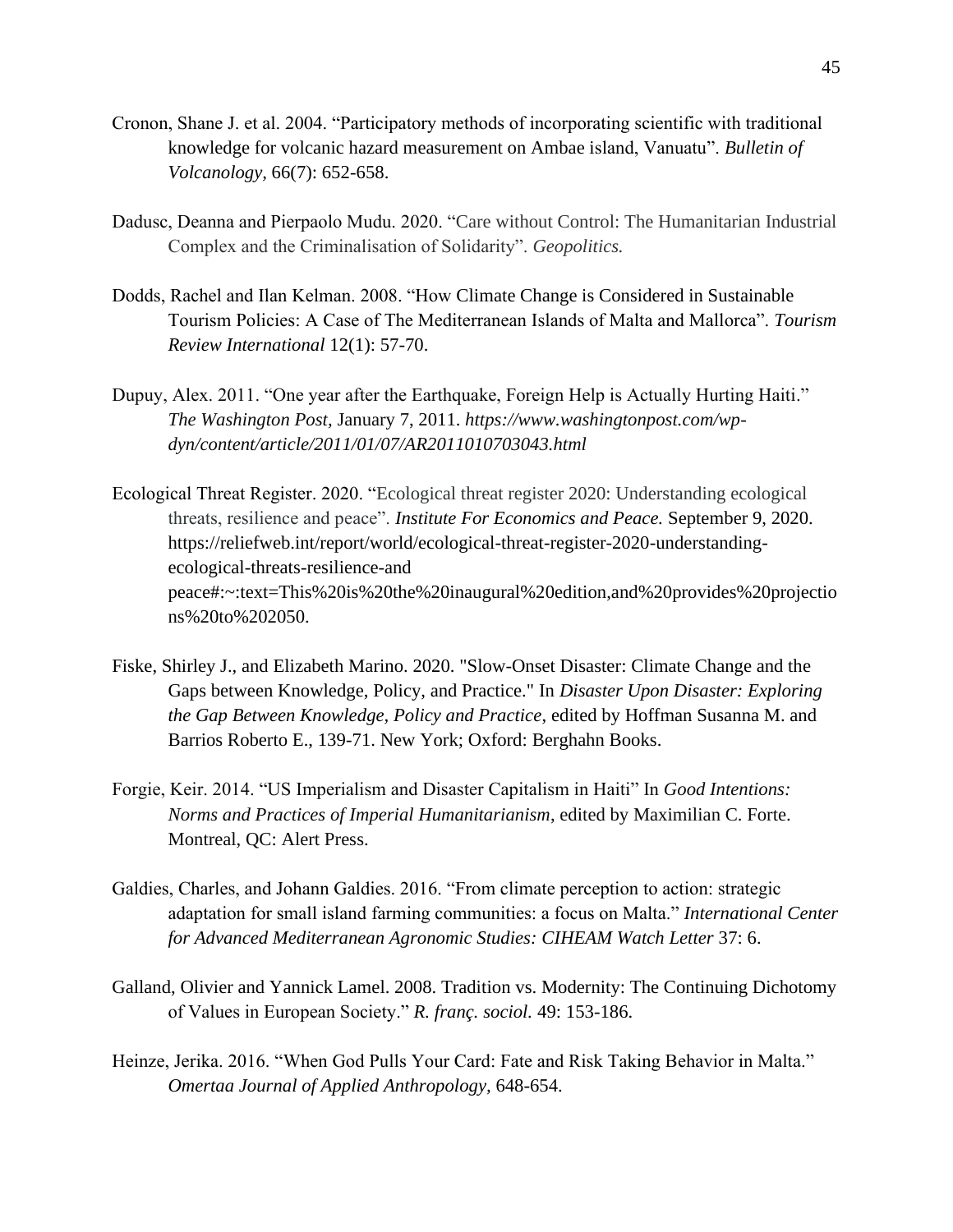Cronon, Shane J. et al. 2004. "Participatory methods of incorporating scientific with traditional knowledge for volcanic hazard measurement on Ambae island, Vanuatu". *Bulletin of Volcanology*, 66(7): 652-658.

Dadusc, Deanna and Pierpaolo Mudu. 2020. "Care without Control: The Humanitarian Industrial Complex and the Criminalisation of Solidarity". *Geopolitics.*

Dodds, Rachel and Ilan Kelman. 2008. "How Climate Change is Considered in Sustainable Tourism Policies: A Case of The Mediterranean Islands of Malta and Mallorca". *Tourism Review International* 12(1): 57-70.

Dupuy, Alex. 2011. "One year after the Earthquake, Foreign Help is Actually Hurting Haiti." *The Washington Post,* January 7, 2011. *https://www.washingtonpost.com/wp-dyn/content/article/2011/01/07/AR2011010703043.html*

Ecological Threat Register. 2020. "Ecological threat register 2020: Understanding ecological threats, resilience and peace". *Institute For Economics and Peace.* September 9, 2020. https://reliefweb.int/report/world/ecological-threat-register-2020-understanding-ecological-threats-resilience-and peace#:~:text=This%20is%20the%20inaugural%20edition,and%20provides%20projections%20to%202050.

Fiske, Shirley J., and Elizabeth Marino. 2020. "Slow-Onset Disaster: Climate Change and the Gaps between Knowledge, Policy, and Practice." In *Disaster Upon Disaster: Exploring the Gap Between Knowledge, Policy and Practice*, edited by Hoffman Susanna M. and Barrios Roberto E., 139-71. New York; Oxford: Berghahn Books.

Forgie, Keir. 2014. "US Imperialism and Disaster Capitalism in Haiti" In *Good Intentions: Norms and Practices of Imperial Humanitarianism*, edited by Maximilian C. Forte. Montreal, QC: Alert Press.

Galdies, Charles, and Johann Galdies. 2016. "From climate perception to action: strategic adaptation for small island farming communities: a focus on Malta." *International Center for Advanced Mediterranean Agronomic Studies: CIHEAM Watch Letter* 37: 6.

Galland, Olivier and Yannick Lamel. 2008. Tradition vs. Modernity: The Continuing Dichotomy of Values in European Society." *R. franç. sociol.* 49: 153-186.

Heinze, Jerika. 2016. "When God Pulls Your Card: Fate and Risk Taking Behavior in Malta." *Omertaa Journal of Applied Anthropology,* 648-654.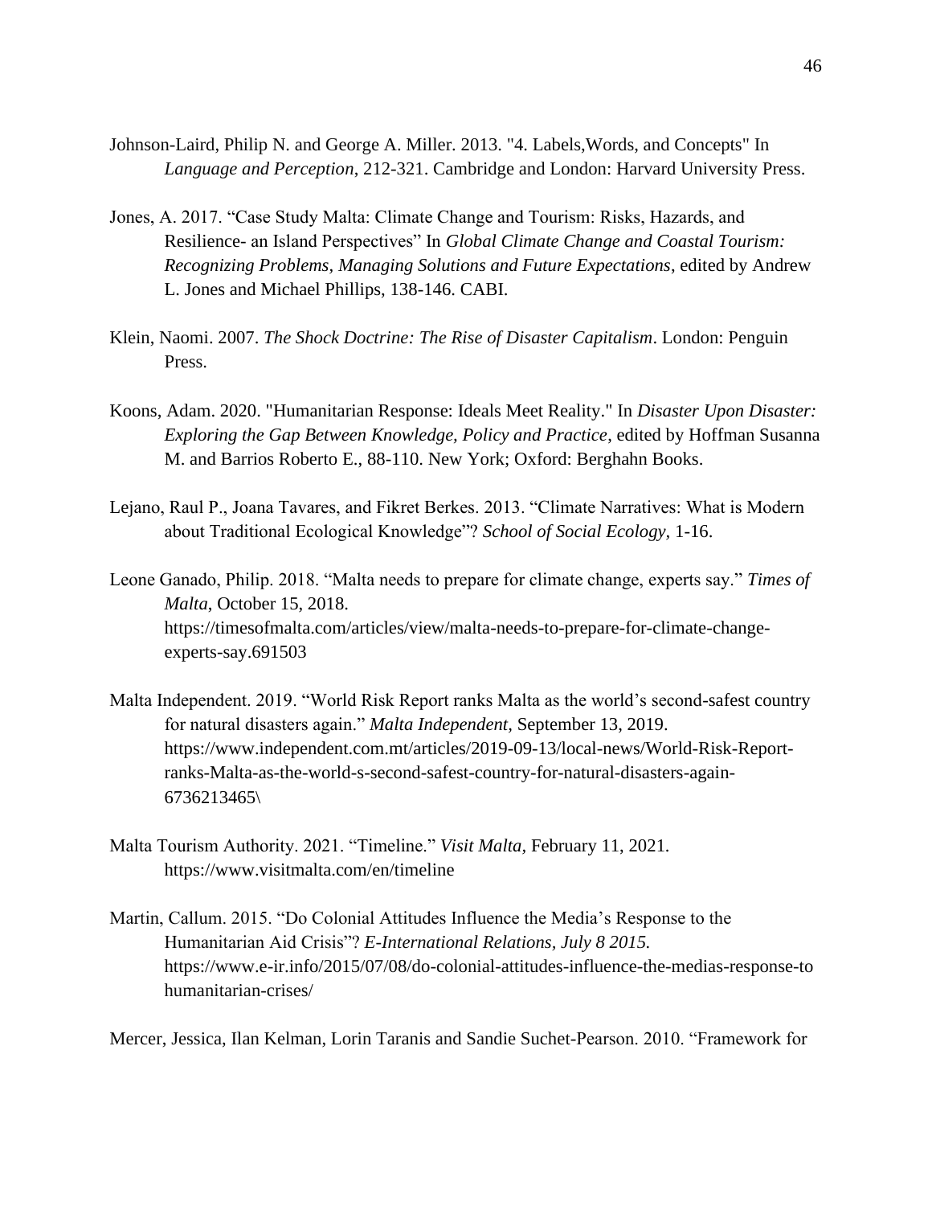Johnson-Laird, Philip N. and George A. Miller. 2013. "4. Labels,Words, and Concepts" In *Language and Perception*, 212-321. Cambridge and London: Harvard University Press.

Jones, A. 2017. "Case Study Malta: Climate Change and Tourism: Risks, Hazards, and Resilience- an Island Perspectives" In *Global Climate Change and Coastal Tourism: Recognizing Problems, Managing Solutions and Future Expectations*, edited by Andrew L. Jones and Michael Phillips, 138-146. CABI.

Klein, Naomi. 2007. *The Shock Doctrine: The Rise of Disaster Capitalism*. London: Penguin Press.

Koons, Adam. 2020. "Humanitarian Response: Ideals Meet Reality." In *Disaster Upon Disaster: Exploring the Gap Between Knowledge, Policy and Practice*, edited by Hoffman Susanna M. and Barrios Roberto E., 88-110. New York; Oxford: Berghahn Books.

Lejano, Raul P., Joana Tavares, and Fikret Berkes. 2013. "Climate Narratives: What is Modern about Traditional Ecological Knowledge"? *School of Social Ecology,* 1-16.

Leone Ganado, Philip. 2018. "Malta needs to prepare for climate change, experts say." *Times of Malta*, October 15, 2018. https://timesofmalta.com/articles/view/malta-needs-to-prepare-for-climate-change-experts-say.691503

Malta Independent. 2019. "World Risk Report ranks Malta as the world's second-safest country for natural disasters again." *Malta Independent,* September 13, 2019. https://www.independent.com.mt/articles/2019-09-13/local-news/World-Risk-Report-ranks-Malta-as-the-world-s-second-safest-country-for-natural-disasters-again-6736213465\

Malta Tourism Authority. 2021. "Timeline." *Visit Malta,* February 11, 2021. https://www.visitmalta.com/en/timeline

Martin, Callum. 2015. "Do Colonial Attitudes Influence the Media's Response to the Humanitarian Aid Crisis"? *E-International Relations, July 8 2015.* https://www.e-ir.info/2015/07/08/do-colonial-attitudes-influence-the-medias-response-to humanitarian-crises/

Mercer, Jessica, Ilan Kelman, Lorin Taranis and Sandie Suchet-Pearson. 2010. "Framework for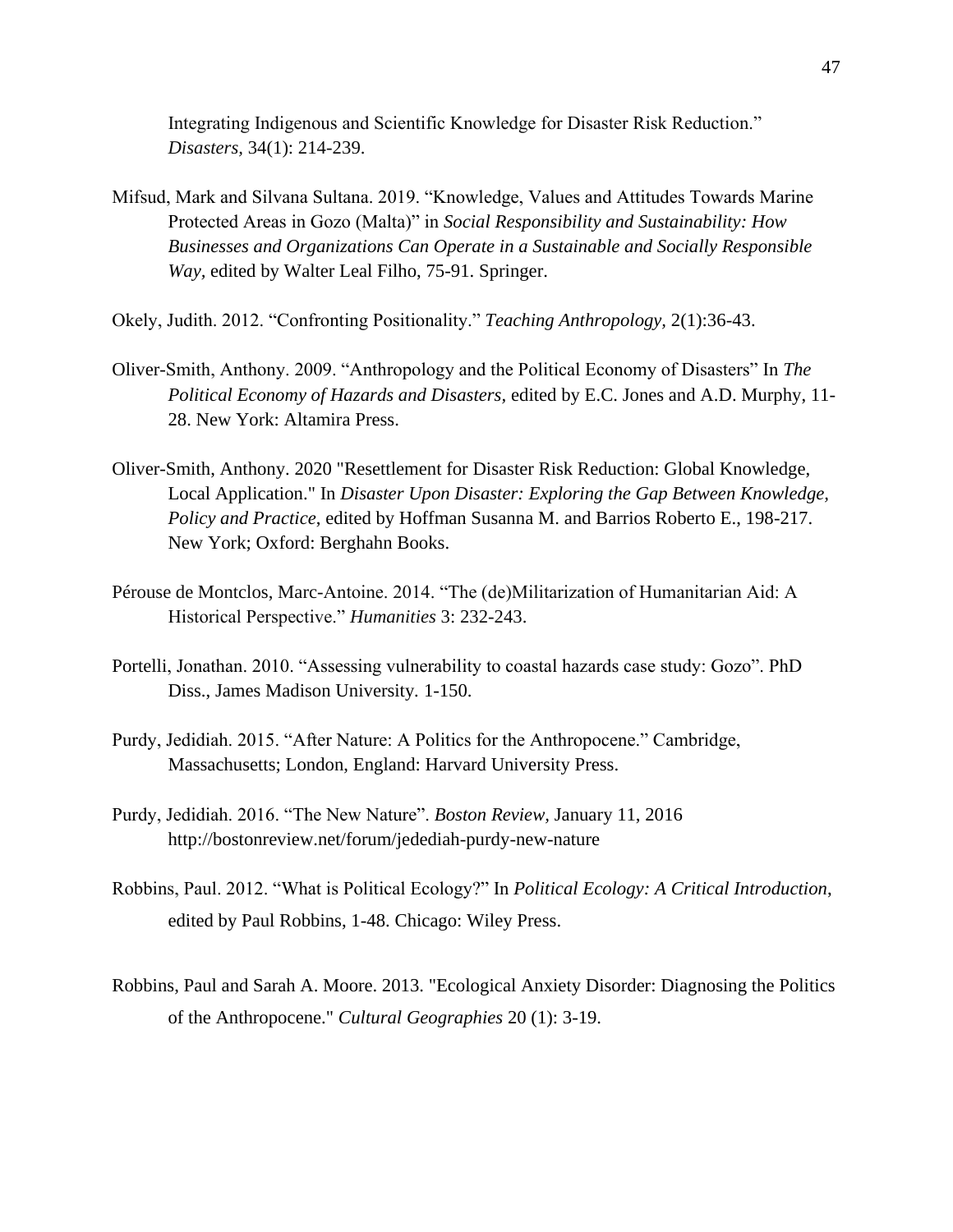Integrating Indigenous and Scientific Knowledge for Disaster Risk Reduction." *Disasters,* 34(1): 214-239.

Mifsud, Mark and Silvana Sultana. 2019. "Knowledge, Values and Attitudes Towards Marine Protected Areas in Gozo (Malta)" in *Social Responsibility and Sustainability: How Businesses and Organizations Can Operate in a Sustainable and Socially Responsible Way,* edited by Walter Leal Filho, 75-91. Springer.

Okely, Judith. 2012. "Confronting Positionality." *Teaching Anthropology,* 2(1):36-43.

Oliver-Smith, Anthony. 2009. "Anthropology and the Political Economy of Disasters" In *The Political Economy of Hazards and Disasters,* edited by E.C. Jones and A.D. Murphy, 11-28. New York: Altamira Press.

Oliver-Smith, Anthony. 2020 "Resettlement for Disaster Risk Reduction: Global Knowledge, Local Application." In *Disaster Upon Disaster: Exploring the Gap Between Knowledge, Policy and Practice*, edited by Hoffman Susanna M. and Barrios Roberto E., 198-217. New York; Oxford: Berghahn Books.

Pérouse de Montclos, Marc-Antoine. 2014. "The (de)Militarization of Humanitarian Aid: A Historical Perspective." *Humanities* 3: 232-243.

Portelli, Jonathan. 2010. "Assessing vulnerability to coastal hazards case study: Gozo". PhD Diss., James Madison University. 1-150.

Purdy, Jedidiah. 2015. "After Nature: A Politics for the Anthropocene." Cambridge, Massachusetts; London, England: Harvard University Press.

Purdy, Jedidiah. 2016. "The New Nature". *Boston Review,* January 11, 2016 http://bostonreview.net/forum/jedediah-purdy-new-nature

Robbins, Paul. 2012. "What is Political Ecology?" In *Political Ecology: A Critical Introduction*, edited by Paul Robbins, 1-48. Chicago: Wiley Press.

Robbins, Paul and Sarah A. Moore. 2013. "Ecological Anxiety Disorder: Diagnosing the Politics of the Anthropocene." *Cultural Geographies* 20 (1): 3-19.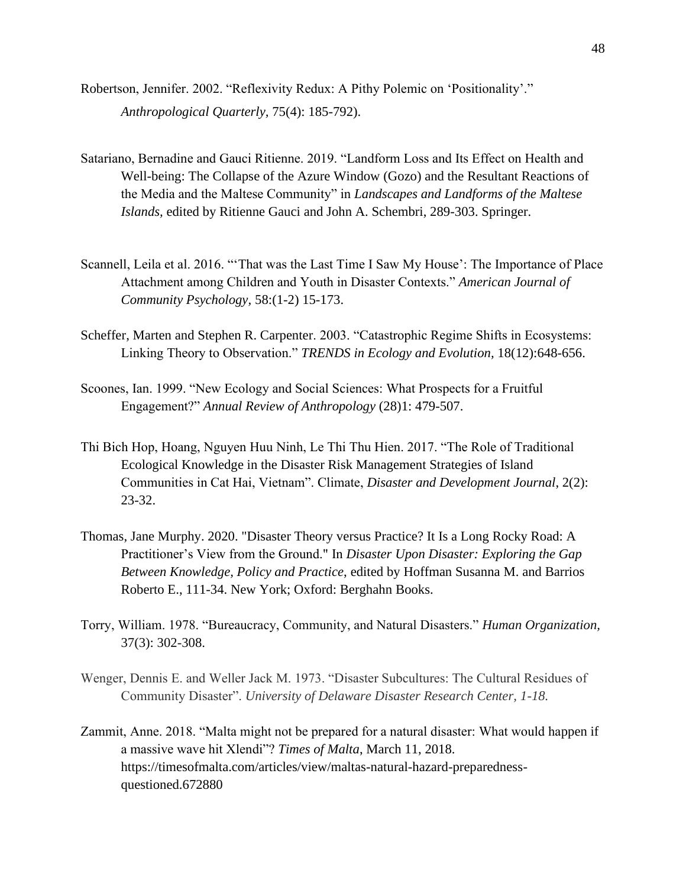Robertson, Jennifer. 2002. "Reflexivity Redux: A Pithy Polemic on 'Positionality'." *Anthropological Quarterly*, 75(4): 185-792).

Satariano, Bernadine and Gauci Ritienne. 2019. "Landform Loss and Its Effect on Health and Well-being: The Collapse of the Azure Window (Gozo) and the Resultant Reactions of the Media and the Maltese Community" in *Landscapes and Landforms of the Maltese Islands,* edited by Ritienne Gauci and John A. Schembri, 289-303. Springer.

Scannell, Leila et al. 2016. "'That was the Last Time I Saw My House': The Importance of Place Attachment among Children and Youth in Disaster Contexts." *American Journal of Community Psychology*, 58:(1-2) 15-173.

Scheffer, Marten and Stephen R. Carpenter. 2003. "Catastrophic Regime Shifts in Ecosystems: Linking Theory to Observation." *TRENDS in Ecology and Evolution,* 18(12):648-656.

Scoones, Ian. 1999. "New Ecology and Social Sciences: What Prospects for a Fruitful Engagement?" *Annual Review of Anthropology* (28)1: 479-507.

Thi Bich Hop, Hoang, Nguyen Huu Ninh, Le Thi Thu Hien. 2017. "The Role of Traditional Ecological Knowledge in the Disaster Risk Management Strategies of Island Communities in Cat Hai, Vietnam". Climate, *Disaster and Development Journal*, 2(2): 23-32.

Thomas, Jane Murphy. 2020. "Disaster Theory versus Practice? It Is a Long Rocky Road: A Practitioner's View from the Ground." In *Disaster Upon Disaster: Exploring the Gap Between Knowledge, Policy and Practice,* edited by Hoffman Susanna M. and Barrios Roberto E., 111-34. New York; Oxford: Berghahn Books.

Torry, William. 1978. "Bureaucracy, Community, and Natural Disasters." *Human Organization,* 37(3): 302-308.

Wenger, Dennis E. and Weller Jack M. 1973. "Disaster Subcultures: The Cultural Residues of Community Disaster". *University of Delaware Disaster Research Center, 1-18.*

Zammit, Anne. 2018. "Malta might not be prepared for a natural disaster: What would happen if a massive wave hit Xlendi"? *Times of Malta*, March 11, 2018. https://timesofmalta.com/articles/view/maltas-natural-hazard-preparedness-questioned.672880